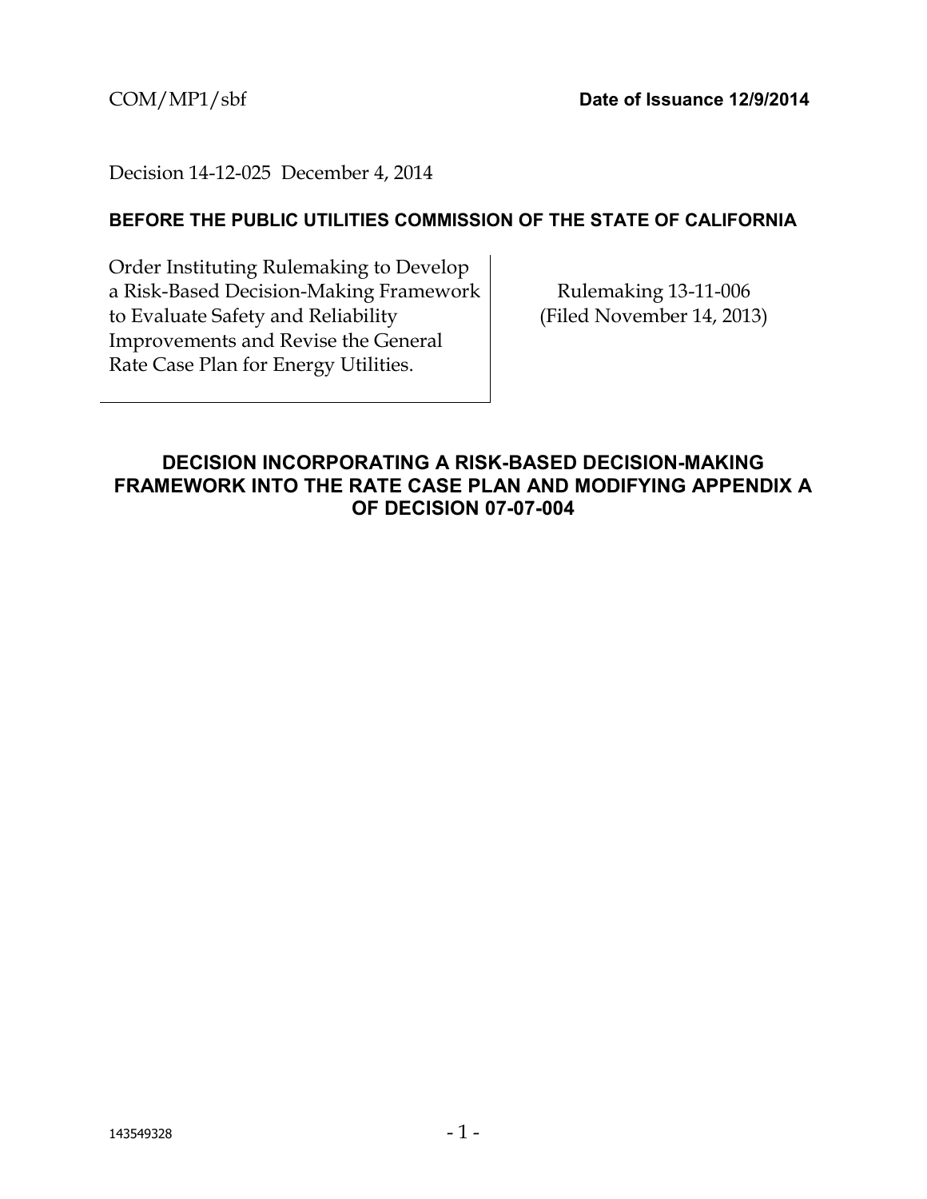COM/MP1/sbf **Date of Issuance 12/9/2014**

Decision 14-12-025 December 4, 2014

**BEFORE THE PUBLIC UTILITIES COMMISSION OF THE STATE OF CALIFORNIA**

| Order Instituting Rulemaking to Develop a Risk-Based Decision-Making Framework to Evaluate Safety and Reliability Improvements and Revise the General Rate Case Plan for Energy Utilities. | Rulemaking 13-11-006 (Filed November 14, 2013) |
|---|---|

## DECISION INCORPORATING A RISK-BASED DECISION-MAKING FRAMEWORK INTO THE RATE CASE PLAN AND MODIFYING APPENDIX A OF DECISION 07-07-004

143549328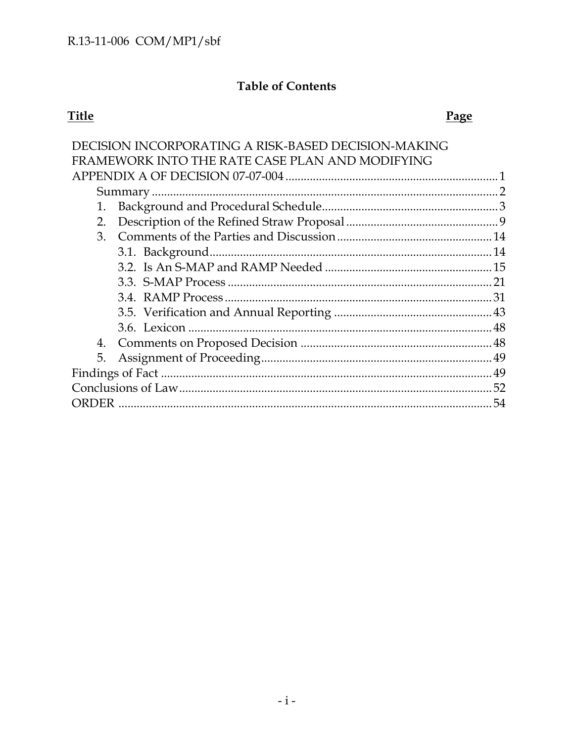## Table of Contents

| Title | Page |
| --- | --- |
| DECISION INCORPORATING A RISK-BASED DECISION-MAKING FRAMEWORK INTO THE RATE CASE PLAN AND MODIFYING APPENDIX A OF DECISION 07-07-004 | 1 |
| Summary | 2 |
| 1. Background and Procedural Schedule | 3 |
| 2. Description of the Refined Straw Proposal | 9 |
| 3. Comments of the Parties and Discussion | 14 |
| 3.1. Background | 14 |
| 3.2. Is An S-MAP and RAMP Needed | 15 |
| 3.3. S-MAP Process | 21 |
| 3.4. RAMP Process | 31 |
| 3.5. Verification and Annual Reporting | 43 |
| 3.6. Lexicon | 48 |
| 4. Comments on Proposed Decision | 48 |
| 5. Assignment of Proceeding | 49 |
| Findings of Fact | 49 |
| Conclusions of Law | 52 |
| ORDER | 54 |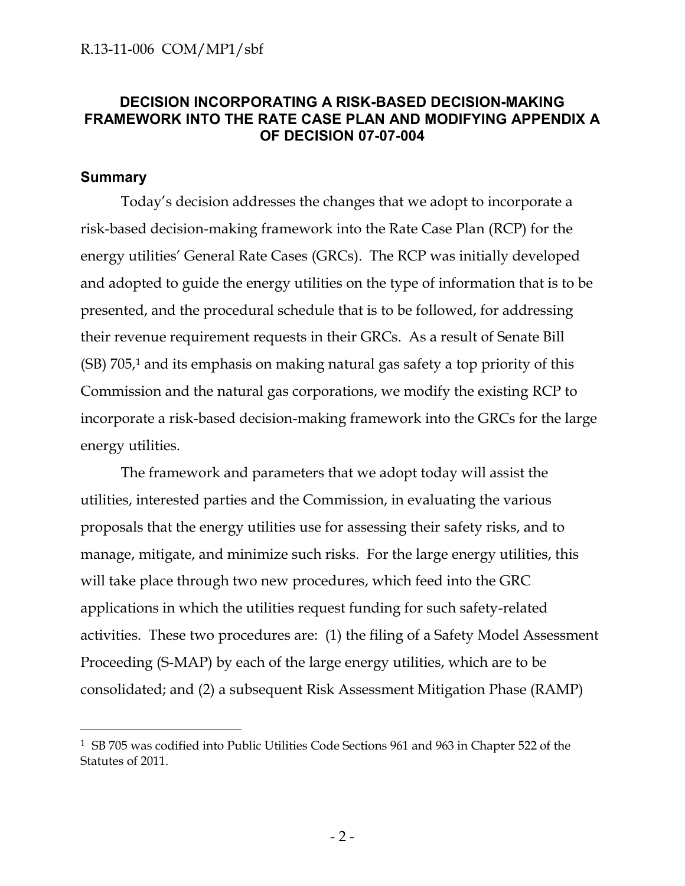# DECISION INCORPORATING A RISK-BASED DECISION-MAKING FRAMEWORK INTO THE RATE CASE PLAN AND MODIFYING APPENDIX A OF DECISION 07-07-004

## Summary

Today's decision addresses the changes that we adopt to incorporate a risk-based decision-making framework into the Rate Case Plan (RCP) for the energy utilities' General Rate Cases (GRCs). The RCP was initially developed and adopted to guide the energy utilities on the type of information that is to be presented, and the procedural schedule that is to be followed, for addressing their revenue requirement requests in their GRCs. As a result of Senate Bill (SB) 705,[1] and its emphasis on making natural gas safety a top priority of this Commission and the natural gas corporations, we modify the existing RCP to incorporate a risk-based decision-making framework into the GRCs for the large energy utilities.

The framework and parameters that we adopt today will assist the utilities, interested parties and the Commission, in evaluating the various proposals that the energy utilities use for assessing their safety risks, and to manage, mitigate, and minimize such risks. For the large energy utilities, this will take place through two new procedures, which feed into the GRC applications in which the utilities request funding for such safety-related activities. These two procedures are: (1) the filing of a Safety Model Assessment Proceeding (S-MAP) by each of the large energy utilities, which are to be consolidated; and (2) a subsequent Risk Assessment Mitigation Phase (RAMP)

[1] SB 705 was codified into Public Utilities Code Sections 961 and 963 in Chapter 522 of the Statutes of 2011.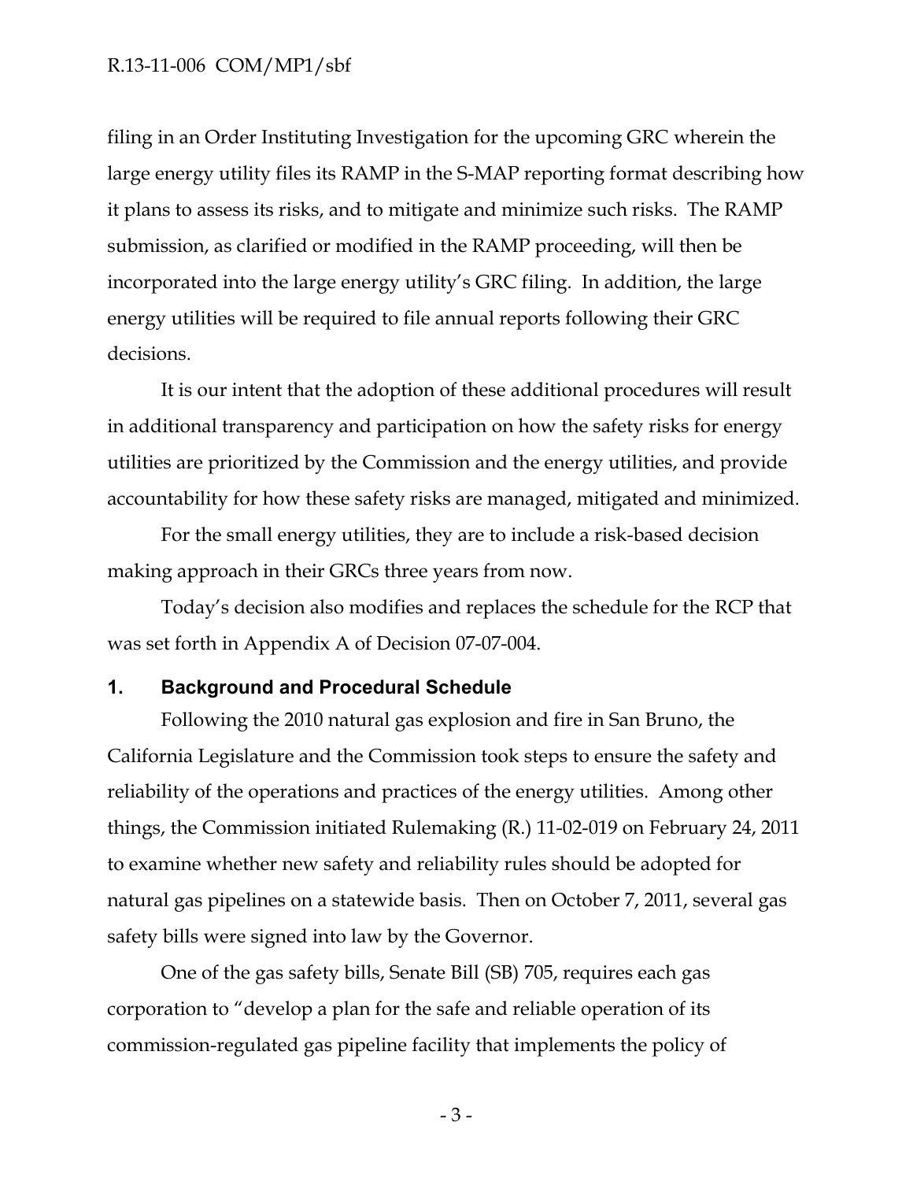filing in an Order Instituting Investigation for the upcoming GRC wherein the large energy utility files its RAMP in the S-MAP reporting format describing how it plans to assess its risks, and to mitigate and minimize such risks. The RAMP submission, as clarified or modified in the RAMP proceeding, will then be incorporated into the large energy utility's GRC filing. In addition, the large energy utilities will be required to file annual reports following their GRC decisions.

It is our intent that the adoption of these additional procedures will result in additional transparency and participation on how the safety risks for energy utilities are prioritized by the Commission and the energy utilities, and provide accountability for how these safety risks are managed, mitigated and minimized.

For the small energy utilities, they are to include a risk-based decision making approach in their GRCs three years from now.

Today's decision also modifies and replaces the schedule for the RCP that was set forth in Appendix A of Decision 07-07-004.

## 1. Background and Procedural Schedule

Following the 2010 natural gas explosion and fire in San Bruno, the California Legislature and the Commission took steps to ensure the safety and reliability of the operations and practices of the energy utilities. Among other things, the Commission initiated Rulemaking (R.) 11-02-019 on February 24, 2011 to examine whether new safety and reliability rules should be adopted for natural gas pipelines on a statewide basis. Then on October 7, 2011, several gas safety bills were signed into law by the Governor.

One of the gas safety bills, Senate Bill (SB) 705, requires each gas corporation to "develop a plan for the safe and reliable operation of its commission-regulated gas pipeline facility that implements the policy of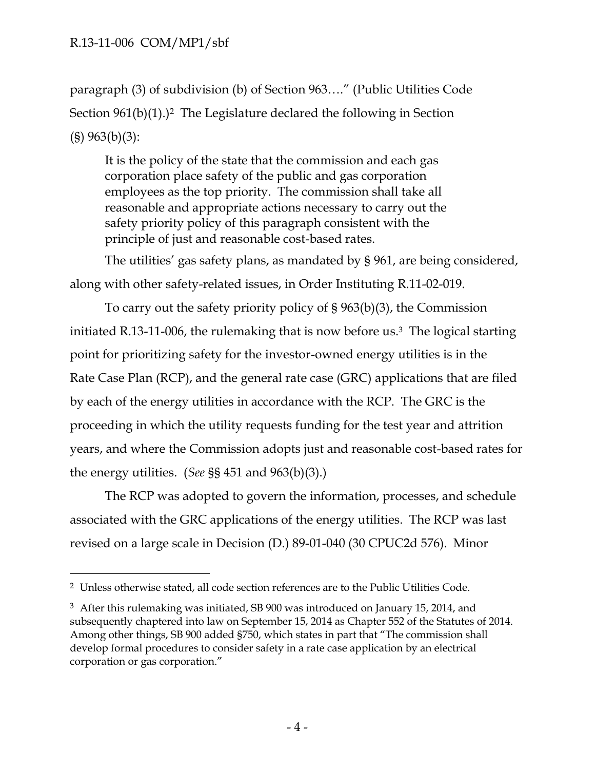paragraph (3) of subdivision (b) of Section 963…." (Public Utilities Code Section 961(b)(1).)[2] The Legislature declared the following in Section (§) 963(b)(3):

> It is the policy of the state that the commission and each gas corporation place safety of the public and gas corporation employees as the top priority. The commission shall take all reasonable and appropriate actions necessary to carry out the safety priority policy of this paragraph consistent with the principle of just and reasonable cost-based rates.

The utilities' gas safety plans, as mandated by § 961, are being considered, along with other safety-related issues, in Order Instituting R.11-02-019.

To carry out the safety priority policy of § 963(b)(3), the Commission initiated R.13-11-006, the rulemaking that is now before us.[3] The logical starting point for prioritizing safety for the investor-owned energy utilities is in the Rate Case Plan (RCP), and the general rate case (GRC) applications that are filed by each of the energy utilities in accordance with the RCP. The GRC is the proceeding in which the utility requests funding for the test year and attrition years, and where the Commission adopts just and reasonable cost-based rates for the energy utilities. (*See* §§ 451 and 963(b)(3).)

The RCP was adopted to govern the information, processes, and schedule associated with the GRC applications of the energy utilities. The RCP was last revised on a large scale in Decision (D.) 89-01-040 (30 CPUC2d 576). Minor

---

[2] Unless otherwise stated, all code section references are to the Public Utilities Code.

[3] After this rulemaking was initiated, SB 900 was introduced on January 15, 2014, and subsequently chaptered into law on September 15, 2014 as Chapter 552 of the Statutes of 2014. Among other things, SB 900 added §750, which states in part that "The commission shall develop formal procedures to consider safety in a rate case application by an electrical corporation or gas corporation."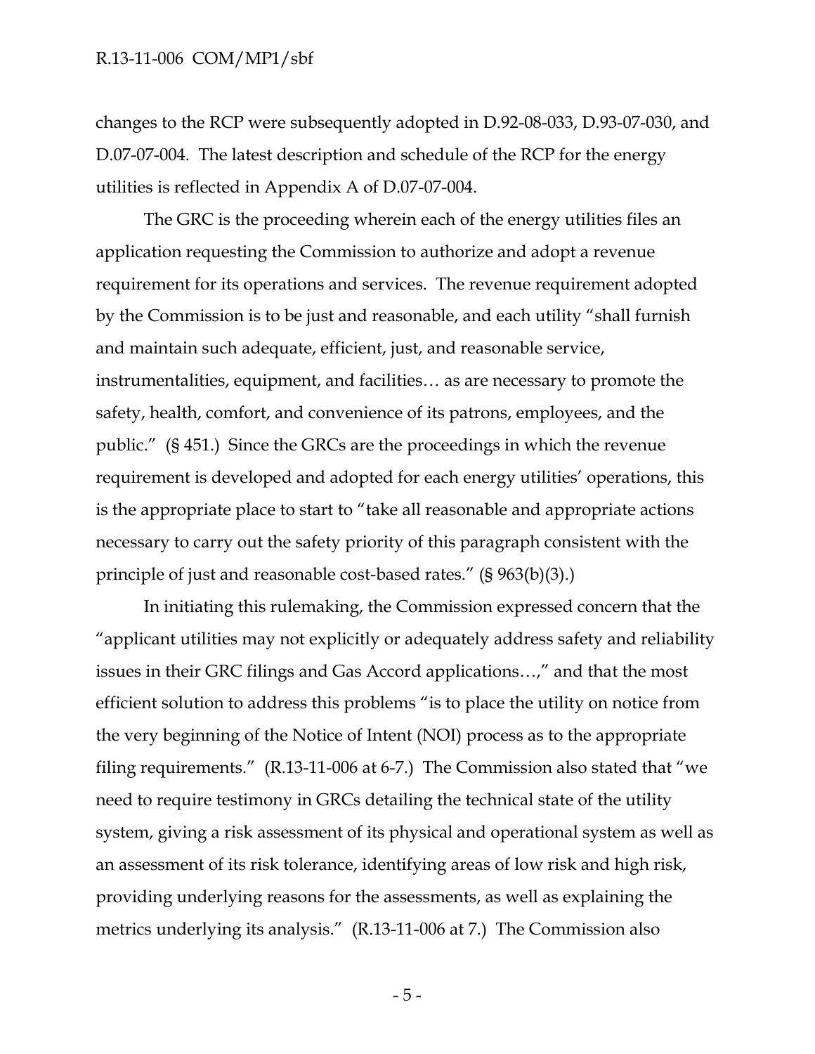changes to the RCP were subsequently adopted in D.92-08-033, D.93-07-030, and D.07-07-004. The latest description and schedule of the RCP for the energy utilities is reflected in Appendix A of D.07-07-004.

The GRC is the proceeding wherein each of the energy utilities files an application requesting the Commission to authorize and adopt a revenue requirement for its operations and services. The revenue requirement adopted by the Commission is to be just and reasonable, and each utility "shall furnish and maintain such adequate, efficient, just, and reasonable service, instrumentalities, equipment, and facilities… as are necessary to promote the safety, health, comfort, and convenience of its patrons, employees, and the public." (§ 451.) Since the GRCs are the proceedings in which the revenue requirement is developed and adopted for each energy utilities' operations, this is the appropriate place to start to "take all reasonable and appropriate actions necessary to carry out the safety priority of this paragraph consistent with the principle of just and reasonable cost-based rates." (§ 963(b)(3).)

In initiating this rulemaking, the Commission expressed concern that the "applicant utilities may not explicitly or adequately address safety and reliability issues in their GRC filings and Gas Accord applications…," and that the most efficient solution to address this problems "is to place the utility on notice from the very beginning of the Notice of Intent (NOI) process as to the appropriate filing requirements." (R.13-11-006 at 6-7.) The Commission also stated that "we need to require testimony in GRCs detailing the technical state of the utility system, giving a risk assessment of its physical and operational system as well as an assessment of its risk tolerance, identifying areas of low risk and high risk, providing underlying reasons for the assessments, as well as explaining the metrics underlying its analysis." (R.13-11-006 at 7.) The Commission also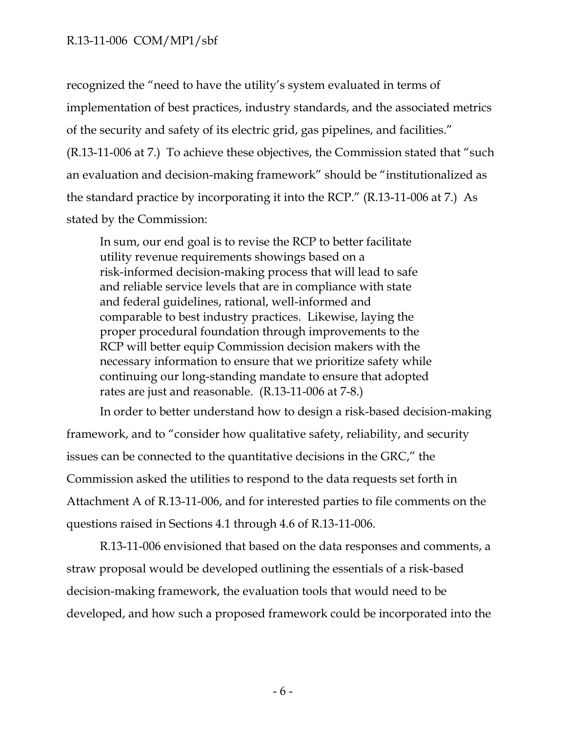recognized the "need to have the utility's system evaluated in terms of implementation of best practices, industry standards, and the associated metrics of the security and safety of its electric grid, gas pipelines, and facilities." (R.13-11-006 at 7.) To achieve these objectives, the Commission stated that "such an evaluation and decision-making framework" should be "institutionalized as the standard practice by incorporating it into the RCP." (R.13-11-006 at 7.) As stated by the Commission:

> In sum, our end goal is to revise the RCP to better facilitate utility revenue requirements showings based on a risk-informed decision-making process that will lead to safe and reliable service levels that are in compliance with state and federal guidelines, rational, well-informed and comparable to best industry practices. Likewise, laying the proper procedural foundation through improvements to the RCP will better equip Commission decision makers with the necessary information to ensure that we prioritize safety while continuing our long-standing mandate to ensure that adopted rates are just and reasonable. (R.13-11-006 at 7-8.)

In order to better understand how to design a risk-based decision-making framework, and to "consider how qualitative safety, reliability, and security issues can be connected to the quantitative decisions in the GRC," the Commission asked the utilities to respond to the data requests set forth in Attachment A of R.13-11-006, and for interested parties to file comments on the questions raised in Sections 4.1 through 4.6 of R.13-11-006.

R.13-11-006 envisioned that based on the data responses and comments, a straw proposal would be developed outlining the essentials of a risk-based decision-making framework, the evaluation tools that would need to be developed, and how such a proposed framework could be incorporated into the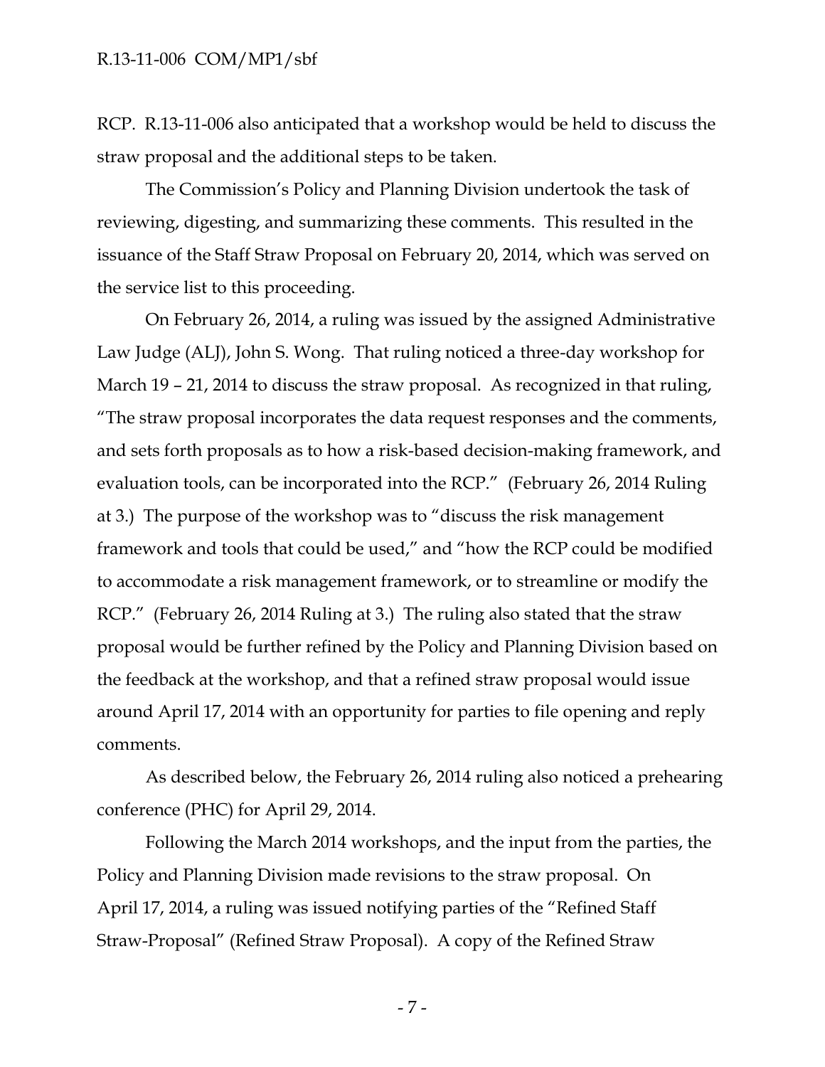RCP. R.13-11-006 also anticipated that a workshop would be held to discuss the straw proposal and the additional steps to be taken.

The Commission's Policy and Planning Division undertook the task of reviewing, digesting, and summarizing these comments. This resulted in the issuance of the Staff Straw Proposal on February 20, 2014, which was served on the service list to this proceeding.

On February 26, 2014, a ruling was issued by the assigned Administrative Law Judge (ALJ), John S. Wong. That ruling noticed a three-day workshop for March 19 – 21, 2014 to discuss the straw proposal. As recognized in that ruling, "The straw proposal incorporates the data request responses and the comments, and sets forth proposals as to how a risk-based decision-making framework, and evaluation tools, can be incorporated into the RCP." (February 26, 2014 Ruling at 3.) The purpose of the workshop was to "discuss the risk management framework and tools that could be used," and "how the RCP could be modified to accommodate a risk management framework, or to streamline or modify the RCP." (February 26, 2014 Ruling at 3.) The ruling also stated that the straw proposal would be further refined by the Policy and Planning Division based on the feedback at the workshop, and that a refined straw proposal would issue around April 17, 2014 with an opportunity for parties to file opening and reply comments.

As described below, the February 26, 2014 ruling also noticed a prehearing conference (PHC) for April 29, 2014.

Following the March 2014 workshops, and the input from the parties, the Policy and Planning Division made revisions to the straw proposal. On April 17, 2014, a ruling was issued notifying parties of the "Refined Staff Straw-Proposal" (Refined Straw Proposal). A copy of the Refined Straw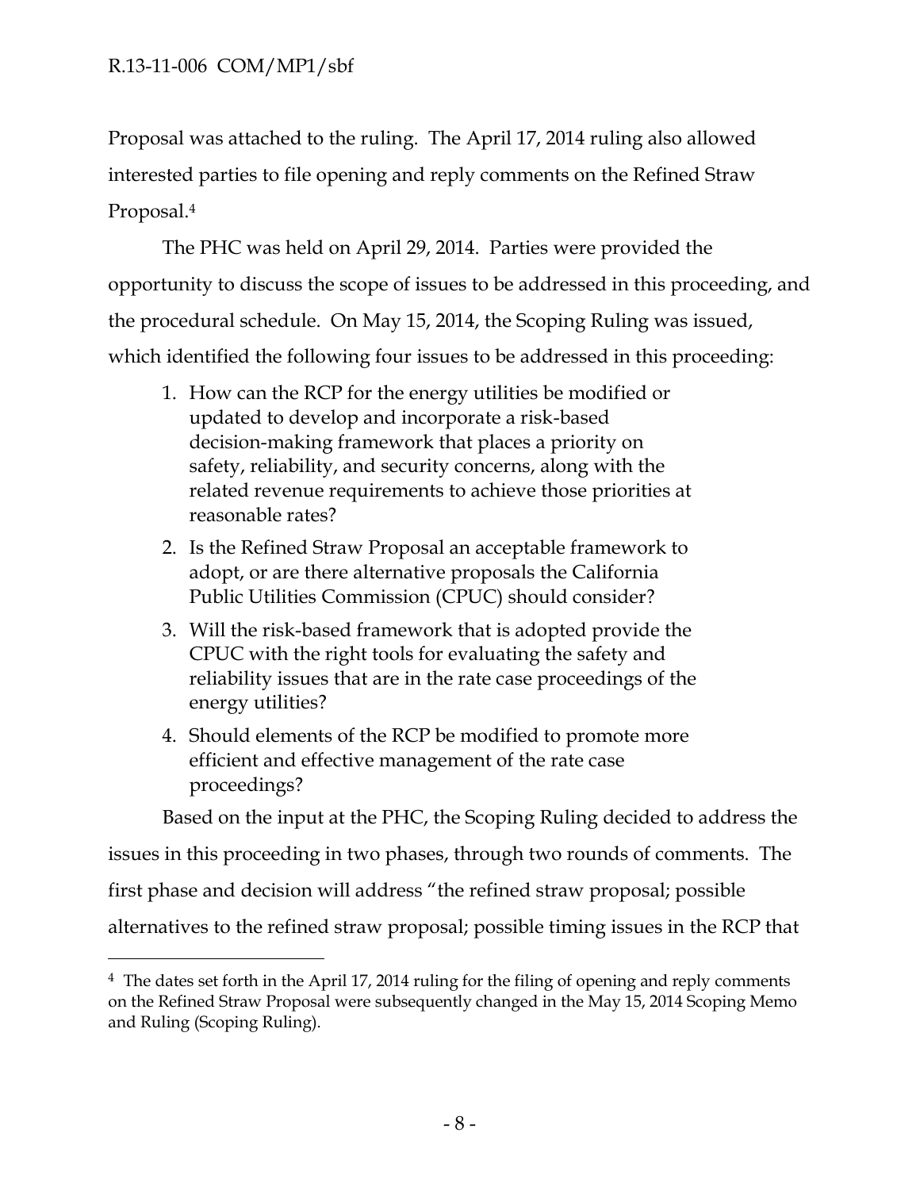Proposal was attached to the ruling. The April 17, 2014 ruling also allowed interested parties to file opening and reply comments on the Refined Straw Proposal.[4]

The PHC was held on April 29, 2014. Parties were provided the opportunity to discuss the scope of issues to be addressed in this proceeding, and the procedural schedule. On May 15, 2014, the Scoping Ruling was issued, which identified the following four issues to be addressed in this proceeding:

1. How can the RCP for the energy utilities be modified or updated to develop and incorporate a risk-based decision-making framework that places a priority on safety, reliability, and security concerns, along with the related revenue requirements to achieve those priorities at reasonable rates?
2. Is the Refined Straw Proposal an acceptable framework to adopt, or are there alternative proposals the California Public Utilities Commission (CPUC) should consider?
3. Will the risk-based framework that is adopted provide the CPUC with the right tools for evaluating the safety and reliability issues that are in the rate case proceedings of the energy utilities?
4. Should elements of the RCP be modified to promote more efficient and effective management of the rate case proceedings?

Based on the input at the PHC, the Scoping Ruling decided to address the issues in this proceeding in two phases, through two rounds of comments. The first phase and decision will address "the refined straw proposal; possible alternatives to the refined straw proposal; possible timing issues in the RCP that

---

[4] The dates set forth in the April 17, 2014 ruling for the filing of opening and reply comments on the Refined Straw Proposal were subsequently changed in the May 15, 2014 Scoping Memo and Ruling (Scoping Ruling).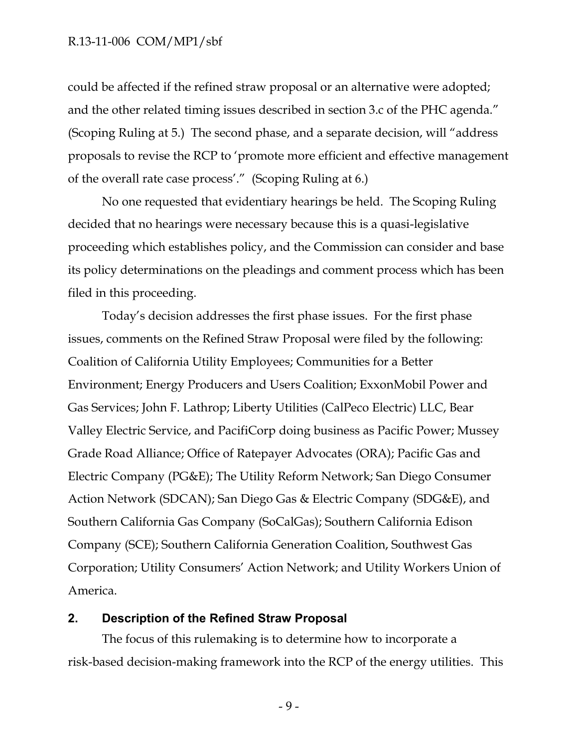could be affected if the refined straw proposal or an alternative were adopted; and the other related timing issues described in section 3.c of the PHC agenda." (Scoping Ruling at 5.) The second phase, and a separate decision, will "address proposals to revise the RCP to 'promote more efficient and effective management of the overall rate case process'." (Scoping Ruling at 6.)

No one requested that evidentiary hearings be held. The Scoping Ruling decided that no hearings were necessary because this is a quasi-legislative proceeding which establishes policy, and the Commission can consider and base its policy determinations on the pleadings and comment process which has been filed in this proceeding.

Today's decision addresses the first phase issues. For the first phase issues, comments on the Refined Straw Proposal were filed by the following: Coalition of California Utility Employees; Communities for a Better Environment; Energy Producers and Users Coalition; ExxonMobil Power and Gas Services; John F. Lathrop; Liberty Utilities (CalPeco Electric) LLC, Bear Valley Electric Service, and PacifiCorp doing business as Pacific Power; Mussey Grade Road Alliance; Office of Ratepayer Advocates (ORA); Pacific Gas and Electric Company (PG&E); The Utility Reform Network; San Diego Consumer Action Network (SDCAN); San Diego Gas & Electric Company (SDG&E), and Southern California Gas Company (SoCalGas); Southern California Edison Company (SCE); Southern California Generation Coalition, Southwest Gas Corporation; Utility Consumers' Action Network; and Utility Workers Union of America.

## 2. Description of the Refined Straw Proposal

The focus of this rulemaking is to determine how to incorporate a risk-based decision-making framework into the RCP of the energy utilities. This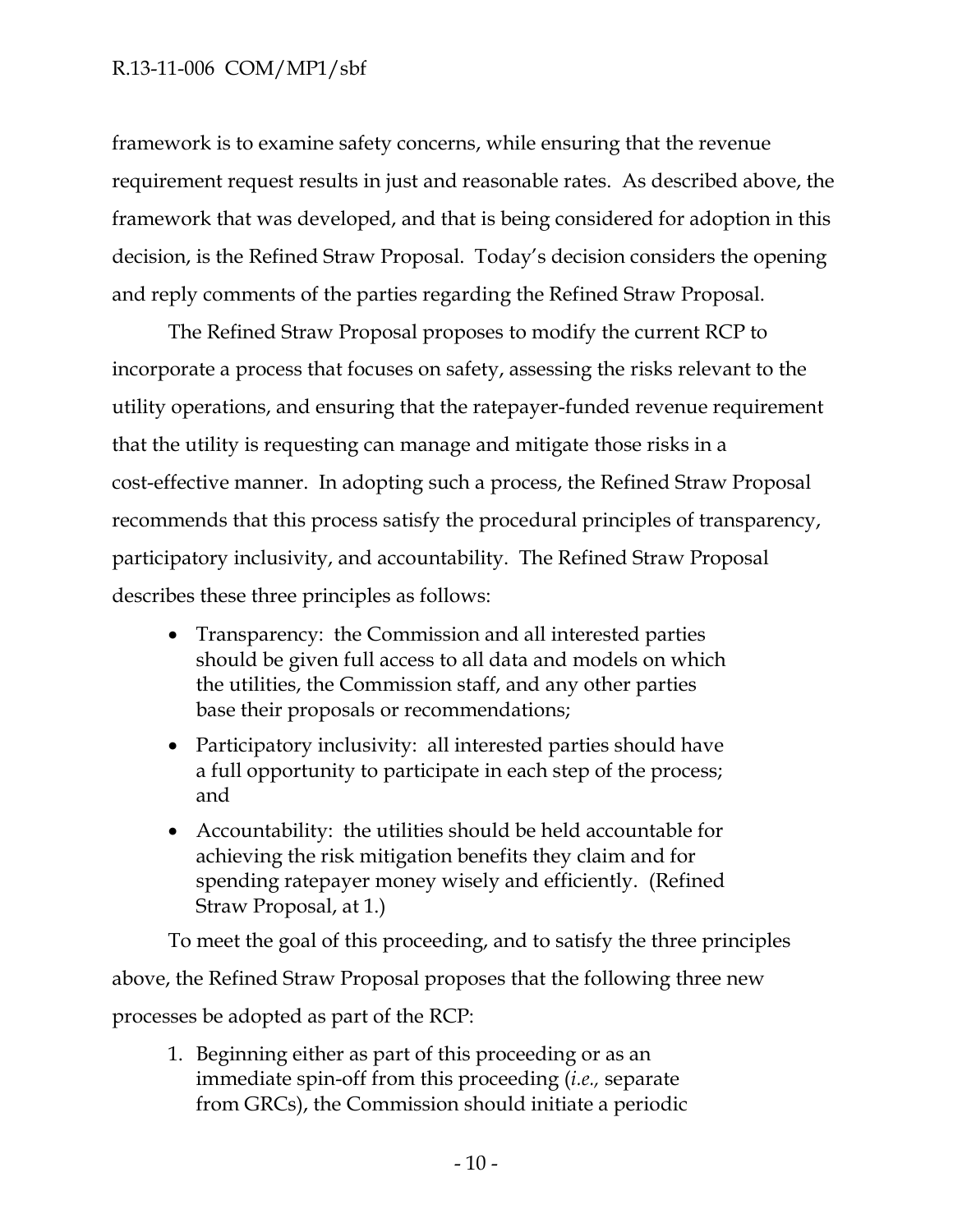framework is to examine safety concerns, while ensuring that the revenue requirement request results in just and reasonable rates. As described above, the framework that was developed, and that is being considered for adoption in this decision, is the Refined Straw Proposal. Today's decision considers the opening and reply comments of the parties regarding the Refined Straw Proposal.

The Refined Straw Proposal proposes to modify the current RCP to incorporate a process that focuses on safety, assessing the risks relevant to the utility operations, and ensuring that the ratepayer-funded revenue requirement that the utility is requesting can manage and mitigate those risks in a cost-effective manner. In adopting such a process, the Refined Straw Proposal recommends that this process satisfy the procedural principles of transparency, participatory inclusivity, and accountability. The Refined Straw Proposal describes these three principles as follows:

- Transparency: the Commission and all interested parties should be given full access to all data and models on which the utilities, the Commission staff, and any other parties base their proposals or recommendations;
- Participatory inclusivity: all interested parties should have a full opportunity to participate in each step of the process; and
- Accountability: the utilities should be held accountable for achieving the risk mitigation benefits they claim and for spending ratepayer money wisely and efficiently. (Refined Straw Proposal, at 1.)

To meet the goal of this proceeding, and to satisfy the three principles above, the Refined Straw Proposal proposes that the following three new processes be adopted as part of the RCP:

1. Beginning either as part of this proceeding or as an immediate spin-off from this proceeding (*i.e.,* separate from GRCs), the Commission should initiate a periodic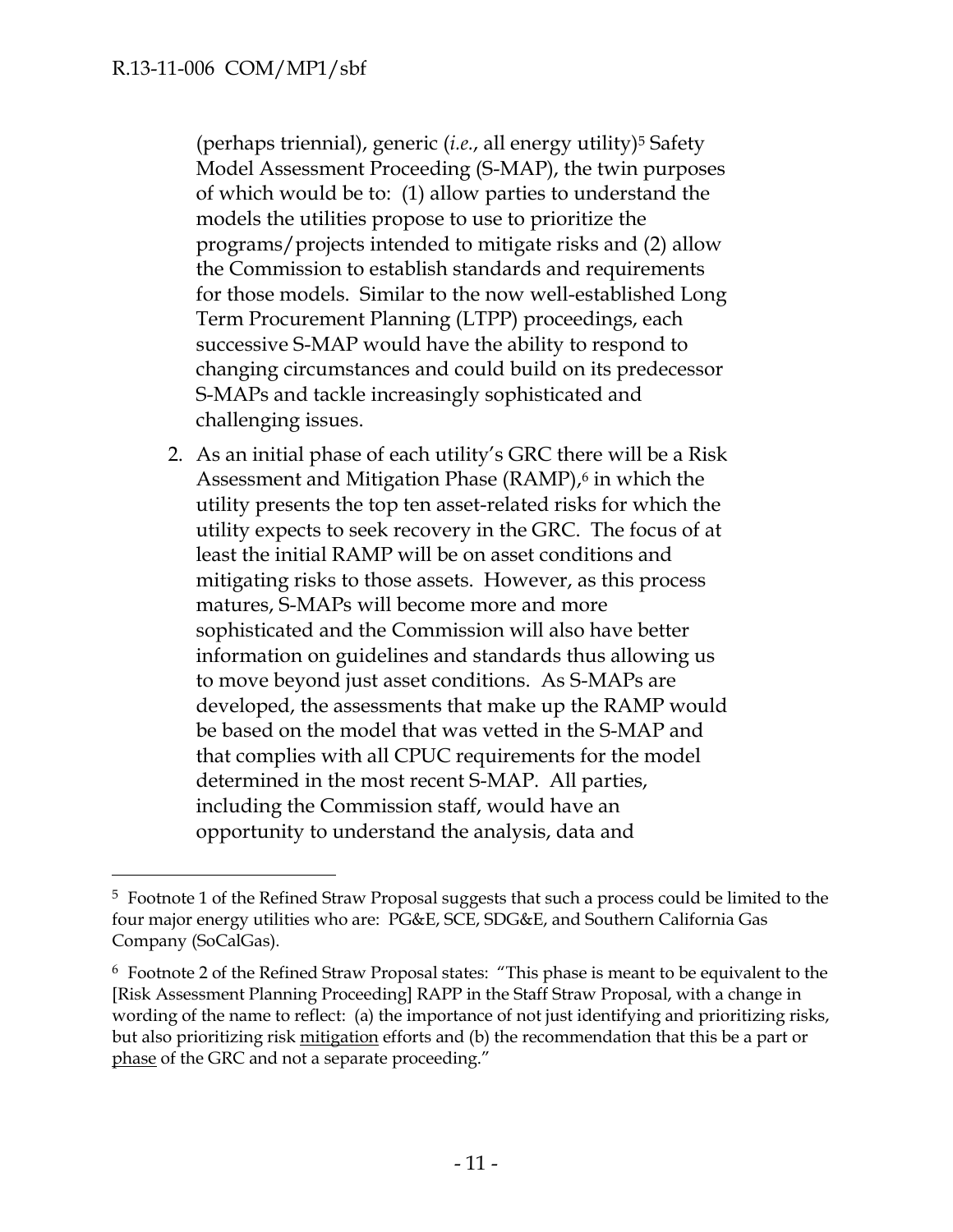(perhaps triennial), generic (*i.e.*, all energy utility)[5] Safety Model Assessment Proceeding (S-MAP), the twin purposes of which would be to: (1) allow parties to understand the models the utilities propose to use to prioritize the programs/projects intended to mitigate risks and (2) allow the Commission to establish standards and requirements for those models. Similar to the now well-established Long Term Procurement Planning (LTPP) proceedings, each successive S-MAP would have the ability to respond to changing circumstances and could build on its predecessor S-MAPs and tackle increasingly sophisticated and challenging issues.

2. As an initial phase of each utility's GRC there will be a Risk Assessment and Mitigation Phase (RAMP),[6] in which the utility presents the top ten asset-related risks for which the utility expects to seek recovery in the GRC. The focus of at least the initial RAMP will be on asset conditions and mitigating risks to those assets. However, as this process matures, S-MAPs will become more and more sophisticated and the Commission will also have better information on guidelines and standards thus allowing us to move beyond just asset conditions. As S-MAPs are developed, the assessments that make up the RAMP would be based on the model that was vetted in the S-MAP and that complies with all CPUC requirements for the model determined in the most recent S-MAP. All parties, including the Commission staff, would have an opportunity to understand the analysis, data and

---

[5] Footnote 1 of the Refined Straw Proposal suggests that such a process could be limited to the four major energy utilities who are: PG&E, SCE, SDG&E, and Southern California Gas Company (SoCalGas).

[6] Footnote 2 of the Refined Straw Proposal states: "This phase is meant to be equivalent to the [Risk Assessment Planning Proceeding] RAPP in the Staff Straw Proposal, with a change in wording of the name to reflect: (a) the importance of not just identifying and prioritizing risks, but also prioritizing risk <u>mitigation</u> efforts and (b) the recommendation that this be a part or <u>phase</u> of the GRC and not a separate proceeding."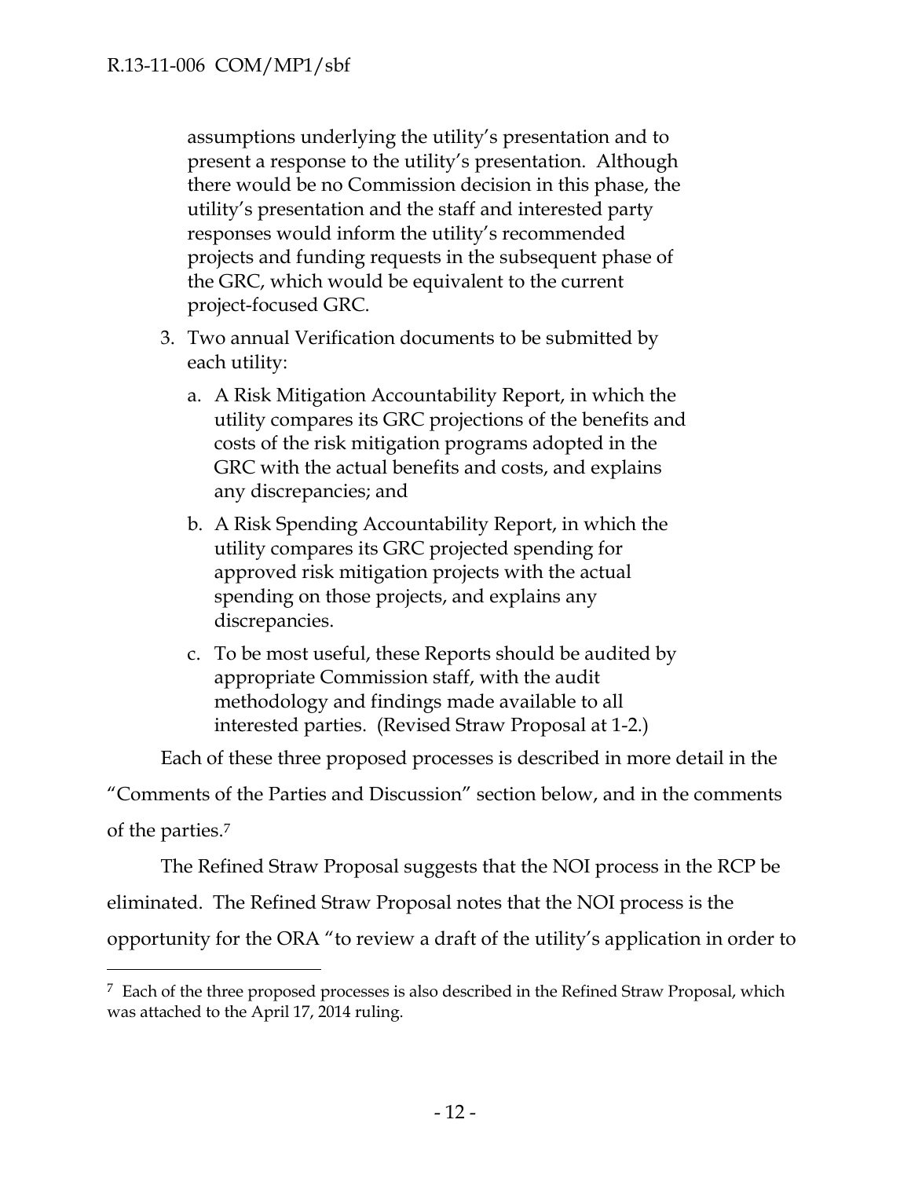assumptions underlying the utility's presentation and to present a response to the utility's presentation. Although there would be no Commission decision in this phase, the utility's presentation and the staff and interested party responses would inform the utility's recommended projects and funding requests in the subsequent phase of the GRC, which would be equivalent to the current project-focused GRC.

3. Two annual Verification documents to be submitted by each utility:
   a. A Risk Mitigation Accountability Report, in which the utility compares its GRC projections of the benefits and costs of the risk mitigation programs adopted in the GRC with the actual benefits and costs, and explains any discrepancies; and
   b. A Risk Spending Accountability Report, in which the utility compares its GRC projected spending for approved risk mitigation projects with the actual spending on those projects, and explains any discrepancies.
   c. To be most useful, these Reports should be audited by appropriate Commission staff, with the audit methodology and findings made available to all interested parties. (Revised Straw Proposal at 1-2.)

Each of these three proposed processes is described in more detail in the "Comments of the Parties and Discussion" section below, and in the comments of the parties.[7]

The Refined Straw Proposal suggests that the NOI process in the RCP be eliminated. The Refined Straw Proposal notes that the NOI process is the opportunity for the ORA "to review a draft of the utility's application in order to

[7] Each of the three proposed processes is also described in the Refined Straw Proposal, which was attached to the April 17, 2014 ruling.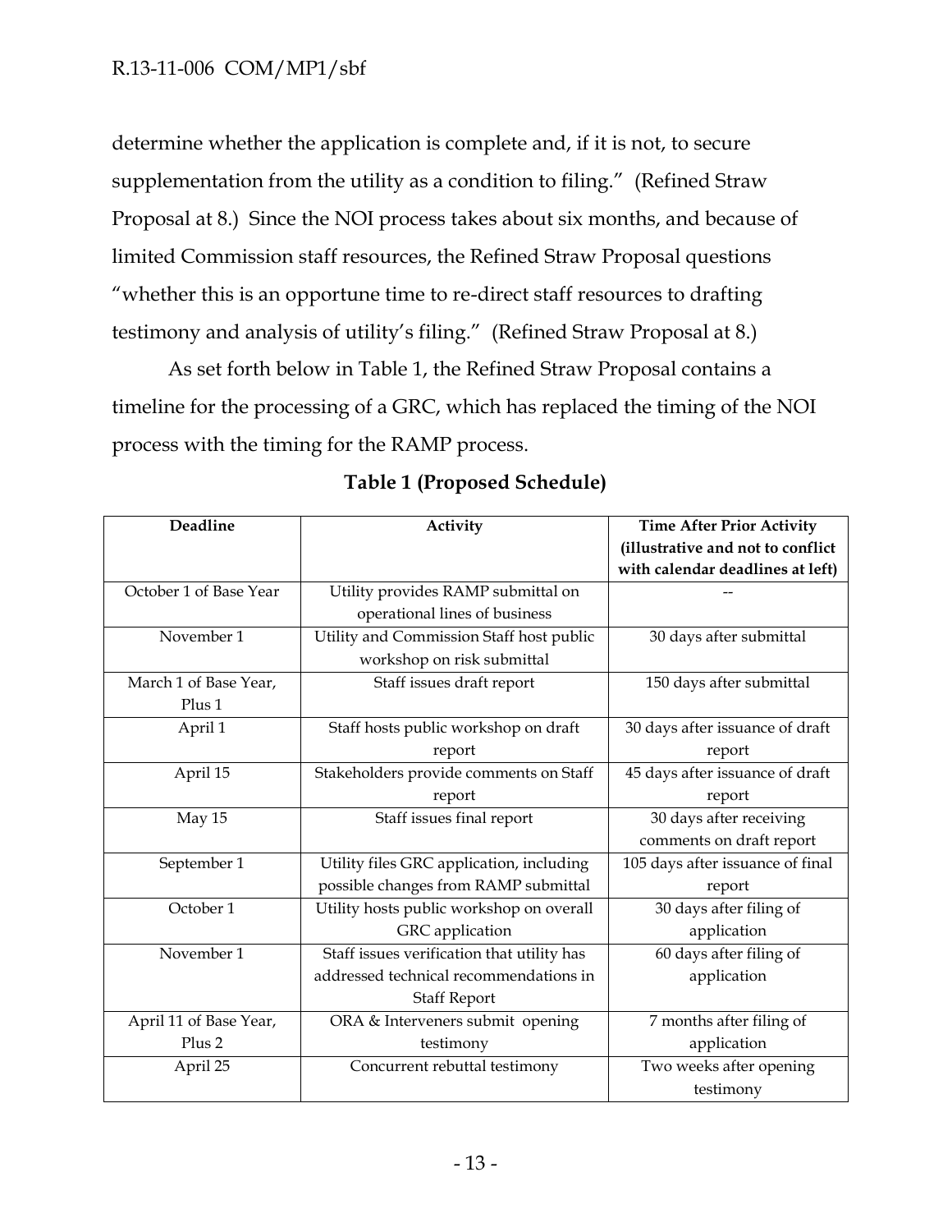determine whether the application is complete and, if it is not, to secure supplementation from the utility as a condition to filing." (Refined Straw Proposal at 8.) Since the NOI process takes about six months, and because of limited Commission staff resources, the Refined Straw Proposal questions "whether this is an opportune time to re-direct staff resources to drafting testimony and analysis of utility's filing." (Refined Straw Proposal at 8.)

As set forth below in Table 1, the Refined Straw Proposal contains a timeline for the processing of a GRC, which has replaced the timing of the NOI process with the timing for the RAMP process.

**Table 1 (Proposed Schedule)**

| Deadline | Activity | Time After Prior Activity (illustrative and not to conflict with calendar deadlines at left) |
|---|---|---|
| October 1 of Base Year | Utility provides RAMP submittal on operational lines of business | -- |
| November 1 | Utility and Commission Staff host public workshop on risk submittal | 30 days after submittal |
| March 1 of Base Year, Plus 1 | Staff issues draft report | 150 days after submittal |
| April 1 | Staff hosts public workshop on draft report | 30 days after issuance of draft report |
| April 15 | Stakeholders provide comments on Staff report | 45 days after issuance of draft report |
| May 15 | Staff issues final report | 30 days after receiving comments on draft report |
| September 1 | Utility files GRC application, including possible changes from RAMP submittal | 105 days after issuance of final report |
| October 1 | Utility hosts public workshop on overall GRC application | 30 days after filing of application |
| November 1 | Staff issues verification that utility has addressed technical recommendations in Staff Report | 60 days after filing of application |
| April 11 of Base Year, Plus 2 | ORA & Interveners submit opening testimony | 7 months after filing of application |
| April 25 | Concurrent rebuttal testimony | Two weeks after opening testimony |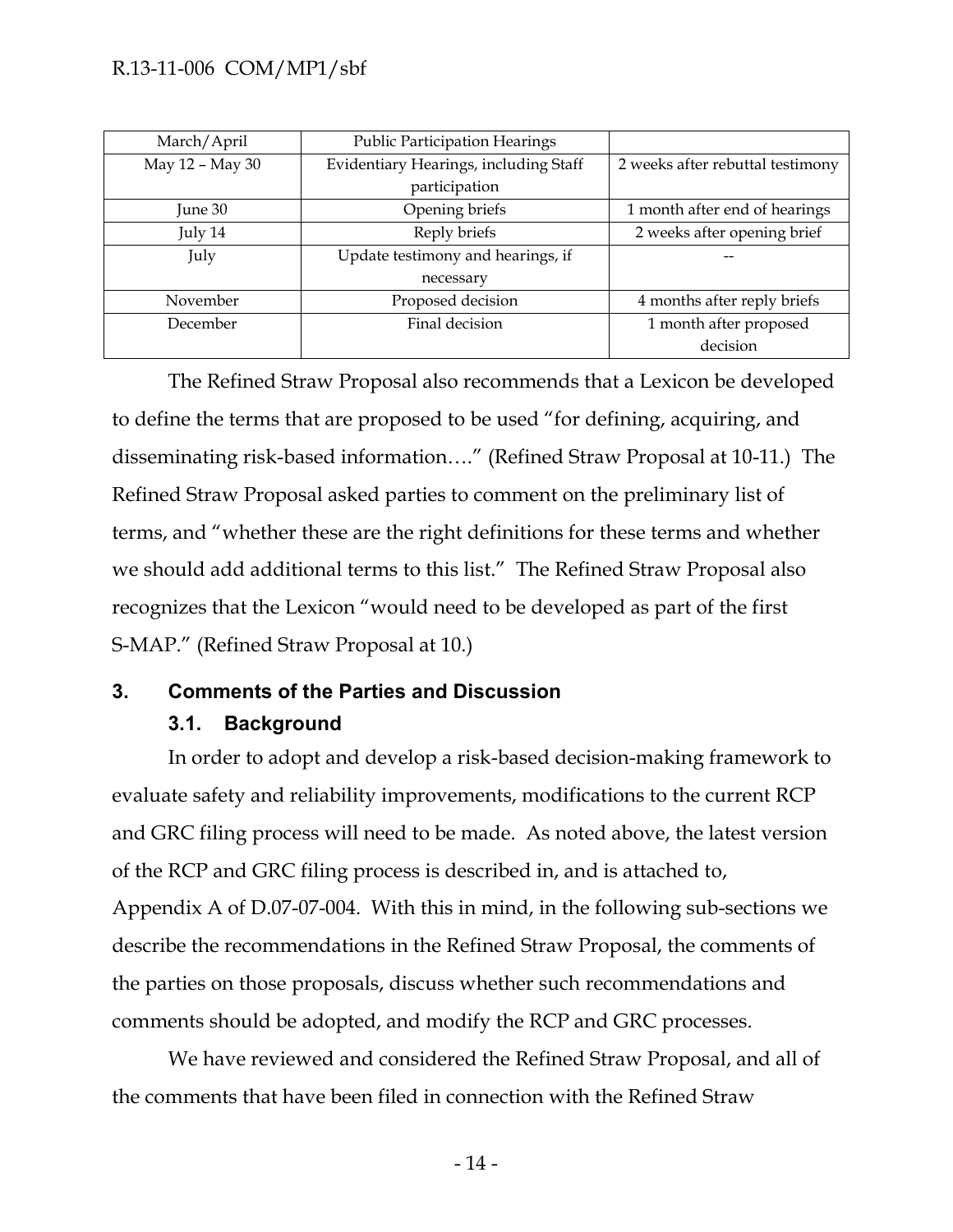| March/April | Public Participation Hearings | |
|---|---|---|
| May 12 – May 30 | Evidentiary Hearings, including Staff participation | 2 weeks after rebuttal testimony |
| June 30 | Opening briefs | 1 month after end of hearings |
| July 14 | Reply briefs | 2 weeks after opening brief |
| July | Update testimony and hearings, if necessary | -- |
| November | Proposed decision | 4 months after reply briefs |
| December | Final decision | 1 month after proposed decision |

The Refined Straw Proposal also recommends that a Lexicon be developed to define the terms that are proposed to be used "for defining, acquiring, and disseminating risk-based information…." (Refined Straw Proposal at 10-11.) The Refined Straw Proposal asked parties to comment on the preliminary list of terms, and "whether these are the right definitions for these terms and whether we should add additional terms to this list." The Refined Straw Proposal also recognizes that the Lexicon "would need to be developed as part of the first S-MAP." (Refined Straw Proposal at 10.)

## 3. Comments of the Parties and Discussion

### 3.1. Background

In order to adopt and develop a risk-based decision-making framework to evaluate safety and reliability improvements, modifications to the current RCP and GRC filing process will need to be made. As noted above, the latest version of the RCP and GRC filing process is described in, and is attached to, Appendix A of D.07-07-004. With this in mind, in the following sub-sections we describe the recommendations in the Refined Straw Proposal, the comments of the parties on those proposals, discuss whether such recommendations and comments should be adopted, and modify the RCP and GRC processes.

We have reviewed and considered the Refined Straw Proposal, and all of the comments that have been filed in connection with the Refined Straw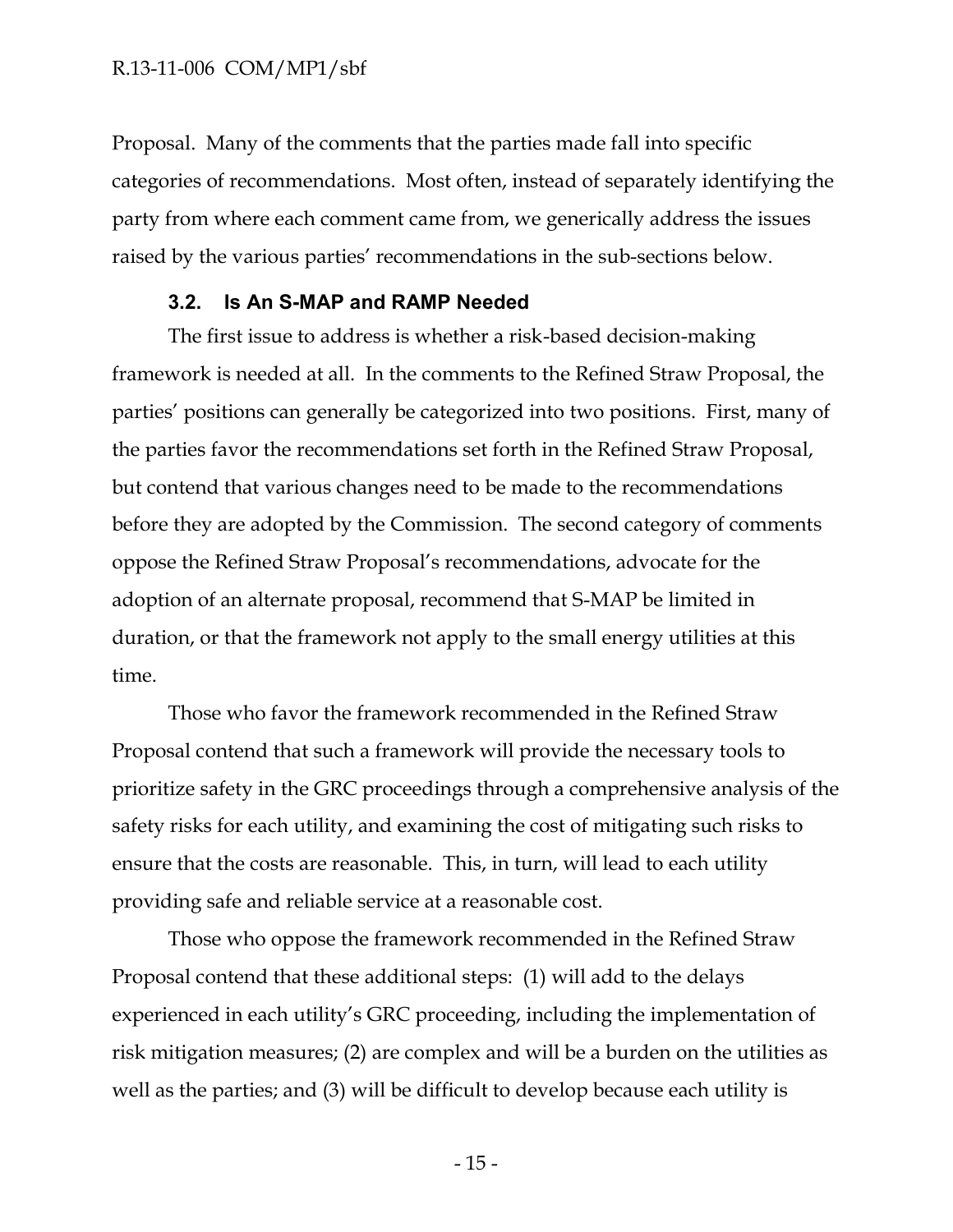Proposal. Many of the comments that the parties made fall into specific categories of recommendations. Most often, instead of separately identifying the party from where each comment came from, we generically address the issues raised by the various parties' recommendations in the sub-sections below.

### 3.2. Is An S-MAP and RAMP Needed

The first issue to address is whether a risk-based decision-making framework is needed at all. In the comments to the Refined Straw Proposal, the parties' positions can generally be categorized into two positions. First, many of the parties favor the recommendations set forth in the Refined Straw Proposal, but contend that various changes need to be made to the recommendations before they are adopted by the Commission. The second category of comments oppose the Refined Straw Proposal's recommendations, advocate for the adoption of an alternate proposal, recommend that S-MAP be limited in duration, or that the framework not apply to the small energy utilities at this time.

Those who favor the framework recommended in the Refined Straw Proposal contend that such a framework will provide the necessary tools to prioritize safety in the GRC proceedings through a comprehensive analysis of the safety risks for each utility, and examining the cost of mitigating such risks to ensure that the costs are reasonable. This, in turn, will lead to each utility providing safe and reliable service at a reasonable cost.

Those who oppose the framework recommended in the Refined Straw Proposal contend that these additional steps: (1) will add to the delays experienced in each utility's GRC proceeding, including the implementation of risk mitigation measures; (2) are complex and will be a burden on the utilities as well as the parties; and (3) will be difficult to develop because each utility is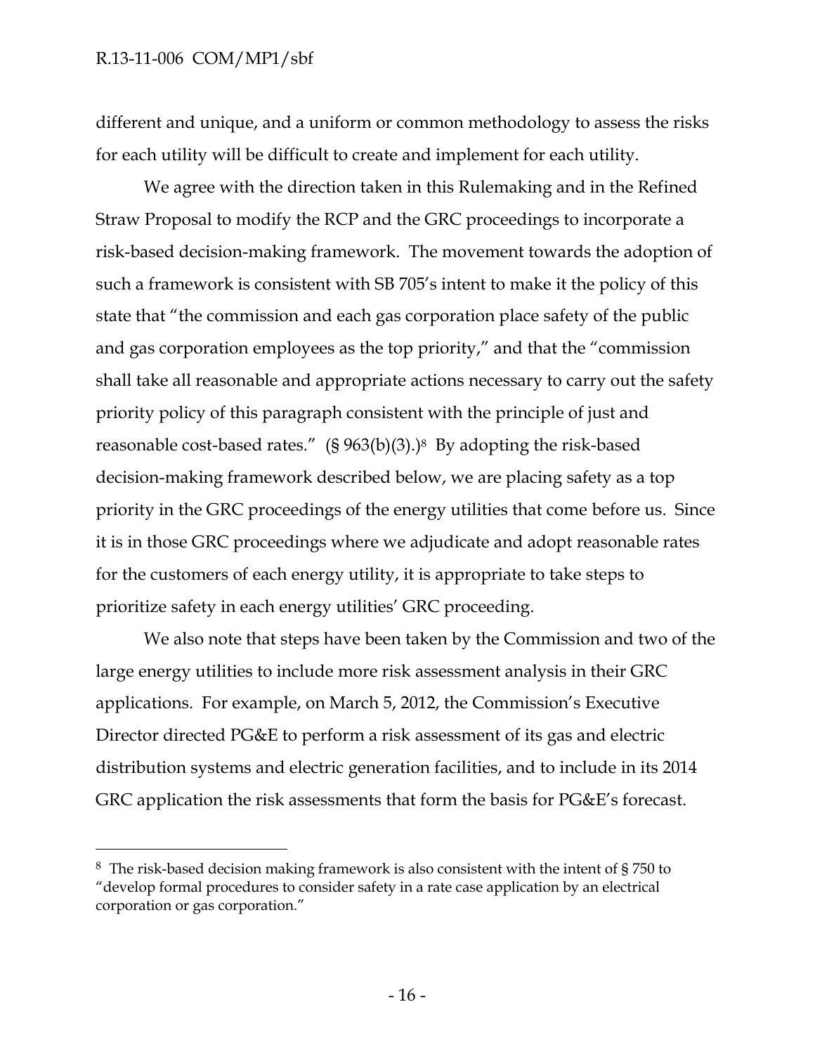different and unique, and a uniform or common methodology to assess the risks for each utility will be difficult to create and implement for each utility.

We agree with the direction taken in this Rulemaking and in the Refined Straw Proposal to modify the RCP and the GRC proceedings to incorporate a risk-based decision-making framework. The movement towards the adoption of such a framework is consistent with SB 705's intent to make it the policy of this state that "the commission and each gas corporation place safety of the public and gas corporation employees as the top priority," and that the "commission shall take all reasonable and appropriate actions necessary to carry out the safety priority policy of this paragraph consistent with the principle of just and reasonable cost-based rates." (§ 963(b)(3).)[8] By adopting the risk-based decision-making framework described below, we are placing safety as a top priority in the GRC proceedings of the energy utilities that come before us. Since it is in those GRC proceedings where we adjudicate and adopt reasonable rates for the customers of each energy utility, it is appropriate to take steps to prioritize safety in each energy utilities' GRC proceeding.

We also note that steps have been taken by the Commission and two of the large energy utilities to include more risk assessment analysis in their GRC applications. For example, on March 5, 2012, the Commission's Executive Director directed PG&E to perform a risk assessment of its gas and electric distribution systems and electric generation facilities, and to include in its 2014 GRC application the risk assessments that form the basis for PG&E's forecast.

---

[8] The risk-based decision making framework is also consistent with the intent of § 750 to "develop formal procedures to consider safety in a rate case application by an electrical corporation or gas corporation."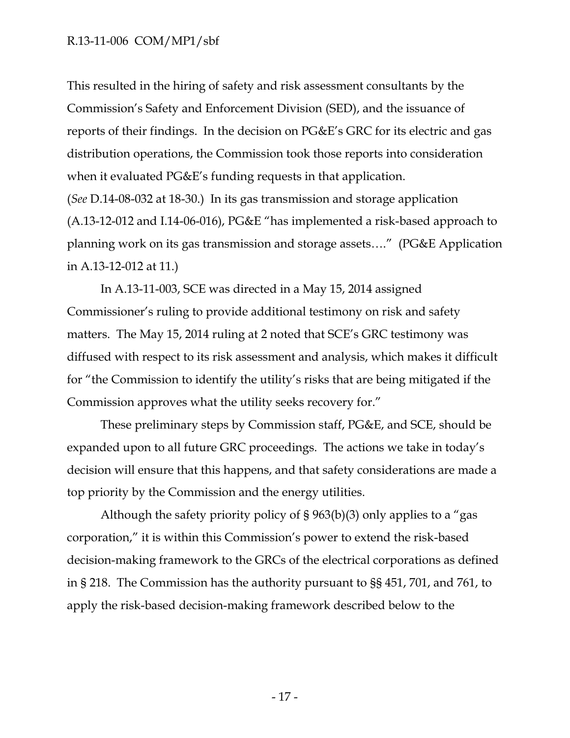This resulted in the hiring of safety and risk assessment consultants by the Commission's Safety and Enforcement Division (SED), and the issuance of reports of their findings. In the decision on PG&E's GRC for its electric and gas distribution operations, the Commission took those reports into consideration when it evaluated PG&E's funding requests in that application. (*See* D.14-08-032 at 18-30.) In its gas transmission and storage application (A.13-12-012 and I.14-06-016), PG&E "has implemented a risk-based approach to planning work on its gas transmission and storage assets…." (PG&E Application in A.13-12-012 at 11.)

In A.13-11-003, SCE was directed in a May 15, 2014 assigned Commissioner's ruling to provide additional testimony on risk and safety matters. The May 15, 2014 ruling at 2 noted that SCE's GRC testimony was diffused with respect to its risk assessment and analysis, which makes it difficult for "the Commission to identify the utility's risks that are being mitigated if the Commission approves what the utility seeks recovery for."

These preliminary steps by Commission staff, PG&E, and SCE, should be expanded upon to all future GRC proceedings. The actions we take in today's decision will ensure that this happens, and that safety considerations are made a top priority by the Commission and the energy utilities.

Although the safety priority policy of § 963(b)(3) only applies to a "gas corporation," it is within this Commission's power to extend the risk-based decision-making framework to the GRCs of the electrical corporations as defined in § 218. The Commission has the authority pursuant to §§ 451, 701, and 761, to apply the risk-based decision-making framework described below to the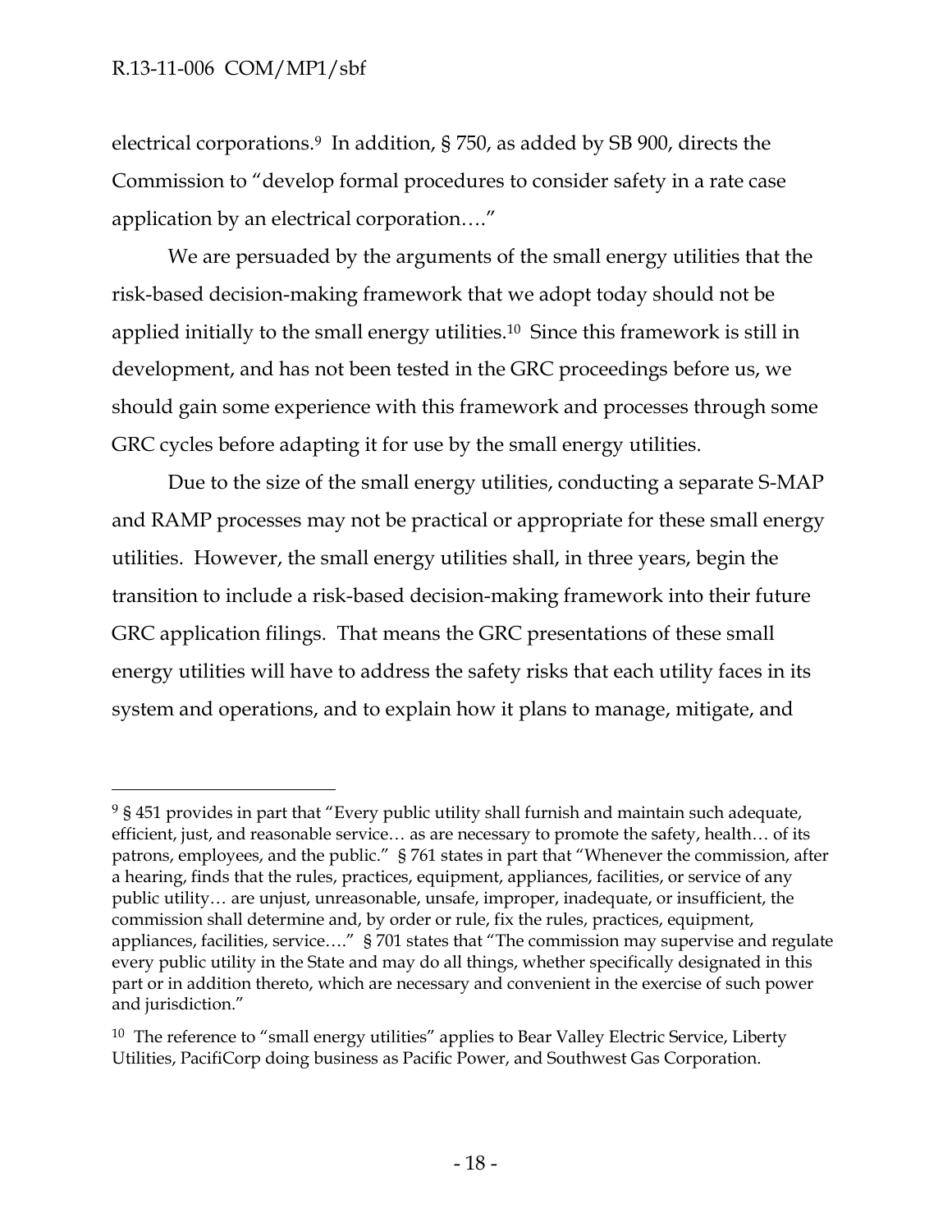electrical corporations.[9] In addition, § 750, as added by SB 900, directs the Commission to "develop formal procedures to consider safety in a rate case application by an electrical corporation…."

We are persuaded by the arguments of the small energy utilities that the risk-based decision-making framework that we adopt today should not be applied initially to the small energy utilities.[10] Since this framework is still in development, and has not been tested in the GRC proceedings before us, we should gain some experience with this framework and processes through some GRC cycles before adapting it for use by the small energy utilities.

Due to the size of the small energy utilities, conducting a separate S-MAP and RAMP processes may not be practical or appropriate for these small energy utilities. However, the small energy utilities shall, in three years, begin the transition to include a risk-based decision-making framework into their future GRC application filings. That means the GRC presentations of these small energy utilities will have to address the safety risks that each utility faces in its system and operations, and to explain how it plans to manage, mitigate, and

---

[9] § 451 provides in part that "Every public utility shall furnish and maintain such adequate, efficient, just, and reasonable service… as are necessary to promote the safety, health… of its patrons, employees, and the public." § 761 states in part that "Whenever the commission, after a hearing, finds that the rules, practices, equipment, appliances, facilities, or service of any public utility… are unjust, unreasonable, unsafe, improper, inadequate, or insufficient, the commission shall determine and, by order or rule, fix the rules, practices, equipment, appliances, facilities, service…." § 701 states that "The commission may supervise and regulate every public utility in the State and may do all things, whether specifically designated in this part or in addition thereto, which are necessary and convenient in the exercise of such power and jurisdiction."

[10] The reference to "small energy utilities" applies to Bear Valley Electric Service, Liberty Utilities, PacifiCorp doing business as Pacific Power, and Southwest Gas Corporation.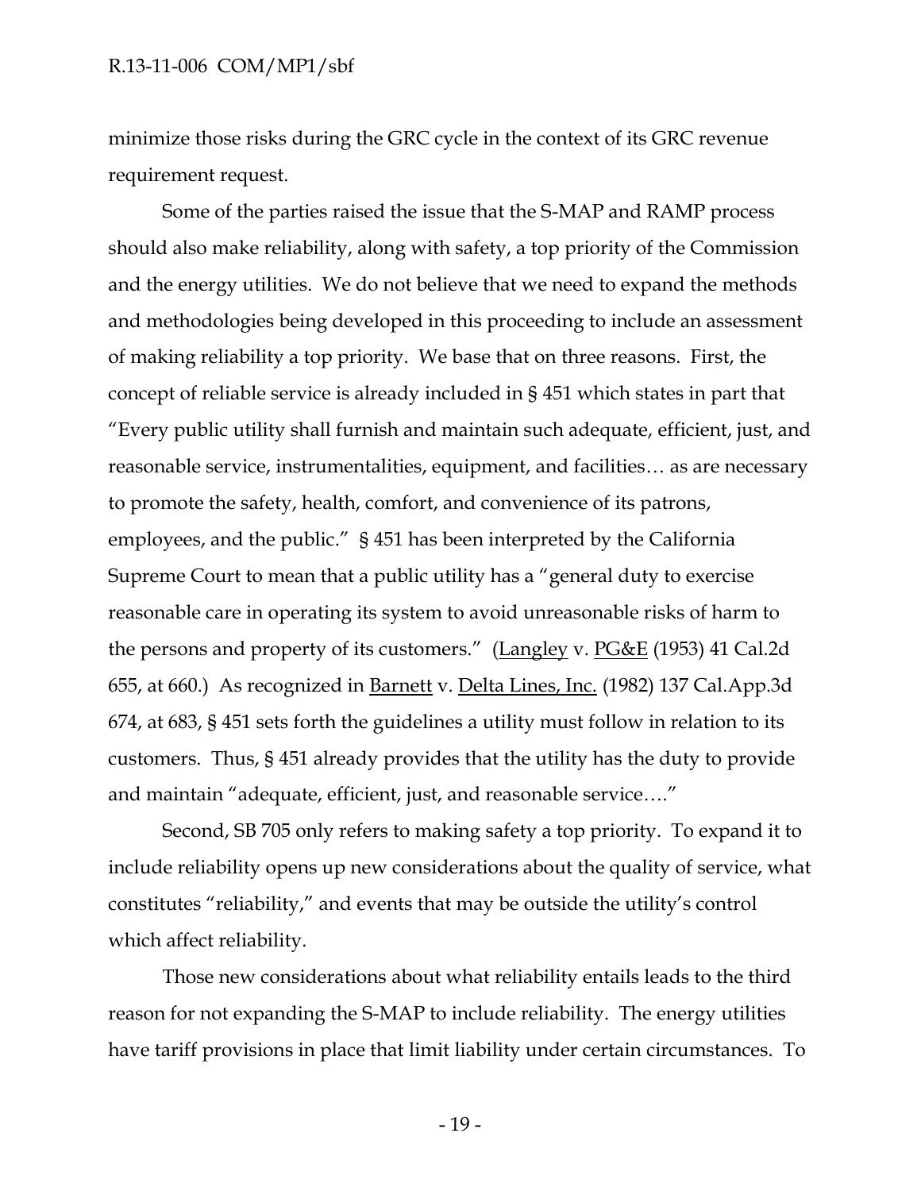minimize those risks during the GRC cycle in the context of its GRC revenue requirement request.

Some of the parties raised the issue that the S-MAP and RAMP process should also make reliability, along with safety, a top priority of the Commission and the energy utilities. We do not believe that we need to expand the methods and methodologies being developed in this proceeding to include an assessment of making reliability a top priority. We base that on three reasons. First, the concept of reliable service is already included in § 451 which states in part that "Every public utility shall furnish and maintain such adequate, efficient, just, and reasonable service, instrumentalities, equipment, and facilities… as are necessary to promote the safety, health, comfort, and convenience of its patrons, employees, and the public." § 451 has been interpreted by the California Supreme Court to mean that a public utility has a "general duty to exercise reasonable care in operating its system to avoid unreasonable risks of harm to the persons and property of its customers." (Langley v. PG&E (1953) 41 Cal.2d 655, at 660.) As recognized in Barnett v. Delta Lines, Inc. (1982) 137 Cal.App.3d 674, at 683, § 451 sets forth the guidelines a utility must follow in relation to its customers. Thus, § 451 already provides that the utility has the duty to provide and maintain "adequate, efficient, just, and reasonable service…."

Second, SB 705 only refers to making safety a top priority. To expand it to include reliability opens up new considerations about the quality of service, what constitutes "reliability," and events that may be outside the utility's control which affect reliability.

Those new considerations about what reliability entails leads to the third reason for not expanding the S-MAP to include reliability. The energy utilities have tariff provisions in place that limit liability under certain circumstances. To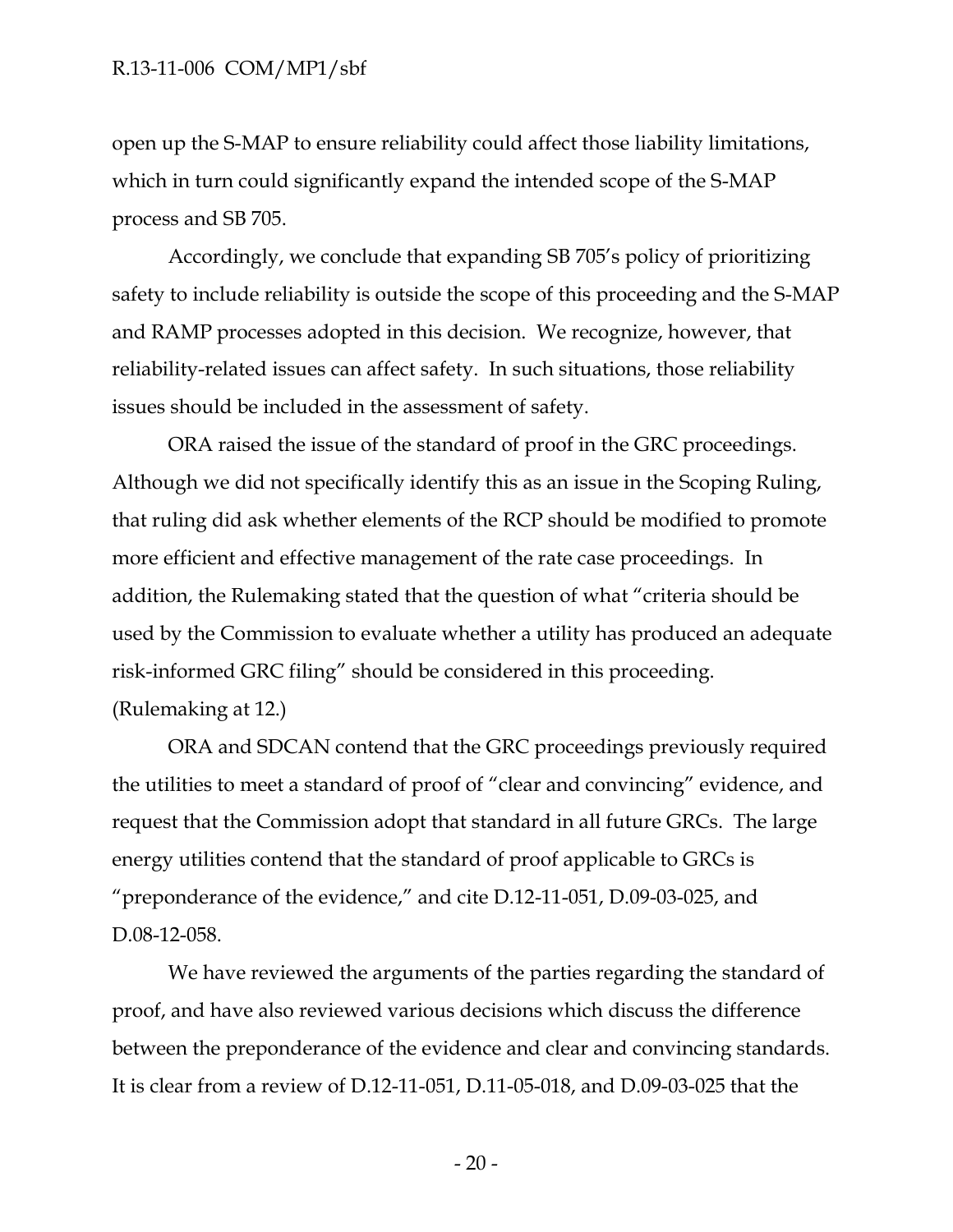open up the S-MAP to ensure reliability could affect those liability limitations, which in turn could significantly expand the intended scope of the S-MAP process and SB 705.

Accordingly, we conclude that expanding SB 705's policy of prioritizing safety to include reliability is outside the scope of this proceeding and the S-MAP and RAMP processes adopted in this decision. We recognize, however, that reliability-related issues can affect safety. In such situations, those reliability issues should be included in the assessment of safety.

ORA raised the issue of the standard of proof in the GRC proceedings. Although we did not specifically identify this as an issue in the Scoping Ruling, that ruling did ask whether elements of the RCP should be modified to promote more efficient and effective management of the rate case proceedings. In addition, the Rulemaking stated that the question of what "criteria should be used by the Commission to evaluate whether a utility has produced an adequate risk-informed GRC filing" should be considered in this proceeding. (Rulemaking at 12.)

ORA and SDCAN contend that the GRC proceedings previously required the utilities to meet a standard of proof of "clear and convincing" evidence, and request that the Commission adopt that standard in all future GRCs. The large energy utilities contend that the standard of proof applicable to GRCs is "preponderance of the evidence," and cite D.12-11-051, D.09-03-025, and D.08-12-058.

We have reviewed the arguments of the parties regarding the standard of proof, and have also reviewed various decisions which discuss the difference between the preponderance of the evidence and clear and convincing standards. It is clear from a review of D.12-11-051, D.11-05-018, and D.09-03-025 that the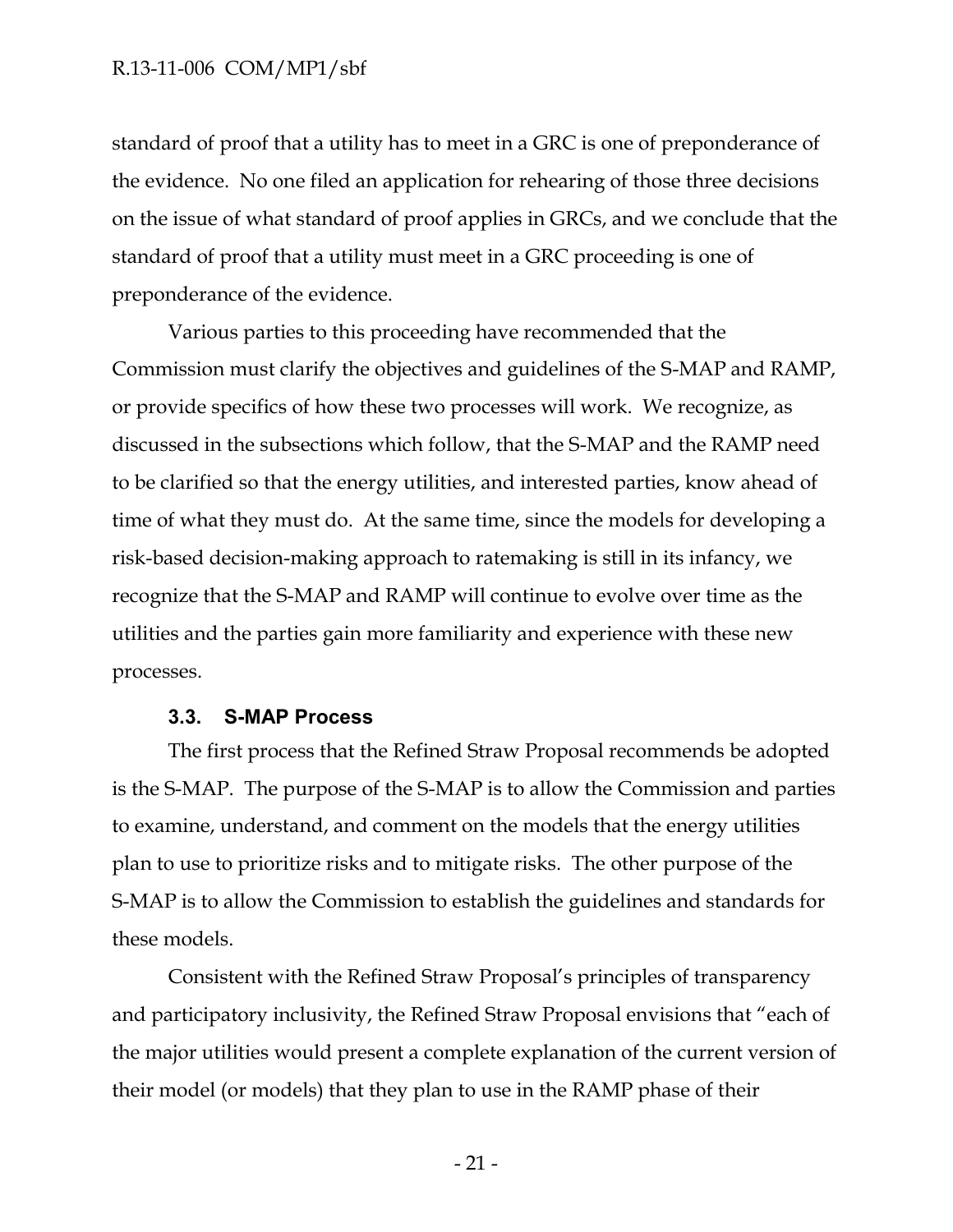standard of proof that a utility has to meet in a GRC is one of preponderance of the evidence. No one filed an application for rehearing of those three decisions on the issue of what standard of proof applies in GRCs, and we conclude that the standard of proof that a utility must meet in a GRC proceeding is one of preponderance of the evidence.

Various parties to this proceeding have recommended that the Commission must clarify the objectives and guidelines of the S-MAP and RAMP, or provide specifics of how these two processes will work. We recognize, as discussed in the subsections which follow, that the S-MAP and the RAMP need to be clarified so that the energy utilities, and interested parties, know ahead of time of what they must do. At the same time, since the models for developing a risk-based decision-making approach to ratemaking is still in its infancy, we recognize that the S-MAP and RAMP will continue to evolve over time as the utilities and the parties gain more familiarity and experience with these new processes.

### 3.3. S-MAP Process

The first process that the Refined Straw Proposal recommends be adopted is the S-MAP. The purpose of the S-MAP is to allow the Commission and parties to examine, understand, and comment on the models that the energy utilities plan to use to prioritize risks and to mitigate risks. The other purpose of the S-MAP is to allow the Commission to establish the guidelines and standards for these models.

Consistent with the Refined Straw Proposal's principles of transparency and participatory inclusivity, the Refined Straw Proposal envisions that "each of the major utilities would present a complete explanation of the current version of their model (or models) that they plan to use in the RAMP phase of their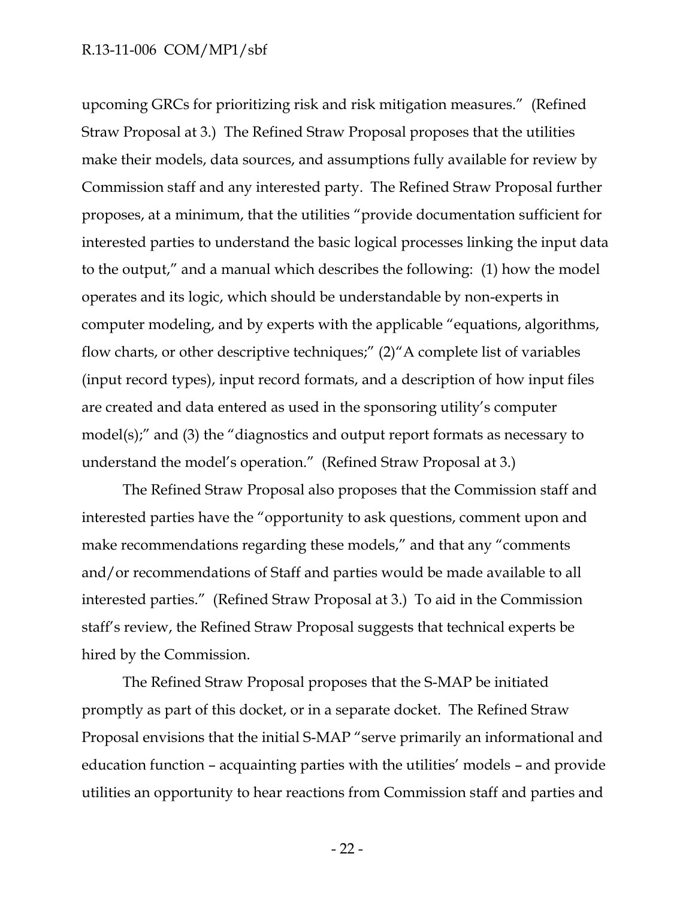upcoming GRCs for prioritizing risk and risk mitigation measures." (Refined Straw Proposal at 3.) The Refined Straw Proposal proposes that the utilities make their models, data sources, and assumptions fully available for review by Commission staff and any interested party. The Refined Straw Proposal further proposes, at a minimum, that the utilities "provide documentation sufficient for interested parties to understand the basic logical processes linking the input data to the output," and a manual which describes the following: (1) how the model operates and its logic, which should be understandable by non-experts in computer modeling, and by experts with the applicable "equations, algorithms, flow charts, or other descriptive techniques;" (2)"A complete list of variables (input record types), input record formats, and a description of how input files are created and data entered as used in the sponsoring utility's computer model(s);" and (3) the "diagnostics and output report formats as necessary to understand the model's operation." (Refined Straw Proposal at 3.)

The Refined Straw Proposal also proposes that the Commission staff and interested parties have the "opportunity to ask questions, comment upon and make recommendations regarding these models," and that any "comments and/or recommendations of Staff and parties would be made available to all interested parties." (Refined Straw Proposal at 3.) To aid in the Commission staff's review, the Refined Straw Proposal suggests that technical experts be hired by the Commission.

The Refined Straw Proposal proposes that the S-MAP be initiated promptly as part of this docket, or in a separate docket. The Refined Straw Proposal envisions that the initial S-MAP "serve primarily an informational and education function – acquainting parties with the utilities' models – and provide utilities an opportunity to hear reactions from Commission staff and parties and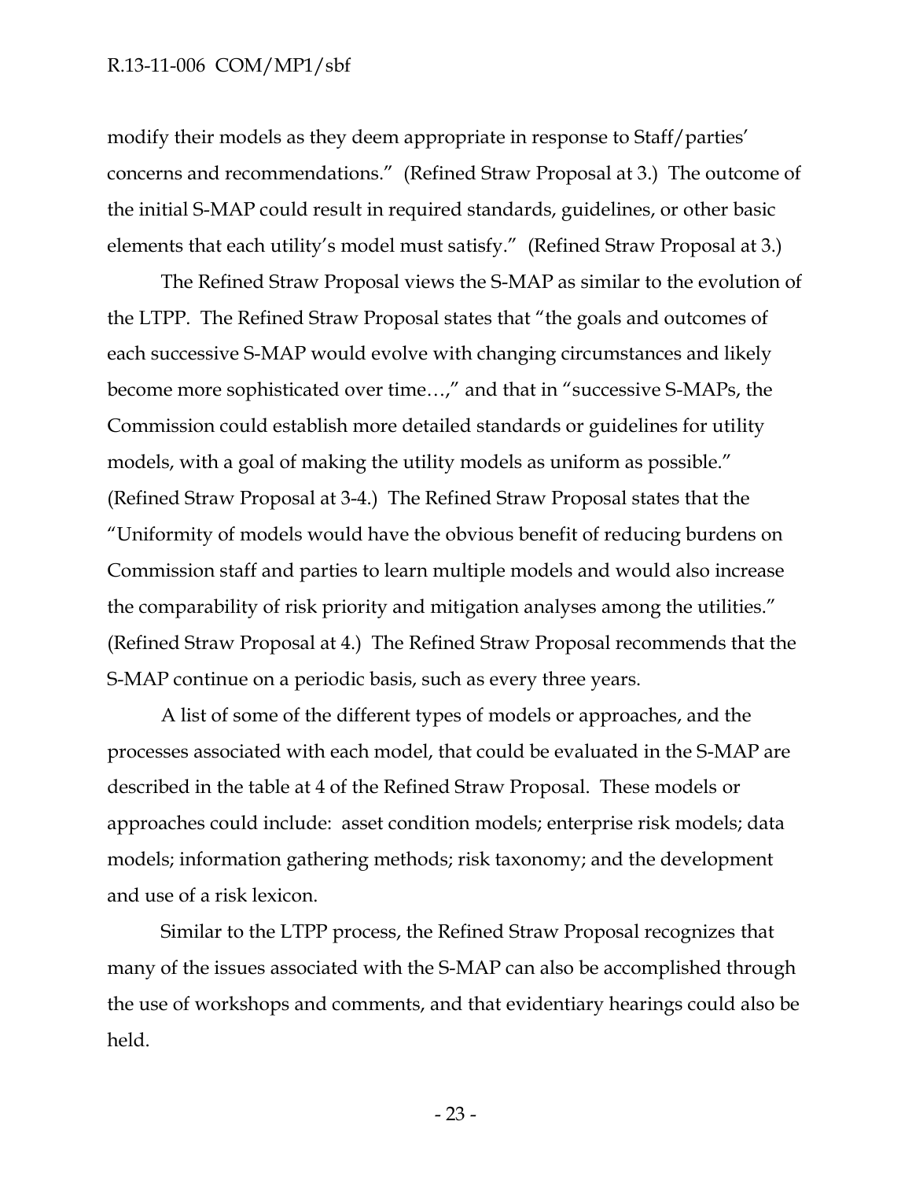modify their models as they deem appropriate in response to Staff/parties' concerns and recommendations." (Refined Straw Proposal at 3.) The outcome of the initial S-MAP could result in required standards, guidelines, or other basic elements that each utility's model must satisfy." (Refined Straw Proposal at 3.)

The Refined Straw Proposal views the S-MAP as similar to the evolution of the LTPP. The Refined Straw Proposal states that "the goals and outcomes of each successive S-MAP would evolve with changing circumstances and likely become more sophisticated over time…," and that in "successive S-MAPs, the Commission could establish more detailed standards or guidelines for utility models, with a goal of making the utility models as uniform as possible." (Refined Straw Proposal at 3-4.) The Refined Straw Proposal states that the "Uniformity of models would have the obvious benefit of reducing burdens on Commission staff and parties to learn multiple models and would also increase the comparability of risk priority and mitigation analyses among the utilities." (Refined Straw Proposal at 4.) The Refined Straw Proposal recommends that the S-MAP continue on a periodic basis, such as every three years.

A list of some of the different types of models or approaches, and the processes associated with each model, that could be evaluated in the S-MAP are described in the table at 4 of the Refined Straw Proposal. These models or approaches could include: asset condition models; enterprise risk models; data models; information gathering methods; risk taxonomy; and the development and use of a risk lexicon.

Similar to the LTPP process, the Refined Straw Proposal recognizes that many of the issues associated with the S-MAP can also be accomplished through the use of workshops and comments, and that evidentiary hearings could also be held.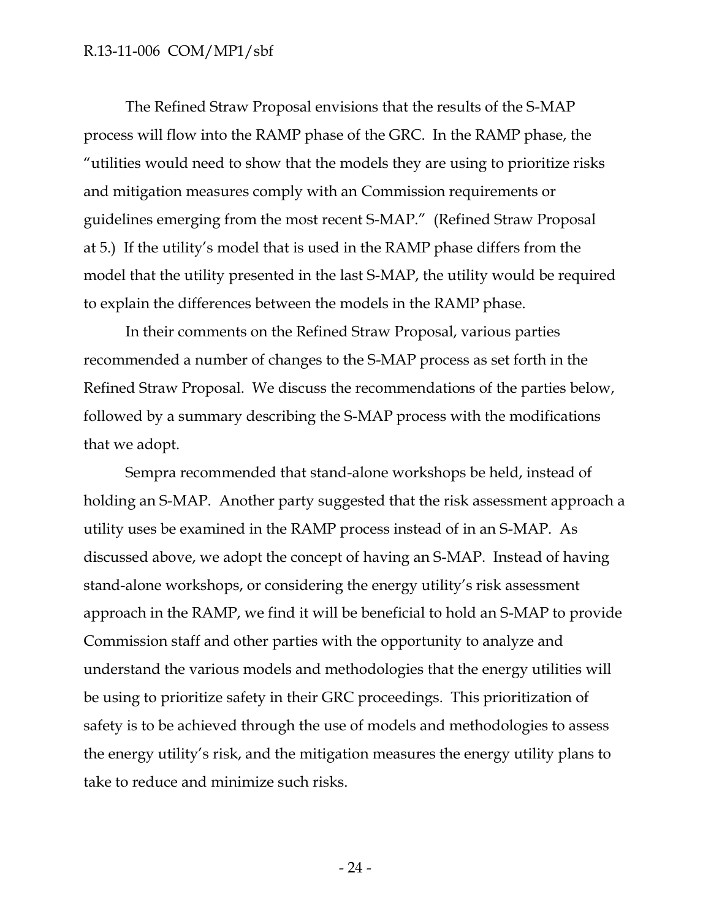The Refined Straw Proposal envisions that the results of the S-MAP process will flow into the RAMP phase of the GRC. In the RAMP phase, the "utilities would need to show that the models they are using to prioritize risks and mitigation measures comply with an Commission requirements or guidelines emerging from the most recent S-MAP." (Refined Straw Proposal at 5.) If the utility's model that is used in the RAMP phase differs from the model that the utility presented in the last S-MAP, the utility would be required to explain the differences between the models in the RAMP phase.

In their comments on the Refined Straw Proposal, various parties recommended a number of changes to the S-MAP process as set forth in the Refined Straw Proposal. We discuss the recommendations of the parties below, followed by a summary describing the S-MAP process with the modifications that we adopt.

Sempra recommended that stand-alone workshops be held, instead of holding an S-MAP. Another party suggested that the risk assessment approach a utility uses be examined in the RAMP process instead of in an S-MAP. As discussed above, we adopt the concept of having an S-MAP. Instead of having stand-alone workshops, or considering the energy utility's risk assessment approach in the RAMP, we find it will be beneficial to hold an S-MAP to provide Commission staff and other parties with the opportunity to analyze and understand the various models and methodologies that the energy utilities will be using to prioritize safety in their GRC proceedings. This prioritization of safety is to be achieved through the use of models and methodologies to assess the energy utility's risk, and the mitigation measures the energy utility plans to take to reduce and minimize such risks.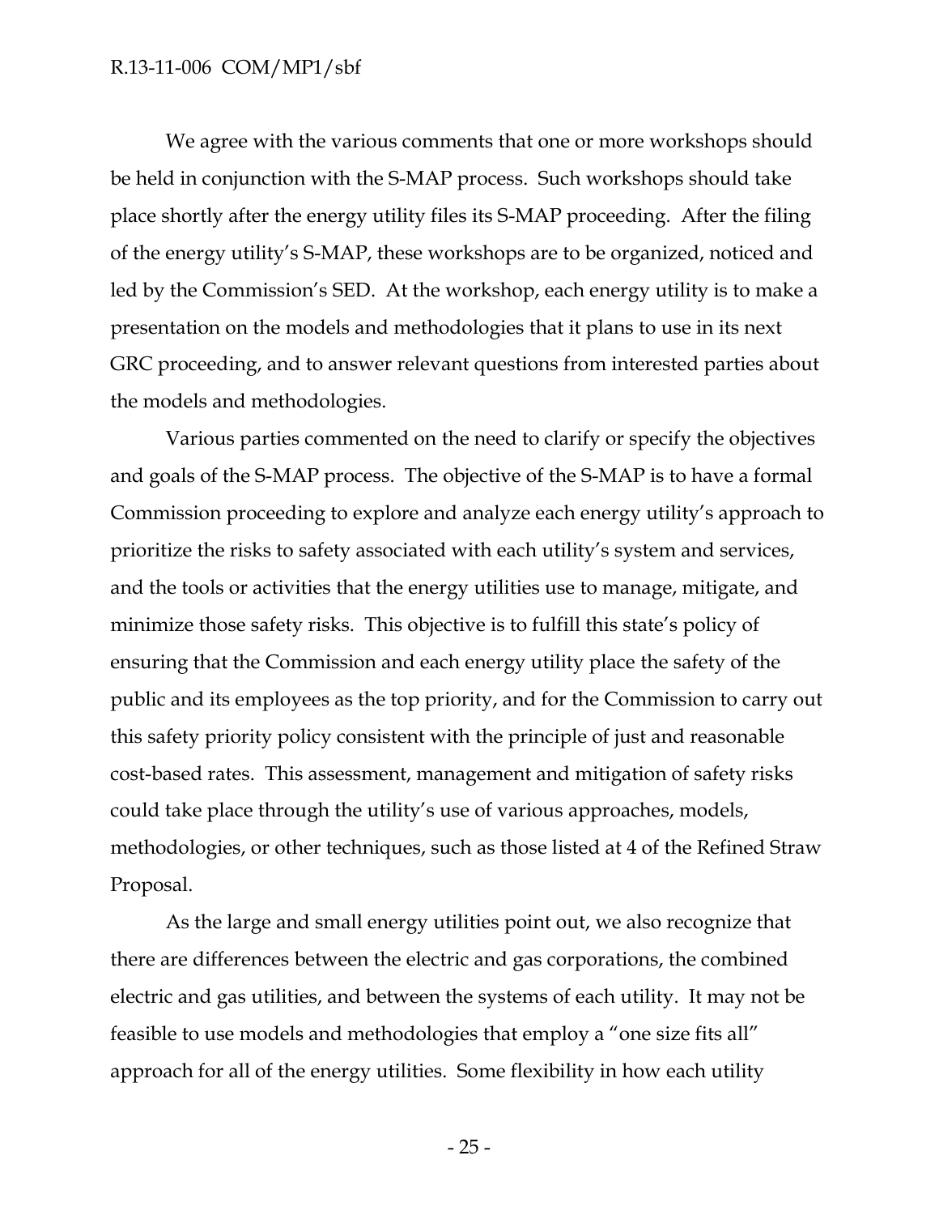We agree with the various comments that one or more workshops should be held in conjunction with the S-MAP process. Such workshops should take place shortly after the energy utility files its S-MAP proceeding. After the filing of the energy utility's S-MAP, these workshops are to be organized, noticed and led by the Commission's SED. At the workshop, each energy utility is to make a presentation on the models and methodologies that it plans to use in its next GRC proceeding, and to answer relevant questions from interested parties about the models and methodologies.

Various parties commented on the need to clarify or specify the objectives and goals of the S-MAP process. The objective of the S-MAP is to have a formal Commission proceeding to explore and analyze each energy utility's approach to prioritize the risks to safety associated with each utility's system and services, and the tools or activities that the energy utilities use to manage, mitigate, and minimize those safety risks. This objective is to fulfill this state's policy of ensuring that the Commission and each energy utility place the safety of the public and its employees as the top priority, and for the Commission to carry out this safety priority policy consistent with the principle of just and reasonable cost-based rates. This assessment, management and mitigation of safety risks could take place through the utility's use of various approaches, models, methodologies, or other techniques, such as those listed at 4 of the Refined Straw Proposal.

As the large and small energy utilities point out, we also recognize that there are differences between the electric and gas corporations, the combined electric and gas utilities, and between the systems of each utility. It may not be feasible to use models and methodologies that employ a "one size fits all" approach for all of the energy utilities. Some flexibility in how each utility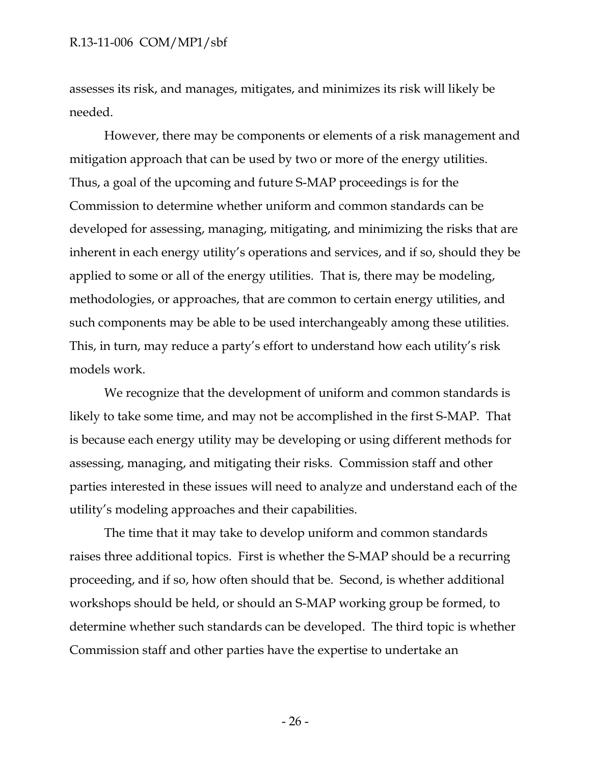assesses its risk, and manages, mitigates, and minimizes its risk will likely be needed.

However, there may be components or elements of a risk management and mitigation approach that can be used by two or more of the energy utilities. Thus, a goal of the upcoming and future S-MAP proceedings is for the Commission to determine whether uniform and common standards can be developed for assessing, managing, mitigating, and minimizing the risks that are inherent in each energy utility's operations and services, and if so, should they be applied to some or all of the energy utilities. That is, there may be modeling, methodologies, or approaches, that are common to certain energy utilities, and such components may be able to be used interchangeably among these utilities. This, in turn, may reduce a party's effort to understand how each utility's risk models work.

We recognize that the development of uniform and common standards is likely to take some time, and may not be accomplished in the first S-MAP. That is because each energy utility may be developing or using different methods for assessing, managing, and mitigating their risks. Commission staff and other parties interested in these issues will need to analyze and understand each of the utility's modeling approaches and their capabilities.

The time that it may take to develop uniform and common standards raises three additional topics. First is whether the S-MAP should be a recurring proceeding, and if so, how often should that be. Second, is whether additional workshops should be held, or should an S-MAP working group be formed, to determine whether such standards can be developed. The third topic is whether Commission staff and other parties have the expertise to undertake an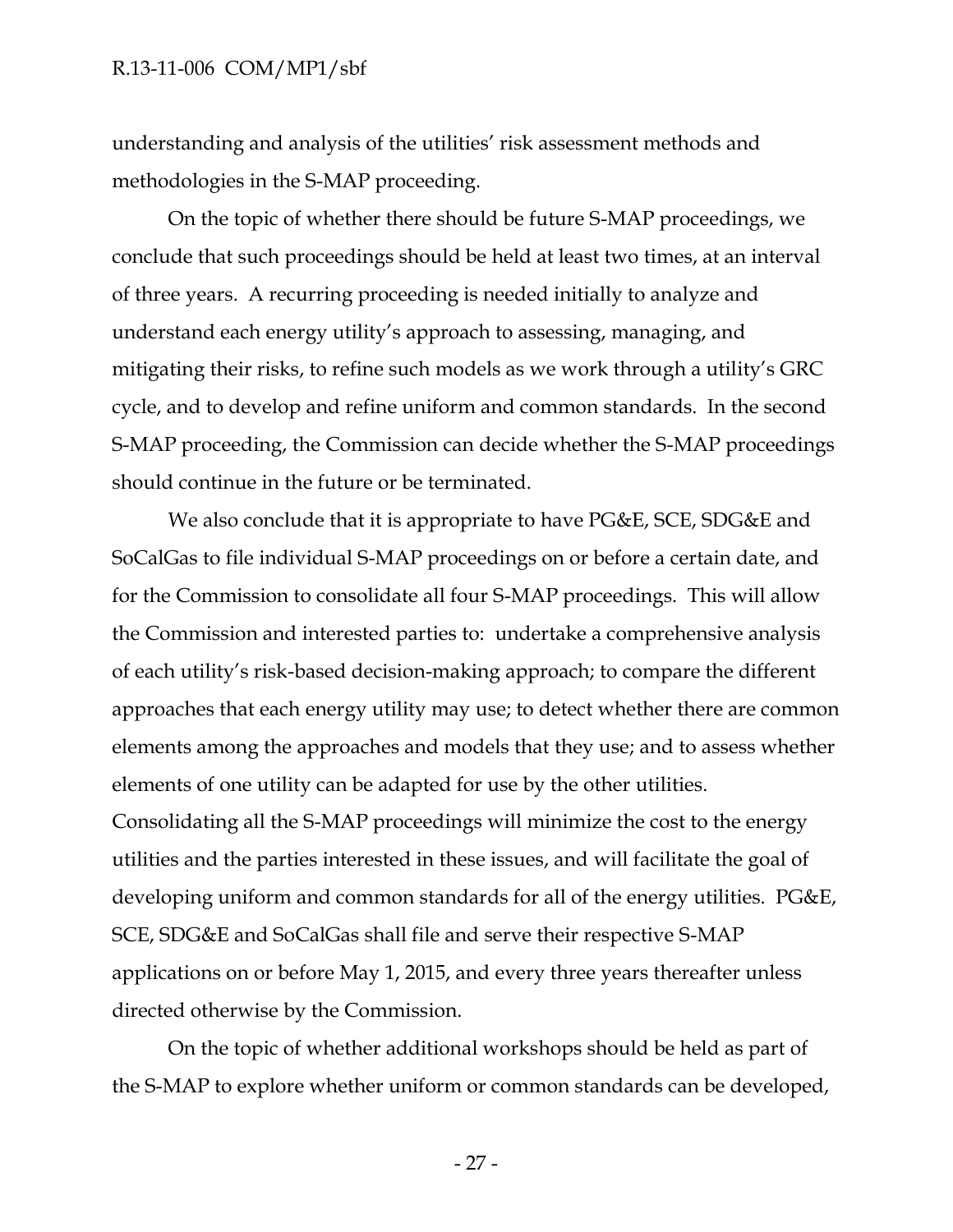understanding and analysis of the utilities' risk assessment methods and methodologies in the S-MAP proceeding.

On the topic of whether there should be future S-MAP proceedings, we conclude that such proceedings should be held at least two times, at an interval of three years. A recurring proceeding is needed initially to analyze and understand each energy utility's approach to assessing, managing, and mitigating their risks, to refine such models as we work through a utility's GRC cycle, and to develop and refine uniform and common standards. In the second S-MAP proceeding, the Commission can decide whether the S-MAP proceedings should continue in the future or be terminated.

We also conclude that it is appropriate to have PG&E, SCE, SDG&E and SoCalGas to file individual S-MAP proceedings on or before a certain date, and for the Commission to consolidate all four S-MAP proceedings. This will allow the Commission and interested parties to: undertake a comprehensive analysis of each utility's risk-based decision-making approach; to compare the different approaches that each energy utility may use; to detect whether there are common elements among the approaches and models that they use; and to assess whether elements of one utility can be adapted for use by the other utilities. Consolidating all the S-MAP proceedings will minimize the cost to the energy utilities and the parties interested in these issues, and will facilitate the goal of developing uniform and common standards for all of the energy utilities. PG&E, SCE, SDG&E and SoCalGas shall file and serve their respective S-MAP applications on or before May 1, 2015, and every three years thereafter unless directed otherwise by the Commission.

On the topic of whether additional workshops should be held as part of the S-MAP to explore whether uniform or common standards can be developed,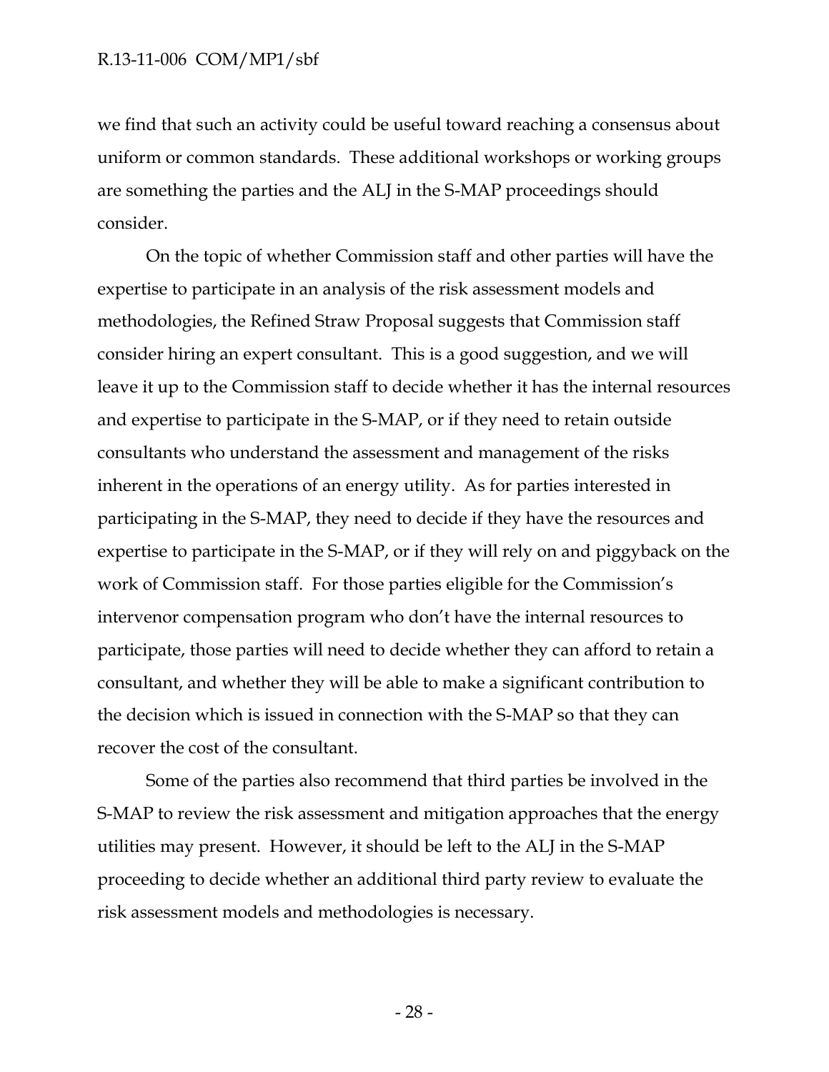we find that such an activity could be useful toward reaching a consensus about uniform or common standards. These additional workshops or working groups are something the parties and the ALJ in the S-MAP proceedings should consider.

On the topic of whether Commission staff and other parties will have the expertise to participate in an analysis of the risk assessment models and methodologies, the Refined Straw Proposal suggests that Commission staff consider hiring an expert consultant. This is a good suggestion, and we will leave it up to the Commission staff to decide whether it has the internal resources and expertise to participate in the S-MAP, or if they need to retain outside consultants who understand the assessment and management of the risks inherent in the operations of an energy utility. As for parties interested in participating in the S-MAP, they need to decide if they have the resources and expertise to participate in the S-MAP, or if they will rely on and piggyback on the work of Commission staff. For those parties eligible for the Commission's intervenor compensation program who don't have the internal resources to participate, those parties will need to decide whether they can afford to retain a consultant, and whether they will be able to make a significant contribution to the decision which is issued in connection with the S-MAP so that they can recover the cost of the consultant.

Some of the parties also recommend that third parties be involved in the S-MAP to review the risk assessment and mitigation approaches that the energy utilities may present. However, it should be left to the ALJ in the S-MAP proceeding to decide whether an additional third party review to evaluate the risk assessment models and methodologies is necessary.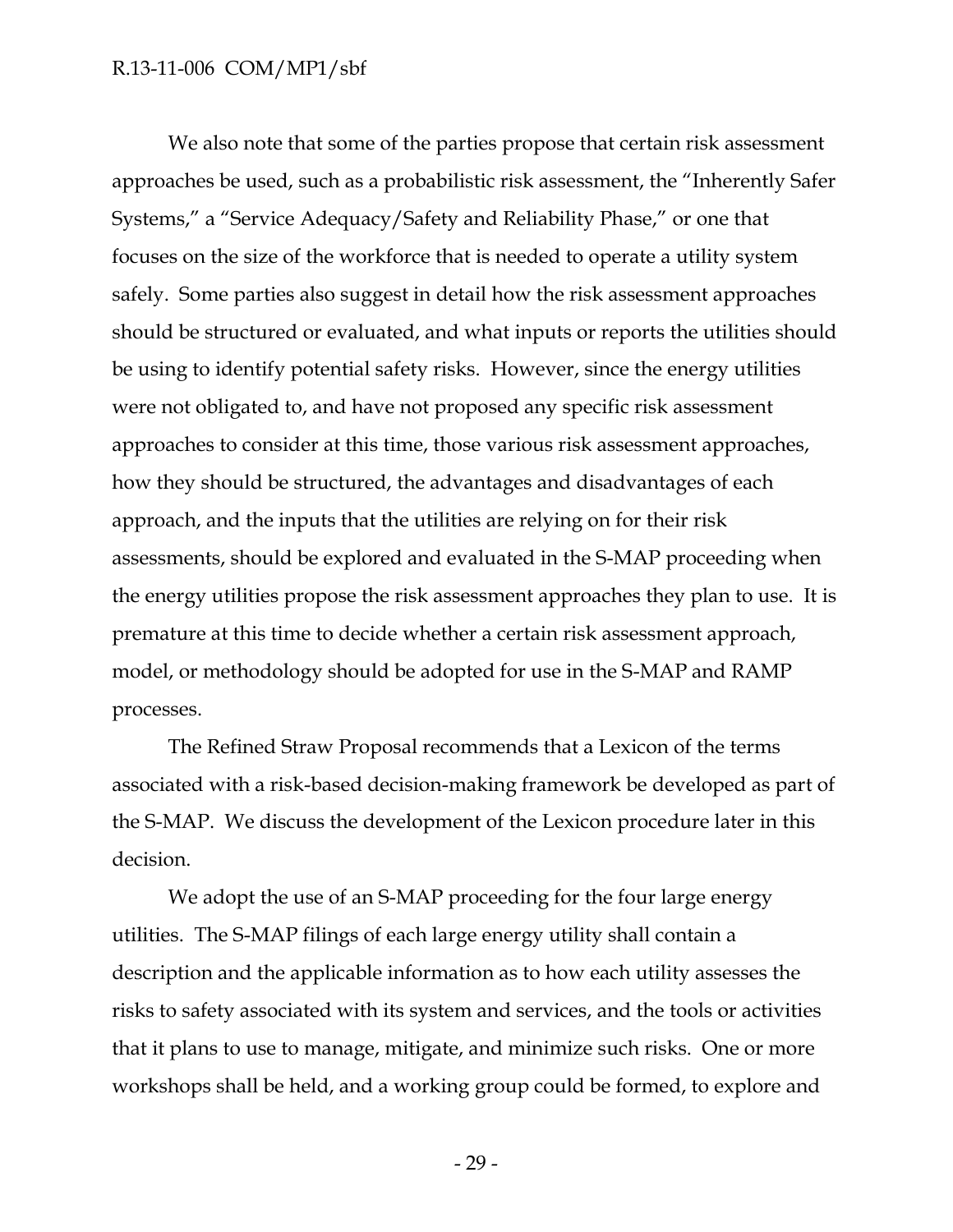We also note that some of the parties propose that certain risk assessment approaches be used, such as a probabilistic risk assessment, the "Inherently Safer Systems," a "Service Adequacy/Safety and Reliability Phase," or one that focuses on the size of the workforce that is needed to operate a utility system safely. Some parties also suggest in detail how the risk assessment approaches should be structured or evaluated, and what inputs or reports the utilities should be using to identify potential safety risks. However, since the energy utilities were not obligated to, and have not proposed any specific risk assessment approaches to consider at this time, those various risk assessment approaches, how they should be structured, the advantages and disadvantages of each approach, and the inputs that the utilities are relying on for their risk assessments, should be explored and evaluated in the S-MAP proceeding when the energy utilities propose the risk assessment approaches they plan to use. It is premature at this time to decide whether a certain risk assessment approach, model, or methodology should be adopted for use in the S-MAP and RAMP processes.

The Refined Straw Proposal recommends that a Lexicon of the terms associated with a risk-based decision-making framework be developed as part of the S-MAP. We discuss the development of the Lexicon procedure later in this decision.

We adopt the use of an S-MAP proceeding for the four large energy utilities. The S-MAP filings of each large energy utility shall contain a description and the applicable information as to how each utility assesses the risks to safety associated with its system and services, and the tools or activities that it plans to use to manage, mitigate, and minimize such risks. One or more workshops shall be held, and a working group could be formed, to explore and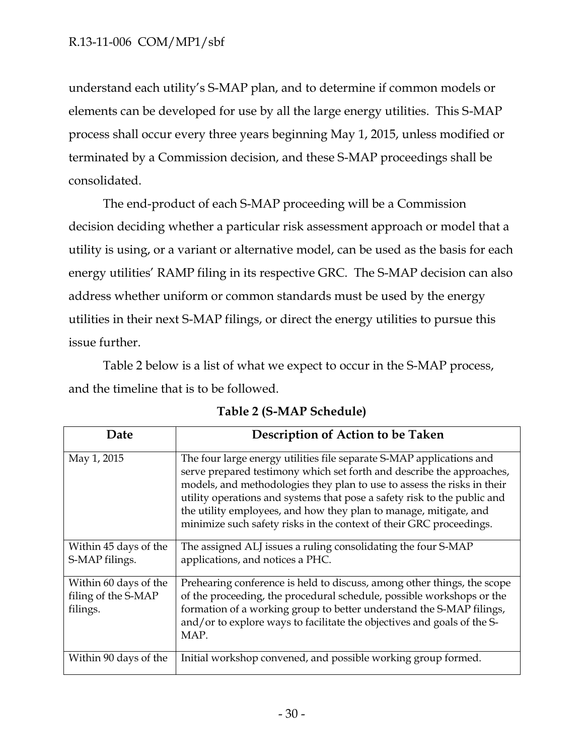understand each utility's S-MAP plan, and to determine if common models or elements can be developed for use by all the large energy utilities. This S-MAP process shall occur every three years beginning May 1, 2015, unless modified or terminated by a Commission decision, and these S-MAP proceedings shall be consolidated.

The end-product of each S-MAP proceeding will be a Commission decision deciding whether a particular risk assessment approach or model that a utility is using, or a variant or alternative model, can be used as the basis for each energy utilities' RAMP filing in its respective GRC. The S-MAP decision can also address whether uniform or common standards must be used by the energy utilities in their next S-MAP filings, or direct the energy utilities to pursue this issue further.

Table 2 below is a list of what we expect to occur in the S-MAP process, and the timeline that is to be followed.

**Table 2 (S-MAP Schedule)**

| Date | Description of Action to be Taken |
|---|---|
| May 1, 2015 | The four large energy utilities file separate S-MAP applications and serve prepared testimony which set forth and describe the approaches, models, and methodologies they plan to use to assess the risks in their utility operations and systems that pose a safety risk to the public and the utility employees, and how they plan to manage, mitigate, and minimize such safety risks in the context of their GRC proceedings. |
| Within 45 days of the S-MAP filings. | The assigned ALJ issues a ruling consolidating the four S-MAP applications, and notices a PHC. |
| Within 60 days of the filing of the S-MAP filings. | Prehearing conference is held to discuss, among other things, the scope of the proceeding, the procedural schedule, possible workshops or the formation of a working group to better understand the S-MAP filings, and/or to explore ways to facilitate the objectives and goals of the S-MAP. |
| Within 90 days of the | Initial workshop convened, and possible working group formed. |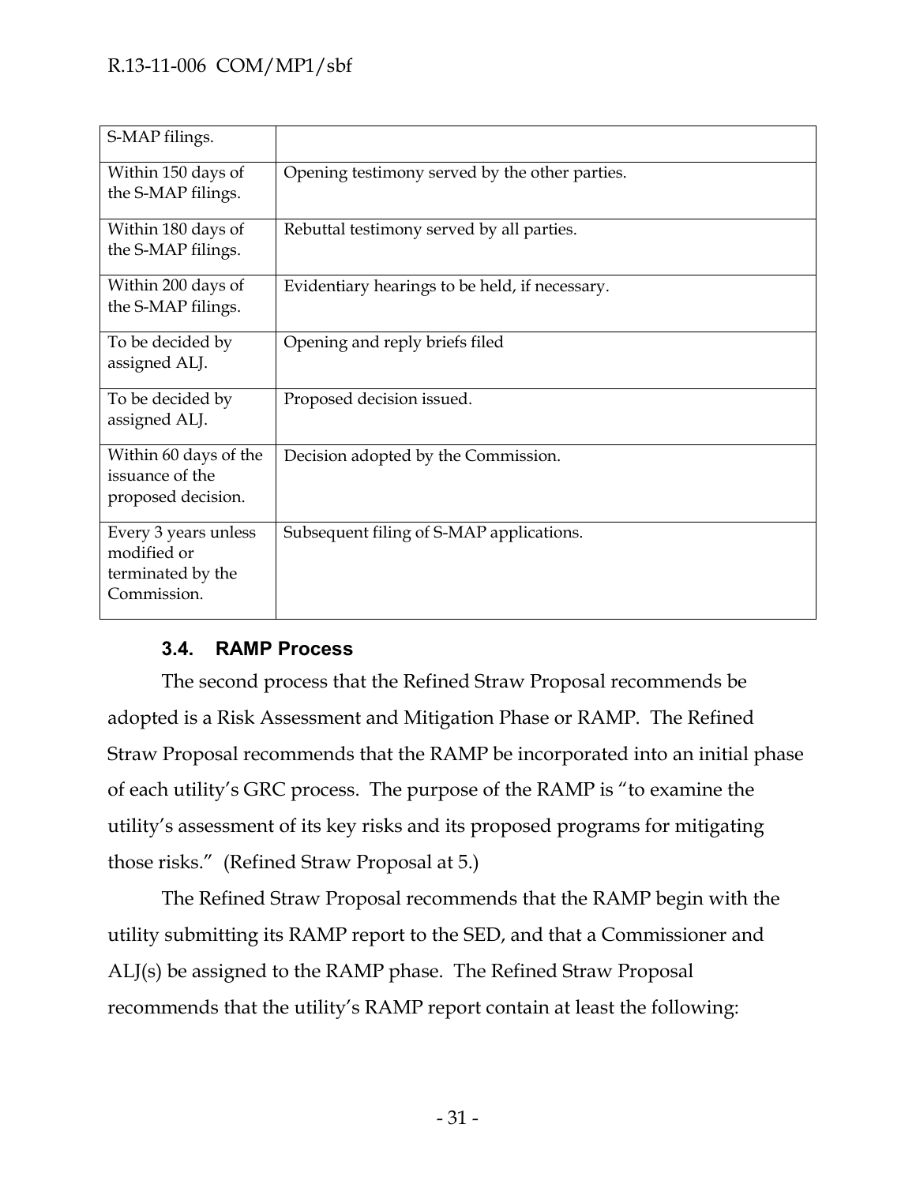| | |
|---|---|
| S-MAP filings. | |
| Within 150 days of the S-MAP filings. | Opening testimony served by the other parties. |
| Within 180 days of the S-MAP filings. | Rebuttal testimony served by all parties. |
| Within 200 days of the S-MAP filings. | Evidentiary hearings to be held, if necessary. |
| To be decided by assigned ALJ. | Opening and reply briefs filed |
| To be decided by assigned ALJ. | Proposed decision issued. |
| Within 60 days of the issuance of the proposed decision. | Decision adopted by the Commission. |
| Every 3 years unless modified or terminated by the Commission. | Subsequent filing of S-MAP applications. |

### 3.4. RAMP Process

The second process that the Refined Straw Proposal recommends be adopted is a Risk Assessment and Mitigation Phase or RAMP. The Refined Straw Proposal recommends that the RAMP be incorporated into an initial phase of each utility's GRC process. The purpose of the RAMP is "to examine the utility's assessment of its key risks and its proposed programs for mitigating those risks." (Refined Straw Proposal at 5.)

The Refined Straw Proposal recommends that the RAMP begin with the utility submitting its RAMP report to the SED, and that a Commissioner and ALJ(s) be assigned to the RAMP phase. The Refined Straw Proposal recommends that the utility's RAMP report contain at least the following: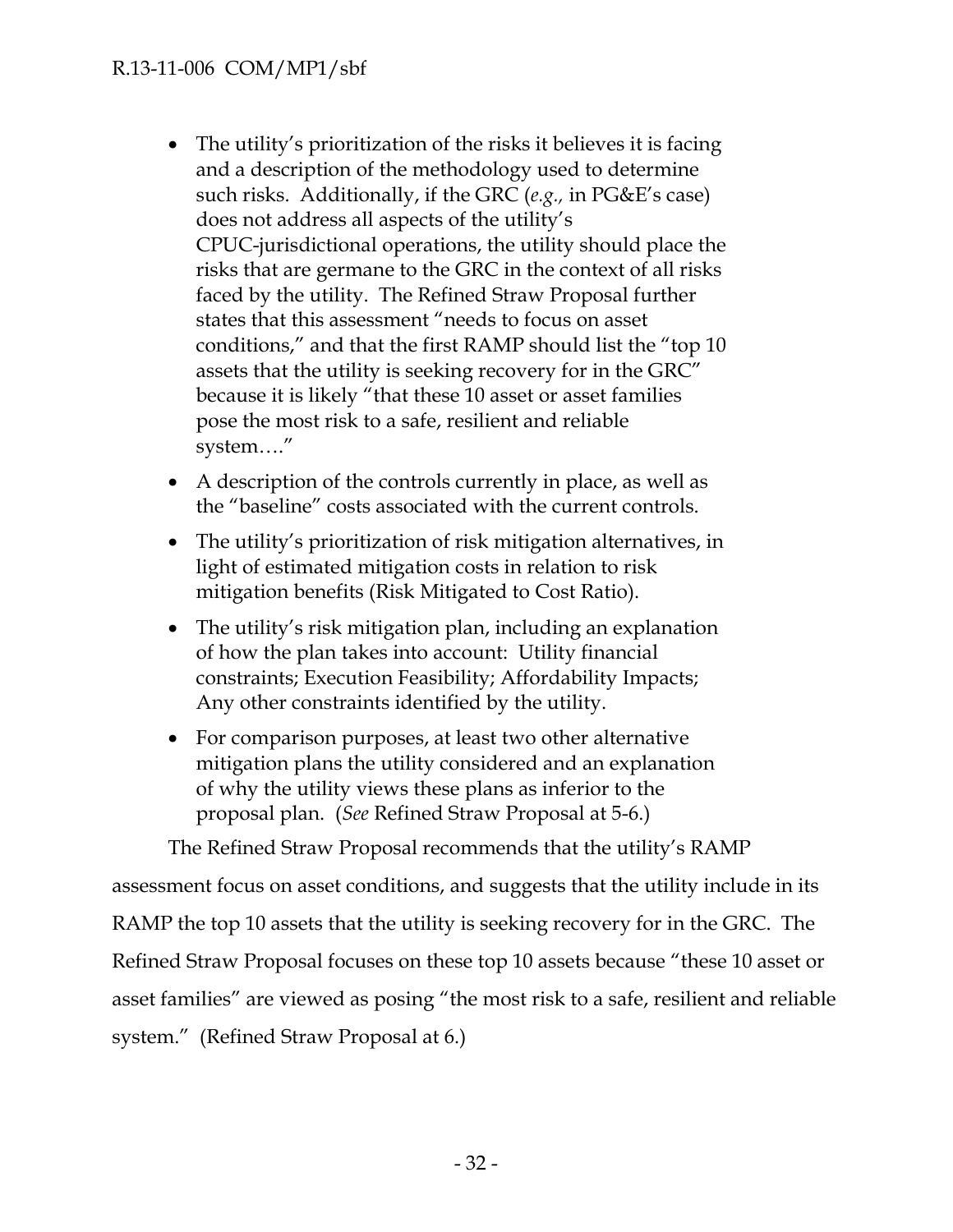- The utility's prioritization of the risks it believes it is facing and a description of the methodology used to determine such risks. Additionally, if the GRC (*e.g.,* in PG&E's case) does not address all aspects of the utility's CPUC-jurisdictional operations, the utility should place the risks that are germane to the GRC in the context of all risks faced by the utility. The Refined Straw Proposal further states that this assessment "needs to focus on asset conditions," and that the first RAMP should list the "top 10 assets that the utility is seeking recovery for in the GRC" because it is likely "that these 10 asset or asset families pose the most risk to a safe, resilient and reliable system…."
- A description of the controls currently in place, as well as the "baseline" costs associated with the current controls.
- The utility's prioritization of risk mitigation alternatives, in light of estimated mitigation costs in relation to risk mitigation benefits (Risk Mitigated to Cost Ratio).
- The utility's risk mitigation plan, including an explanation of how the plan takes into account: Utility financial constraints; Execution Feasibility; Affordability Impacts; Any other constraints identified by the utility.
- For comparison purposes, at least two other alternative mitigation plans the utility considered and an explanation of why the utility views these plans as inferior to the proposal plan. (*See* Refined Straw Proposal at 5-6.)

The Refined Straw Proposal recommends that the utility's RAMP assessment focus on asset conditions, and suggests that the utility include in its RAMP the top 10 assets that the utility is seeking recovery for in the GRC. The Refined Straw Proposal focuses on these top 10 assets because "these 10 asset or asset families" are viewed as posing "the most risk to a safe, resilient and reliable system." (Refined Straw Proposal at 6.)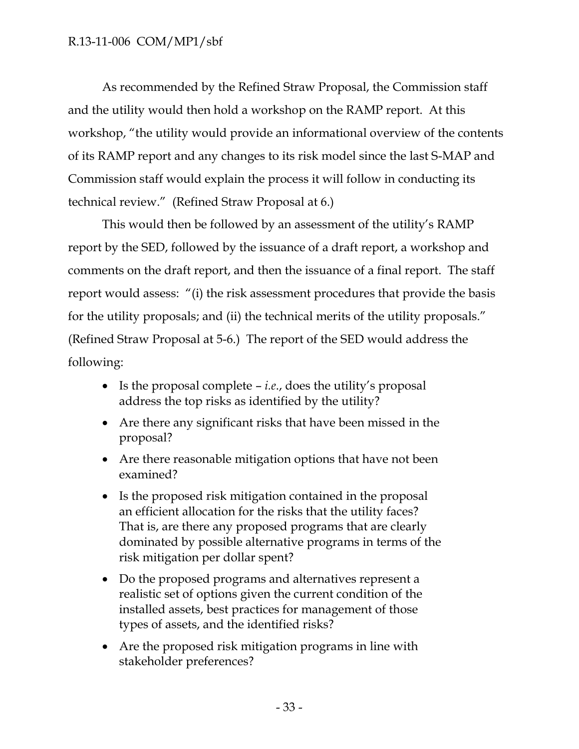As recommended by the Refined Straw Proposal, the Commission staff and the utility would then hold a workshop on the RAMP report. At this workshop, "the utility would provide an informational overview of the contents of its RAMP report and any changes to its risk model since the last S-MAP and Commission staff would explain the process it will follow in conducting its technical review." (Refined Straw Proposal at 6.)

This would then be followed by an assessment of the utility's RAMP report by the SED, followed by the issuance of a draft report, a workshop and comments on the draft report, and then the issuance of a final report. The staff report would assess: "(i) the risk assessment procedures that provide the basis for the utility proposals; and (ii) the technical merits of the utility proposals." (Refined Straw Proposal at 5-6.) The report of the SED would address the following:

- Is the proposal complete – *i.e.*, does the utility's proposal address the top risks as identified by the utility?
- Are there any significant risks that have been missed in the proposal?
- Are there reasonable mitigation options that have not been examined?
- Is the proposed risk mitigation contained in the proposal an efficient allocation for the risks that the utility faces? That is, are there any proposed programs that are clearly dominated by possible alternative programs in terms of the risk mitigation per dollar spent?
- Do the proposed programs and alternatives represent a realistic set of options given the current condition of the installed assets, best practices for management of those types of assets, and the identified risks?
- Are the proposed risk mitigation programs in line with stakeholder preferences?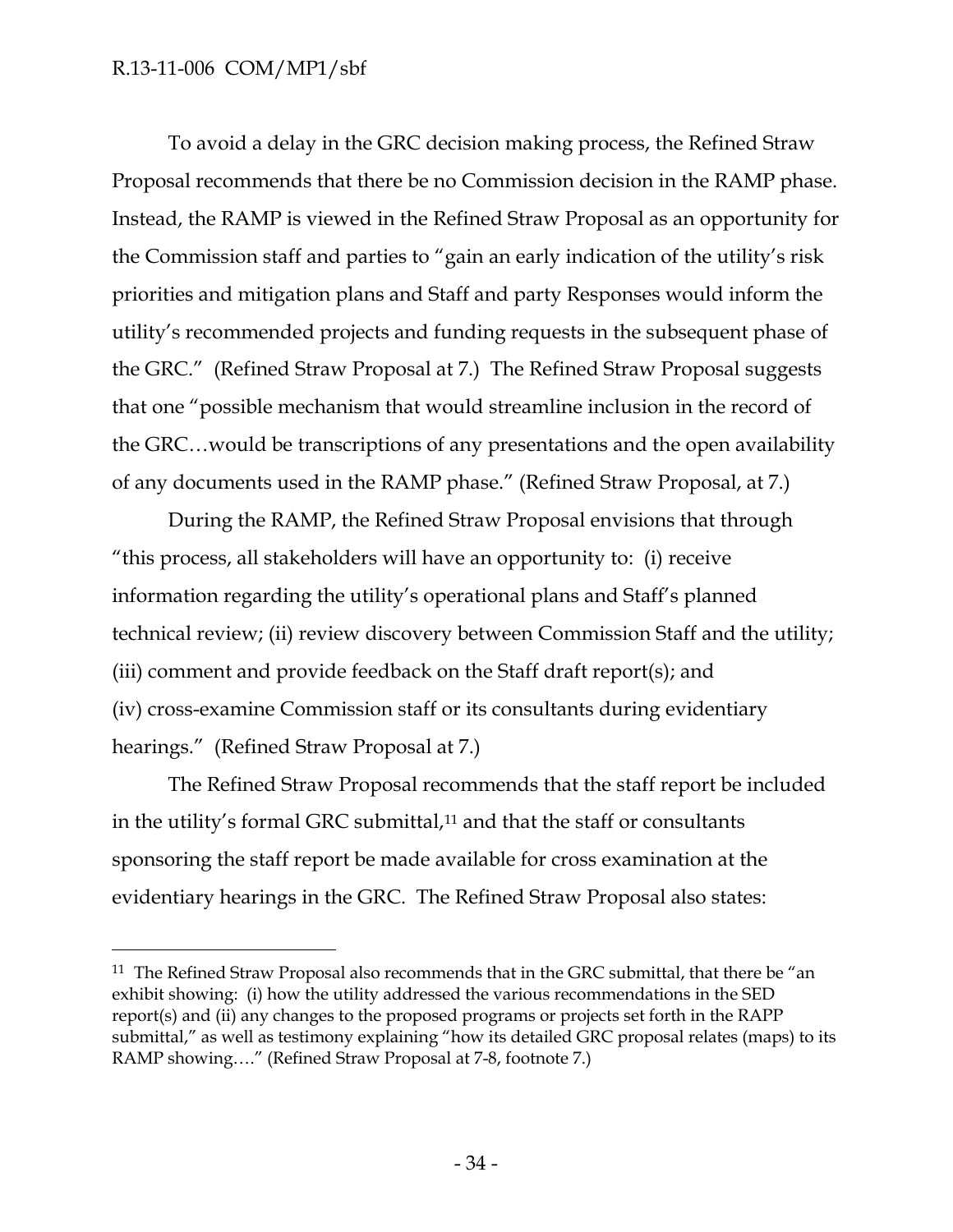To avoid a delay in the GRC decision making process, the Refined Straw Proposal recommends that there be no Commission decision in the RAMP phase. Instead, the RAMP is viewed in the Refined Straw Proposal as an opportunity for the Commission staff and parties to "gain an early indication of the utility's risk priorities and mitigation plans and Staff and party Responses would inform the utility's recommended projects and funding requests in the subsequent phase of the GRC." (Refined Straw Proposal at 7.) The Refined Straw Proposal suggests that one "possible mechanism that would streamline inclusion in the record of the GRC…would be transcriptions of any presentations and the open availability of any documents used in the RAMP phase." (Refined Straw Proposal, at 7.)

During the RAMP, the Refined Straw Proposal envisions that through "this process, all stakeholders will have an opportunity to: (i) receive information regarding the utility's operational plans and Staff's planned technical review; (ii) review discovery between Commission Staff and the utility; (iii) comment and provide feedback on the Staff draft report(s); and (iv) cross-examine Commission staff or its consultants during evidentiary hearings." (Refined Straw Proposal at 7.)

The Refined Straw Proposal recommends that the staff report be included in the utility's formal GRC submittal,[11] and that the staff or consultants sponsoring the staff report be made available for cross examination at the evidentiary hearings in the GRC. The Refined Straw Proposal also states:

---

[11] The Refined Straw Proposal also recommends that in the GRC submittal, that there be "an exhibit showing: (i) how the utility addressed the various recommendations in the SED report(s) and (ii) any changes to the proposed programs or projects set forth in the RAPP submittal," as well as testimony explaining "how its detailed GRC proposal relates (maps) to its RAMP showing…." (Refined Straw Proposal at 7-8, footnote 7.)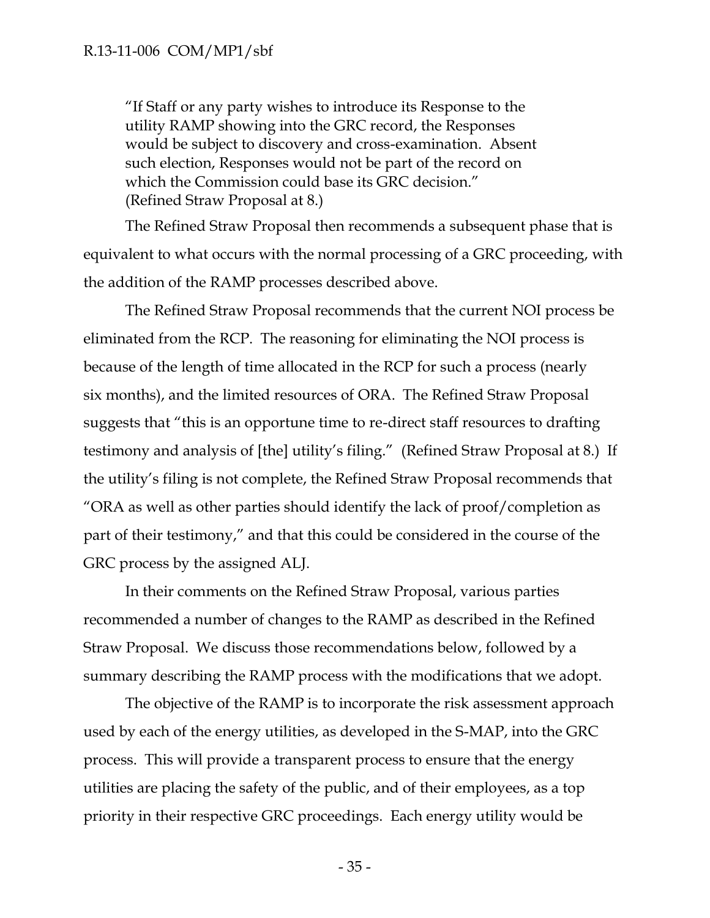> "If Staff or any party wishes to introduce its Response to the utility RAMP showing into the GRC record, the Responses would be subject to discovery and cross-examination. Absent such election, Responses would not be part of the record on which the Commission could base its GRC decision." (Refined Straw Proposal at 8.)

The Refined Straw Proposal then recommends a subsequent phase that is equivalent to what occurs with the normal processing of a GRC proceeding, with the addition of the RAMP processes described above.

The Refined Straw Proposal recommends that the current NOI process be eliminated from the RCP. The reasoning for eliminating the NOI process is because of the length of time allocated in the RCP for such a process (nearly six months), and the limited resources of ORA. The Refined Straw Proposal suggests that "this is an opportune time to re-direct staff resources to drafting testimony and analysis of [the] utility's filing." (Refined Straw Proposal at 8.) If the utility's filing is not complete, the Refined Straw Proposal recommends that "ORA as well as other parties should identify the lack of proof/completion as part of their testimony," and that this could be considered in the course of the GRC process by the assigned ALJ.

In their comments on the Refined Straw Proposal, various parties recommended a number of changes to the RAMP as described in the Refined Straw Proposal. We discuss those recommendations below, followed by a summary describing the RAMP process with the modifications that we adopt.

The objective of the RAMP is to incorporate the risk assessment approach used by each of the energy utilities, as developed in the S-MAP, into the GRC process. This will provide a transparent process to ensure that the energy utilities are placing the safety of the public, and of their employees, as a top priority in their respective GRC proceedings. Each energy utility would be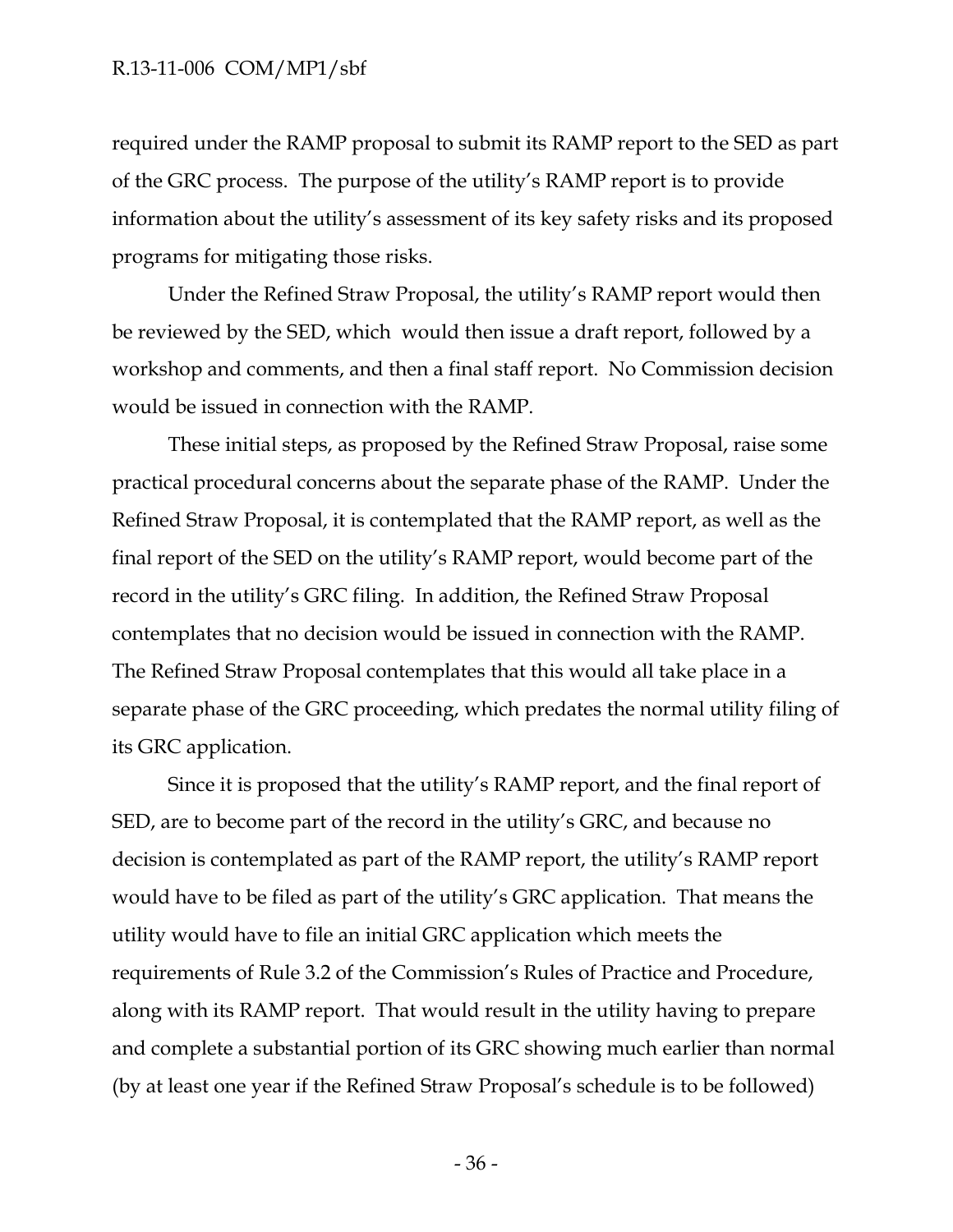required under the RAMP proposal to submit its RAMP report to the SED as part of the GRC process. The purpose of the utility's RAMP report is to provide information about the utility's assessment of its key safety risks and its proposed programs for mitigating those risks.

Under the Refined Straw Proposal, the utility's RAMP report would then be reviewed by the SED, which would then issue a draft report, followed by a workshop and comments, and then a final staff report. No Commission decision would be issued in connection with the RAMP.

These initial steps, as proposed by the Refined Straw Proposal, raise some practical procedural concerns about the separate phase of the RAMP. Under the Refined Straw Proposal, it is contemplated that the RAMP report, as well as the final report of the SED on the utility's RAMP report, would become part of the record in the utility's GRC filing. In addition, the Refined Straw Proposal contemplates that no decision would be issued in connection with the RAMP. The Refined Straw Proposal contemplates that this would all take place in a separate phase of the GRC proceeding, which predates the normal utility filing of its GRC application.

Since it is proposed that the utility's RAMP report, and the final report of SED, are to become part of the record in the utility's GRC, and because no decision is contemplated as part of the RAMP report, the utility's RAMP report would have to be filed as part of the utility's GRC application. That means the utility would have to file an initial GRC application which meets the requirements of Rule 3.2 of the Commission's Rules of Practice and Procedure, along with its RAMP report. That would result in the utility having to prepare and complete a substantial portion of its GRC showing much earlier than normal (by at least one year if the Refined Straw Proposal's schedule is to be followed)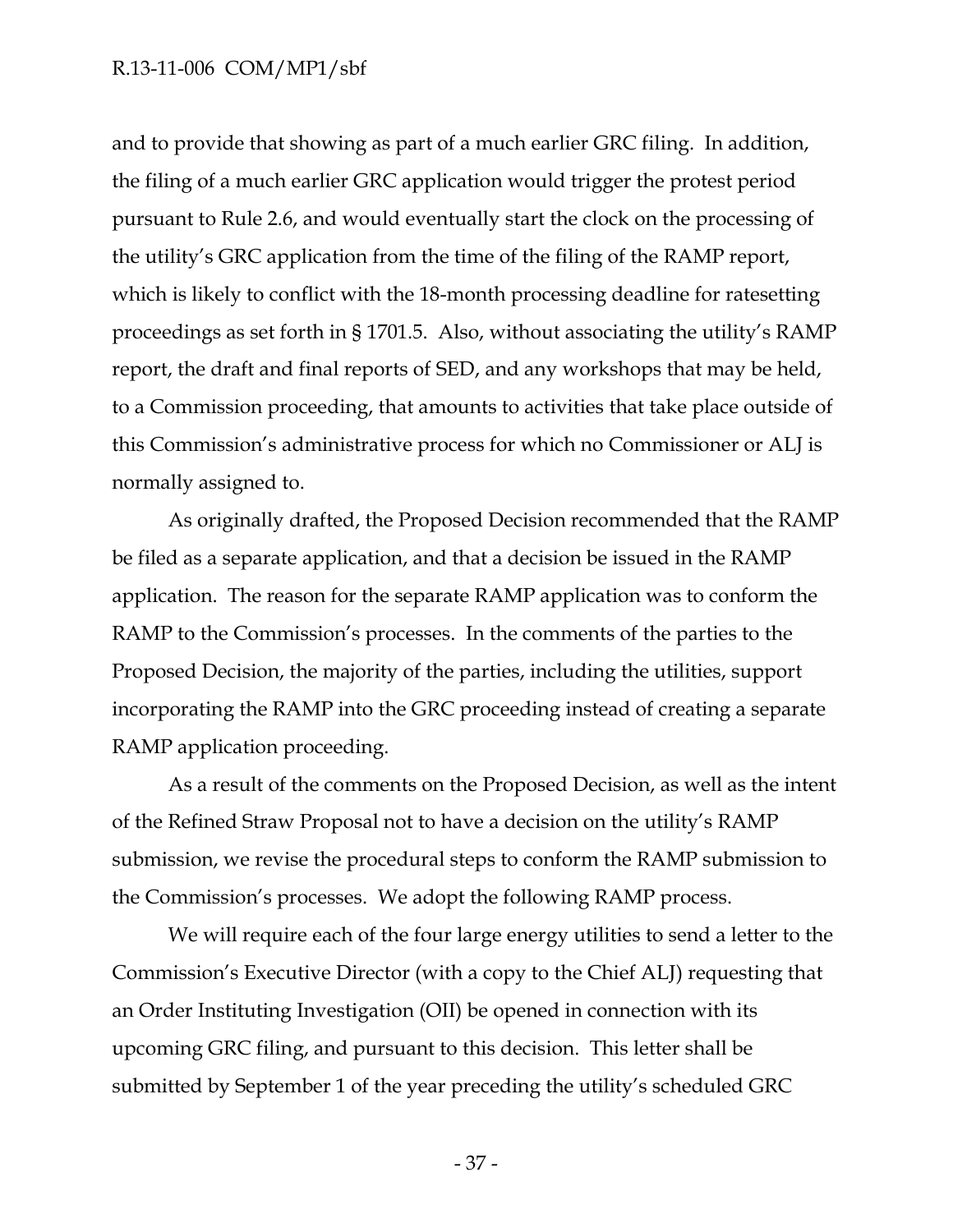and to provide that showing as part of a much earlier GRC filing. In addition, the filing of a much earlier GRC application would trigger the protest period pursuant to Rule 2.6, and would eventually start the clock on the processing of the utility's GRC application from the time of the filing of the RAMP report, which is likely to conflict with the 18-month processing deadline for ratesetting proceedings as set forth in § 1701.5. Also, without associating the utility's RAMP report, the draft and final reports of SED, and any workshops that may be held, to a Commission proceeding, that amounts to activities that take place outside of this Commission's administrative process for which no Commissioner or ALJ is normally assigned to.

As originally drafted, the Proposed Decision recommended that the RAMP be filed as a separate application, and that a decision be issued in the RAMP application. The reason for the separate RAMP application was to conform the RAMP to the Commission's processes. In the comments of the parties to the Proposed Decision, the majority of the parties, including the utilities, support incorporating the RAMP into the GRC proceeding instead of creating a separate RAMP application proceeding.

As a result of the comments on the Proposed Decision, as well as the intent of the Refined Straw Proposal not to have a decision on the utility's RAMP submission, we revise the procedural steps to conform the RAMP submission to the Commission's processes. We adopt the following RAMP process.

We will require each of the four large energy utilities to send a letter to the Commission's Executive Director (with a copy to the Chief ALJ) requesting that an Order Instituting Investigation (OII) be opened in connection with its upcoming GRC filing, and pursuant to this decision. This letter shall be submitted by September 1 of the year preceding the utility's scheduled GRC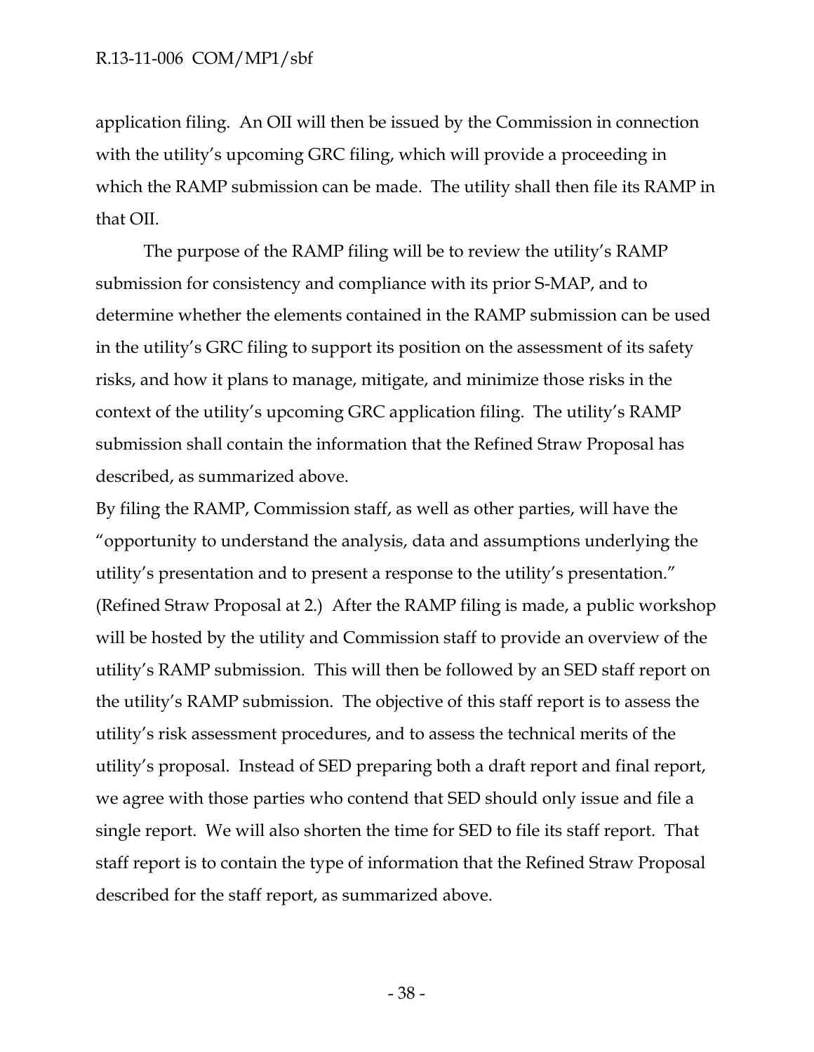application filing. An OII will then be issued by the Commission in connection with the utility's upcoming GRC filing, which will provide a proceeding in which the RAMP submission can be made. The utility shall then file its RAMP in that OII.

The purpose of the RAMP filing will be to review the utility's RAMP submission for consistency and compliance with its prior S-MAP, and to determine whether the elements contained in the RAMP submission can be used in the utility's GRC filing to support its position on the assessment of its safety risks, and how it plans to manage, mitigate, and minimize those risks in the context of the utility's upcoming GRC application filing. The utility's RAMP submission shall contain the information that the Refined Straw Proposal has described, as summarized above.

By filing the RAMP, Commission staff, as well as other parties, will have the "opportunity to understand the analysis, data and assumptions underlying the utility's presentation and to present a response to the utility's presentation." (Refined Straw Proposal at 2.) After the RAMP filing is made, a public workshop will be hosted by the utility and Commission staff to provide an overview of the utility's RAMP submission. This will then be followed by an SED staff report on the utility's RAMP submission. The objective of this staff report is to assess the utility's risk assessment procedures, and to assess the technical merits of the utility's proposal. Instead of SED preparing both a draft report and final report, we agree with those parties who contend that SED should only issue and file a single report. We will also shorten the time for SED to file its staff report. That staff report is to contain the type of information that the Refined Straw Proposal described for the staff report, as summarized above.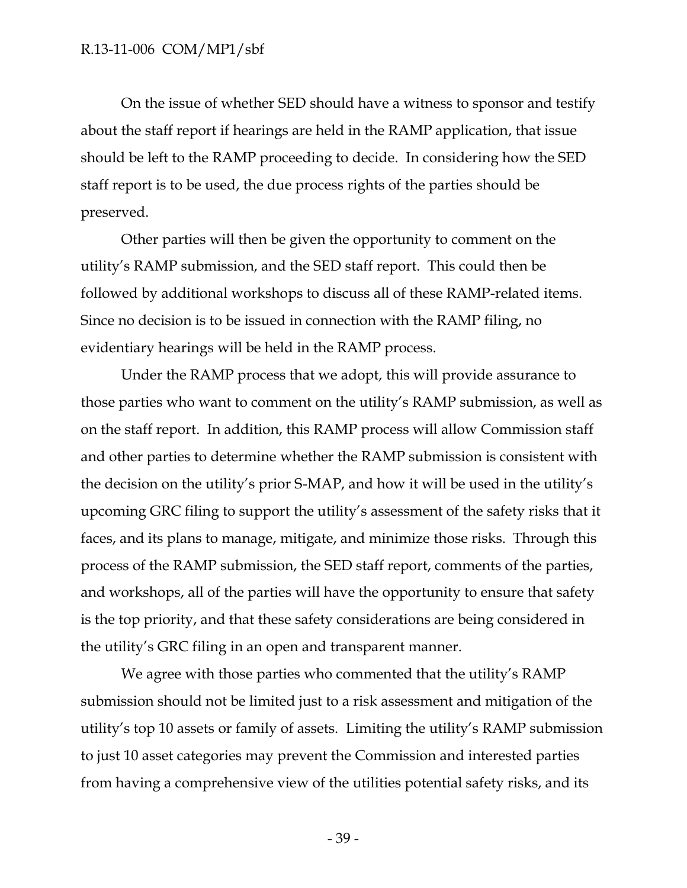On the issue of whether SED should have a witness to sponsor and testify about the staff report if hearings are held in the RAMP application, that issue should be left to the RAMP proceeding to decide. In considering how the SED staff report is to be used, the due process rights of the parties should be preserved.

Other parties will then be given the opportunity to comment on the utility's RAMP submission, and the SED staff report. This could then be followed by additional workshops to discuss all of these RAMP-related items. Since no decision is to be issued in connection with the RAMP filing, no evidentiary hearings will be held in the RAMP process.

Under the RAMP process that we adopt, this will provide assurance to those parties who want to comment on the utility's RAMP submission, as well as on the staff report. In addition, this RAMP process will allow Commission staff and other parties to determine whether the RAMP submission is consistent with the decision on the utility's prior S-MAP, and how it will be used in the utility's upcoming GRC filing to support the utility's assessment of the safety risks that it faces, and its plans to manage, mitigate, and minimize those risks. Through this process of the RAMP submission, the SED staff report, comments of the parties, and workshops, all of the parties will have the opportunity to ensure that safety is the top priority, and that these safety considerations are being considered in the utility's GRC filing in an open and transparent manner.

We agree with those parties who commented that the utility's RAMP submission should not be limited just to a risk assessment and mitigation of the utility's top 10 assets or family of assets. Limiting the utility's RAMP submission to just 10 asset categories may prevent the Commission and interested parties from having a comprehensive view of the utilities potential safety risks, and its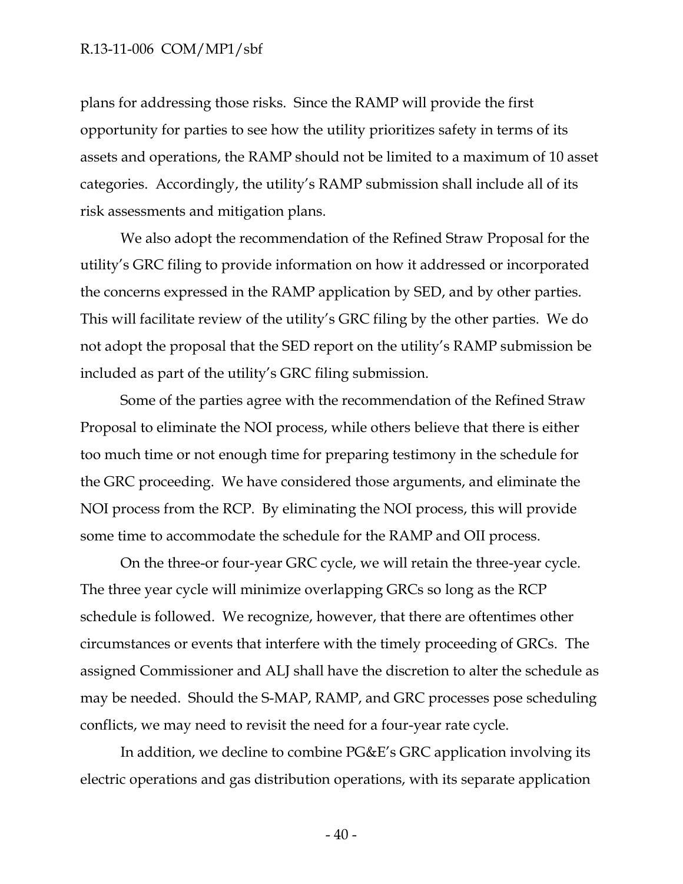plans for addressing those risks. Since the RAMP will provide the first opportunity for parties to see how the utility prioritizes safety in terms of its assets and operations, the RAMP should not be limited to a maximum of 10 asset categories. Accordingly, the utility's RAMP submission shall include all of its risk assessments and mitigation plans.

We also adopt the recommendation of the Refined Straw Proposal for the utility's GRC filing to provide information on how it addressed or incorporated the concerns expressed in the RAMP application by SED, and by other parties. This will facilitate review of the utility's GRC filing by the other parties. We do not adopt the proposal that the SED report on the utility's RAMP submission be included as part of the utility's GRC filing submission.

Some of the parties agree with the recommendation of the Refined Straw Proposal to eliminate the NOI process, while others believe that there is either too much time or not enough time for preparing testimony in the schedule for the GRC proceeding. We have considered those arguments, and eliminate the NOI process from the RCP. By eliminating the NOI process, this will provide some time to accommodate the schedule for the RAMP and OII process.

On the three-or four-year GRC cycle, we will retain the three-year cycle. The three year cycle will minimize overlapping GRCs so long as the RCP schedule is followed. We recognize, however, that there are oftentimes other circumstances or events that interfere with the timely proceeding of GRCs. The assigned Commissioner and ALJ shall have the discretion to alter the schedule as may be needed. Should the S-MAP, RAMP, and GRC processes pose scheduling conflicts, we may need to revisit the need for a four-year rate cycle.

In addition, we decline to combine PG&E's GRC application involving its electric operations and gas distribution operations, with its separate application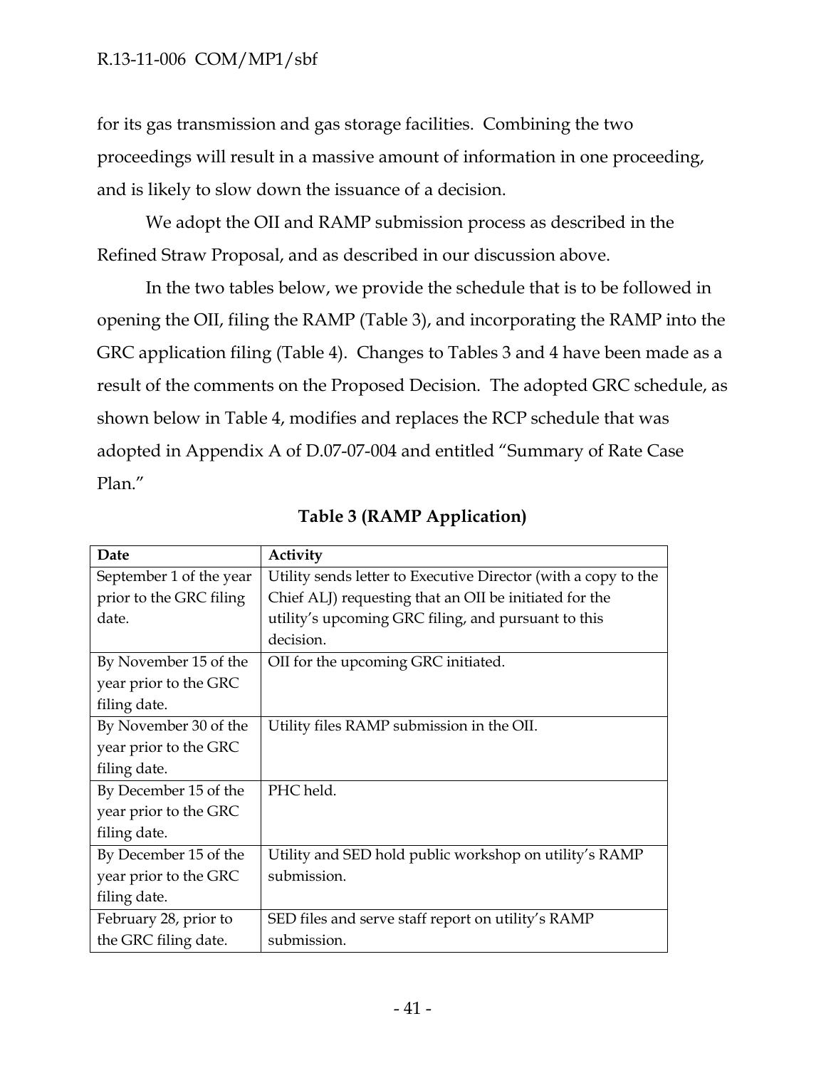for its gas transmission and gas storage facilities. Combining the two proceedings will result in a massive amount of information in one proceeding, and is likely to slow down the issuance of a decision.

We adopt the OII and RAMP submission process as described in the Refined Straw Proposal, and as described in our discussion above.

In the two tables below, we provide the schedule that is to be followed in opening the OII, filing the RAMP (Table 3), and incorporating the RAMP into the GRC application filing (Table 4). Changes to Tables 3 and 4 have been made as a result of the comments on the Proposed Decision. The adopted GRC schedule, as shown below in Table 4, modifies and replaces the RCP schedule that was adopted in Appendix A of D.07-07-004 and entitled "Summary of Rate Case Plan."

**Table 3 (RAMP Application)**

| Date | Activity |
|---|---|
| September 1 of the year prior to the GRC filing date. | Utility sends letter to Executive Director (with a copy to the Chief ALJ) requesting that an OII be initiated for the utility's upcoming GRC filing, and pursuant to this decision. |
| By November 15 of the year prior to the GRC filing date. | OII for the upcoming GRC initiated. |
| By November 30 of the year prior to the GRC filing date. | Utility files RAMP submission in the OII. |
| By December 15 of the year prior to the GRC filing date. | PHC held. |
| By December 15 of the year prior to the GRC filing date. | Utility and SED hold public workshop on utility's RAMP submission. |
| February 28, prior to the GRC filing date. | SED files and serve staff report on utility's RAMP submission. |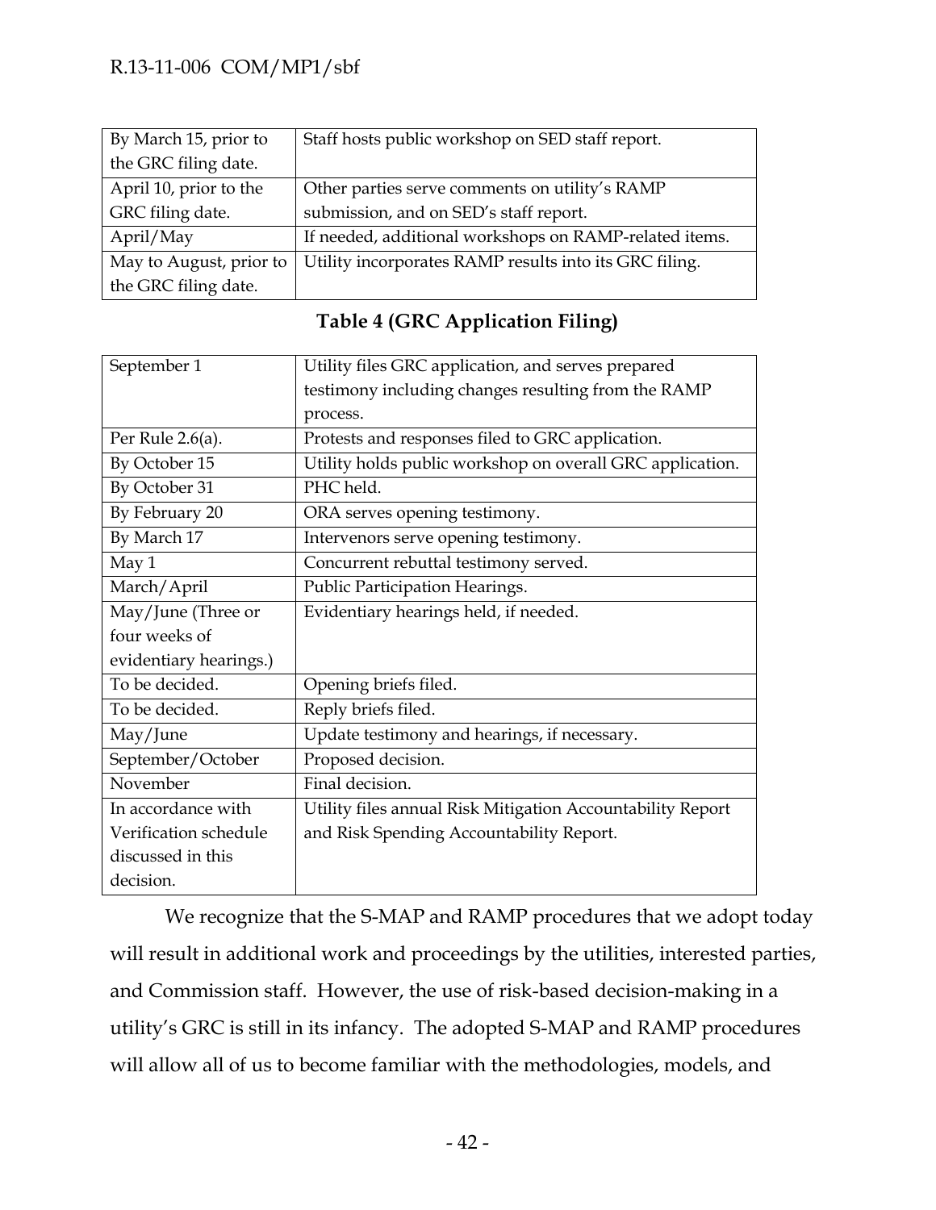| | |
|---|---|
| By March 15, prior to the GRC filing date. | Staff hosts public workshop on SED staff report. |
| April 10, prior to the GRC filing date. | Other parties serve comments on utility's RAMP submission, and on SED's staff report. |
| April/May | If needed, additional workshops on RAMP-related items. |
| May to August, prior to the GRC filing date. | Utility incorporates RAMP results into its GRC filing. |

**Table 4 (GRC Application Filing)**

| | |
|---|---|
| September 1 | Utility files GRC application, and serves prepared testimony including changes resulting from the RAMP process. |
| Per Rule 2.6(a). | Protests and responses filed to GRC application. |
| By October 15 | Utility holds public workshop on overall GRC application. |
| By October 31 | PHC held. |
| By February 20 | ORA serves opening testimony. |
| By March 17 | Intervenors serve opening testimony. |
| May 1 | Concurrent rebuttal testimony served. |
| March/April | Public Participation Hearings. |
| May/June (Three or four weeks of evidentiary hearings.) | Evidentiary hearings held, if needed. |
| To be decided. | Opening briefs filed. |
| To be decided. | Reply briefs filed. |
| May/June | Update testimony and hearings, if necessary. |
| September/October | Proposed decision. |
| November | Final decision. |
| In accordance with Verification schedule discussed in this decision. | Utility files annual Risk Mitigation Accountability Report and Risk Spending Accountability Report. |

We recognize that the S-MAP and RAMP procedures that we adopt today will result in additional work and proceedings by the utilities, interested parties, and Commission staff. However, the use of risk-based decision-making in a utility's GRC is still in its infancy. The adopted S-MAP and RAMP procedures will allow all of us to become familiar with the methodologies, models, and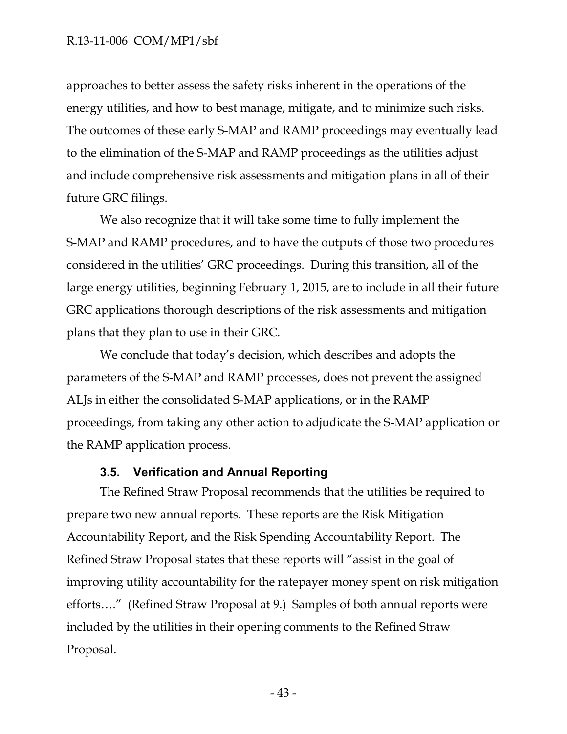approaches to better assess the safety risks inherent in the operations of the energy utilities, and how to best manage, mitigate, and to minimize such risks. The outcomes of these early S-MAP and RAMP proceedings may eventually lead to the elimination of the S-MAP and RAMP proceedings as the utilities adjust and include comprehensive risk assessments and mitigation plans in all of their future GRC filings.

We also recognize that it will take some time to fully implement the S-MAP and RAMP procedures, and to have the outputs of those two procedures considered in the utilities' GRC proceedings. During this transition, all of the large energy utilities, beginning February 1, 2015, are to include in all their future GRC applications thorough descriptions of the risk assessments and mitigation plans that they plan to use in their GRC.

We conclude that today's decision, which describes and adopts the parameters of the S-MAP and RAMP processes, does not prevent the assigned ALJs in either the consolidated S-MAP applications, or in the RAMP proceedings, from taking any other action to adjudicate the S-MAP application or the RAMP application process.

### 3.5. Verification and Annual Reporting

The Refined Straw Proposal recommends that the utilities be required to prepare two new annual reports. These reports are the Risk Mitigation Accountability Report, and the Risk Spending Accountability Report. The Refined Straw Proposal states that these reports will "assist in the goal of improving utility accountability for the ratepayer money spent on risk mitigation efforts…." (Refined Straw Proposal at 9.) Samples of both annual reports were included by the utilities in their opening comments to the Refined Straw Proposal.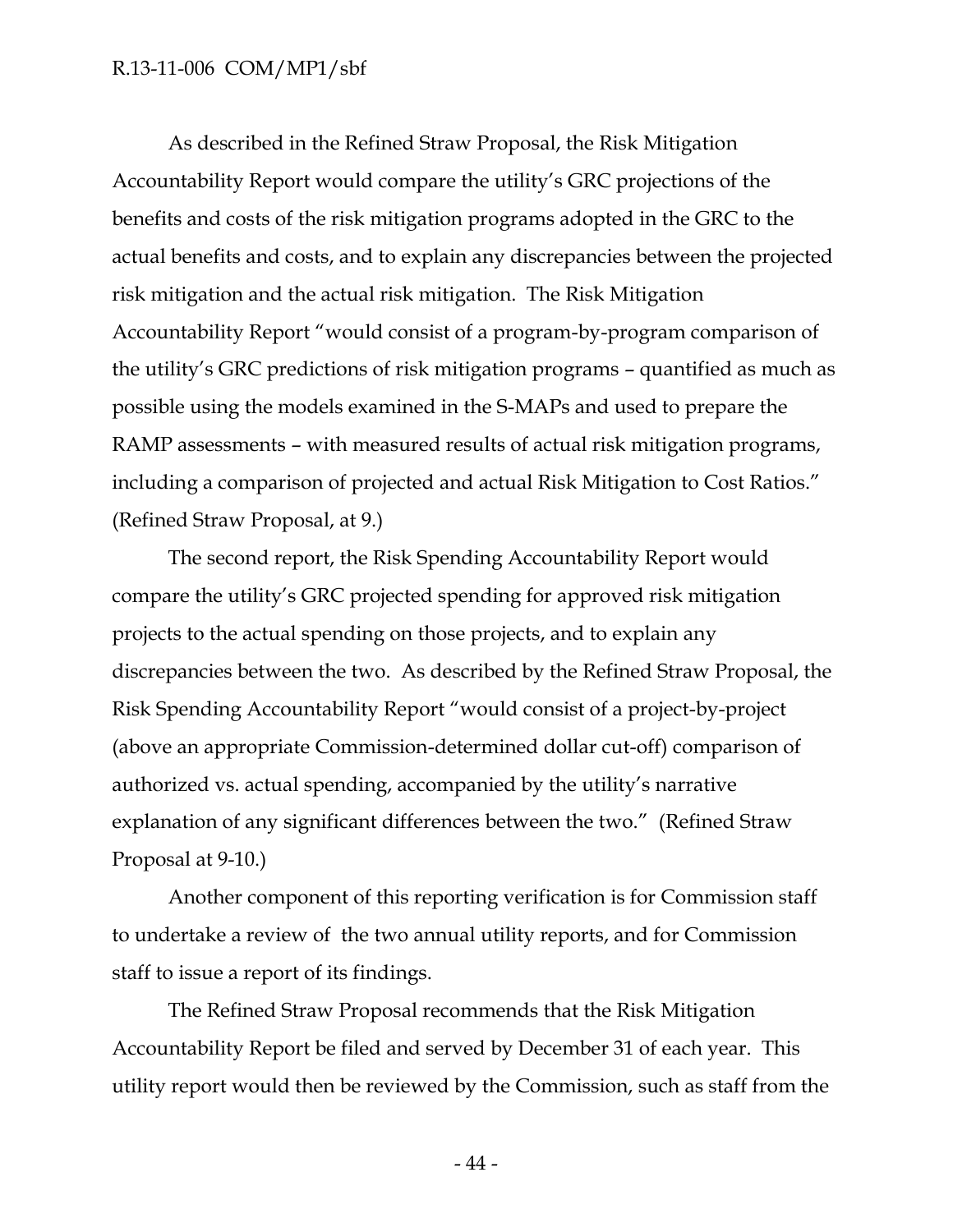As described in the Refined Straw Proposal, the Risk Mitigation Accountability Report would compare the utility's GRC projections of the benefits and costs of the risk mitigation programs adopted in the GRC to the actual benefits and costs, and to explain any discrepancies between the projected risk mitigation and the actual risk mitigation. The Risk Mitigation Accountability Report "would consist of a program-by-program comparison of the utility's GRC predictions of risk mitigation programs – quantified as much as possible using the models examined in the S-MAPs and used to prepare the RAMP assessments – with measured results of actual risk mitigation programs, including a comparison of projected and actual Risk Mitigation to Cost Ratios." (Refined Straw Proposal, at 9.)

The second report, the Risk Spending Accountability Report would compare the utility's GRC projected spending for approved risk mitigation projects to the actual spending on those projects, and to explain any discrepancies between the two. As described by the Refined Straw Proposal, the Risk Spending Accountability Report "would consist of a project-by-project (above an appropriate Commission-determined dollar cut-off) comparison of authorized vs. actual spending, accompanied by the utility's narrative explanation of any significant differences between the two." (Refined Straw Proposal at 9-10.)

Another component of this reporting verification is for Commission staff to undertake a review of the two annual utility reports, and for Commission staff to issue a report of its findings.

The Refined Straw Proposal recommends that the Risk Mitigation Accountability Report be filed and served by December 31 of each year. This utility report would then be reviewed by the Commission, such as staff from the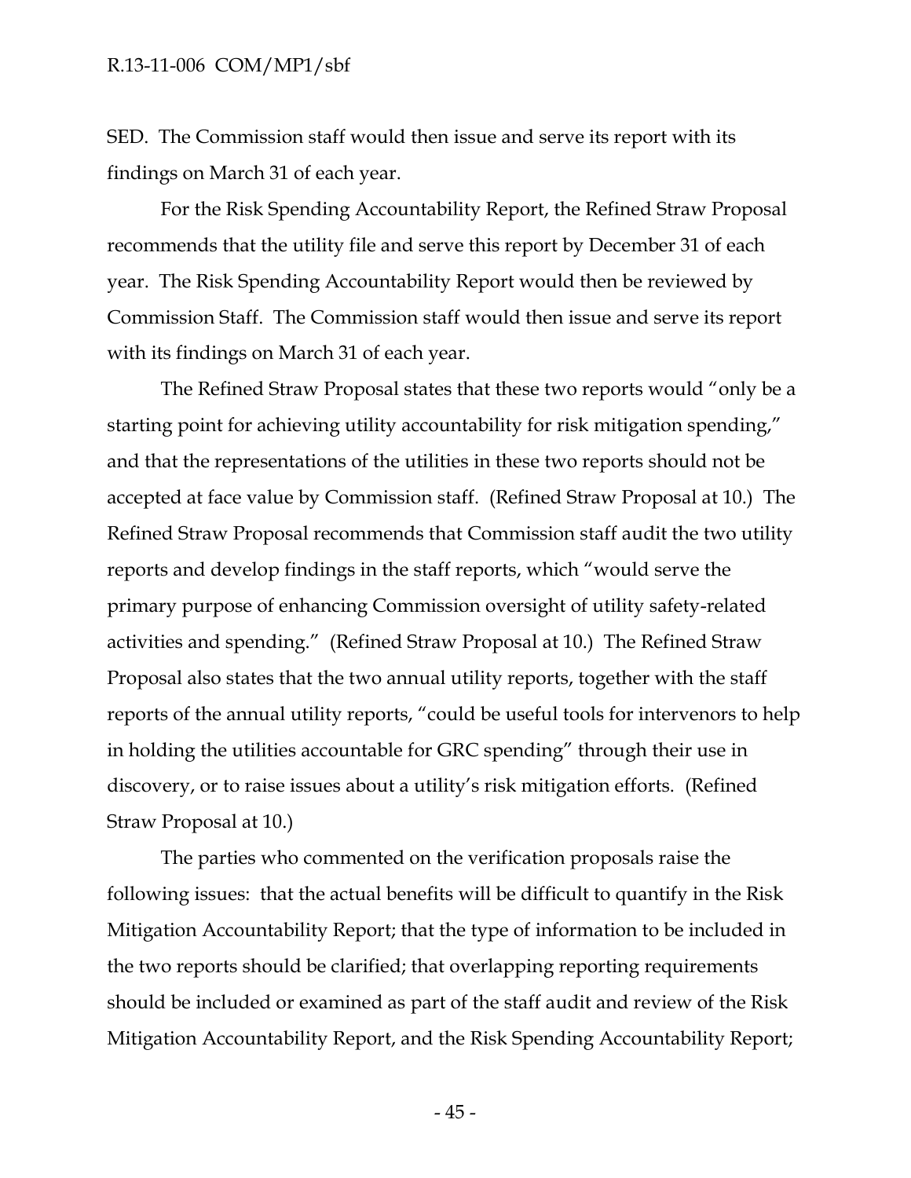SED. The Commission staff would then issue and serve its report with its findings on March 31 of each year.

For the Risk Spending Accountability Report, the Refined Straw Proposal recommends that the utility file and serve this report by December 31 of each year. The Risk Spending Accountability Report would then be reviewed by Commission Staff. The Commission staff would then issue and serve its report with its findings on March 31 of each year.

The Refined Straw Proposal states that these two reports would "only be a starting point for achieving utility accountability for risk mitigation spending," and that the representations of the utilities in these two reports should not be accepted at face value by Commission staff. (Refined Straw Proposal at 10.) The Refined Straw Proposal recommends that Commission staff audit the two utility reports and develop findings in the staff reports, which "would serve the primary purpose of enhancing Commission oversight of utility safety-related activities and spending." (Refined Straw Proposal at 10.) The Refined Straw Proposal also states that the two annual utility reports, together with the staff reports of the annual utility reports, "could be useful tools for intervenors to help in holding the utilities accountable for GRC spending" through their use in discovery, or to raise issues about a utility's risk mitigation efforts. (Refined Straw Proposal at 10.)

The parties who commented on the verification proposals raise the following issues: that the actual benefits will be difficult to quantify in the Risk Mitigation Accountability Report; that the type of information to be included in the two reports should be clarified; that overlapping reporting requirements should be included or examined as part of the staff audit and review of the Risk Mitigation Accountability Report, and the Risk Spending Accountability Report;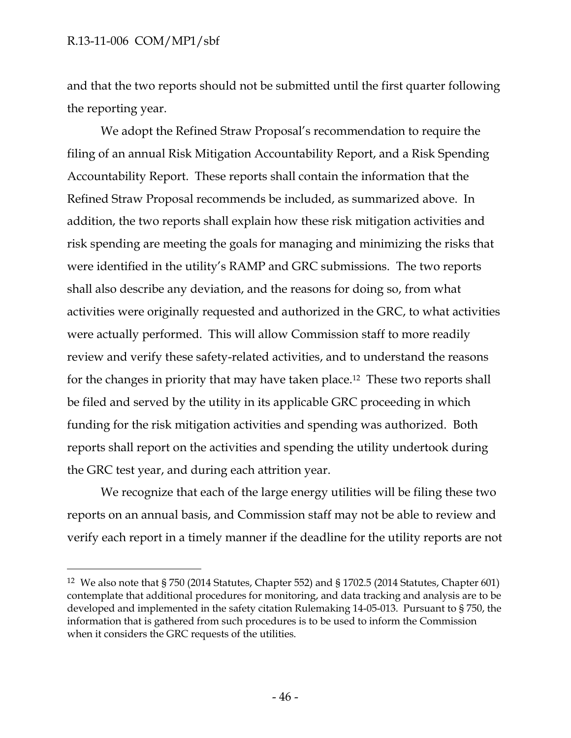and that the two reports should not be submitted until the first quarter following the reporting year.

We adopt the Refined Straw Proposal's recommendation to require the filing of an annual Risk Mitigation Accountability Report, and a Risk Spending Accountability Report. These reports shall contain the information that the Refined Straw Proposal recommends be included, as summarized above. In addition, the two reports shall explain how these risk mitigation activities and risk spending are meeting the goals for managing and minimizing the risks that were identified in the utility's RAMP and GRC submissions. The two reports shall also describe any deviation, and the reasons for doing so, from what activities were originally requested and authorized in the GRC, to what activities were actually performed. This will allow Commission staff to more readily review and verify these safety-related activities, and to understand the reasons for the changes in priority that may have taken place.[12] These two reports shall be filed and served by the utility in its applicable GRC proceeding in which funding for the risk mitigation activities and spending was authorized. Both reports shall report on the activities and spending the utility undertook during the GRC test year, and during each attrition year.

We recognize that each of the large energy utilities will be filing these two reports on an annual basis, and Commission staff may not be able to review and verify each report in a timely manner if the deadline for the utility reports are not

---

[12] We also note that § 750 (2014 Statutes, Chapter 552) and § 1702.5 (2014 Statutes, Chapter 601) contemplate that additional procedures for monitoring, and data tracking and analysis are to be developed and implemented in the safety citation Rulemaking 14-05-013. Pursuant to § 750, the information that is gathered from such procedures is to be used to inform the Commission when it considers the GRC requests of the utilities.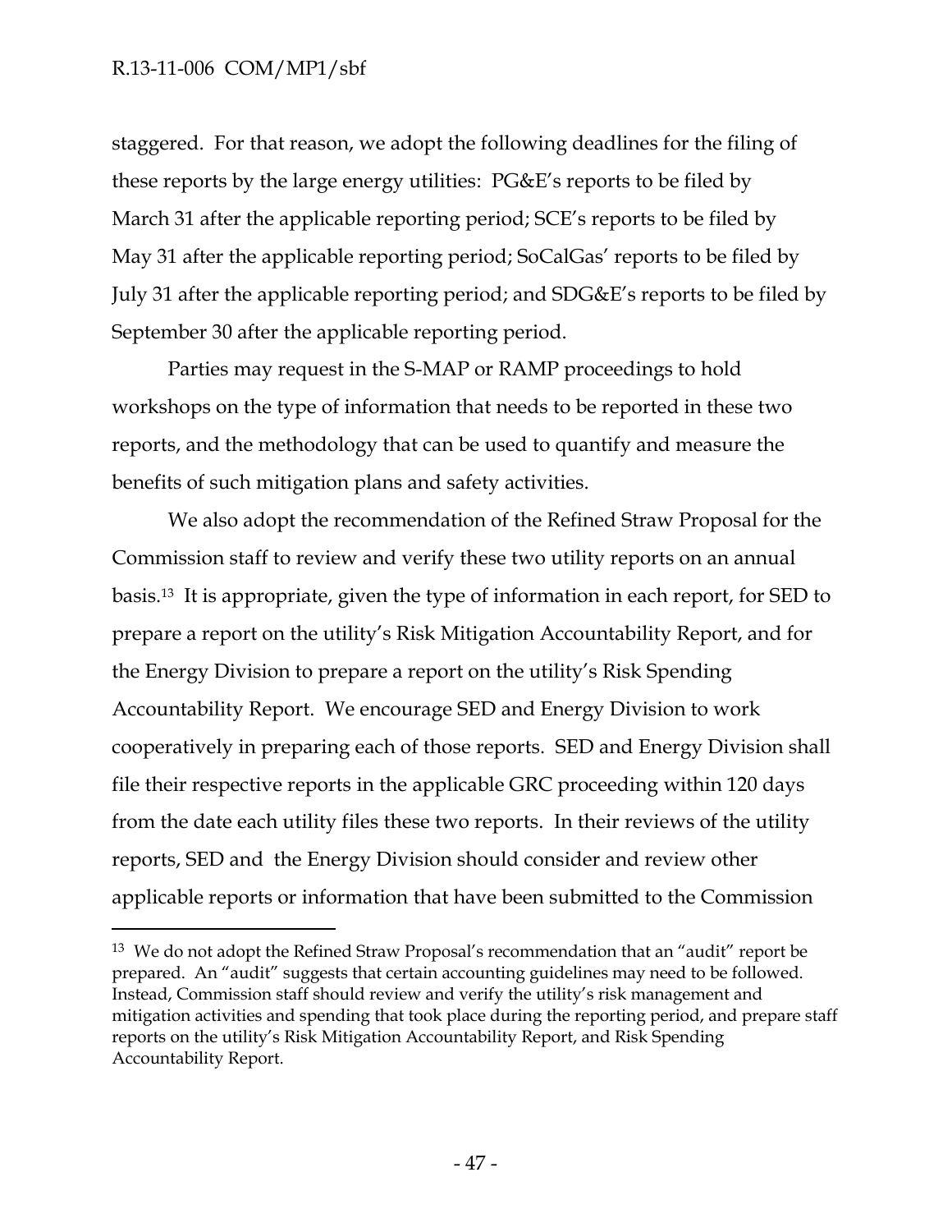staggered. For that reason, we adopt the following deadlines for the filing of these reports by the large energy utilities: PG&E's reports to be filed by March 31 after the applicable reporting period; SCE's reports to be filed by May 31 after the applicable reporting period; SoCalGas' reports to be filed by July 31 after the applicable reporting period; and SDG&E's reports to be filed by September 30 after the applicable reporting period.

Parties may request in the S-MAP or RAMP proceedings to hold workshops on the type of information that needs to be reported in these two reports, and the methodology that can be used to quantify and measure the benefits of such mitigation plans and safety activities.

We also adopt the recommendation of the Refined Straw Proposal for the Commission staff to review and verify these two utility reports on an annual basis.[13] It is appropriate, given the type of information in each report, for SED to prepare a report on the utility's Risk Mitigation Accountability Report, and for the Energy Division to prepare a report on the utility's Risk Spending Accountability Report. We encourage SED and Energy Division to work cooperatively in preparing each of those reports. SED and Energy Division shall file their respective reports in the applicable GRC proceeding within 120 days from the date each utility files these two reports. In their reviews of the utility reports, SED and the Energy Division should consider and review other applicable reports or information that have been submitted to the Commission

---

[13] We do not adopt the Refined Straw Proposal's recommendation that an "audit" report be prepared. An "audit" suggests that certain accounting guidelines may need to be followed. Instead, Commission staff should review and verify the utility's risk management and mitigation activities and spending that took place during the reporting period, and prepare staff reports on the utility's Risk Mitigation Accountability Report, and Risk Spending Accountability Report.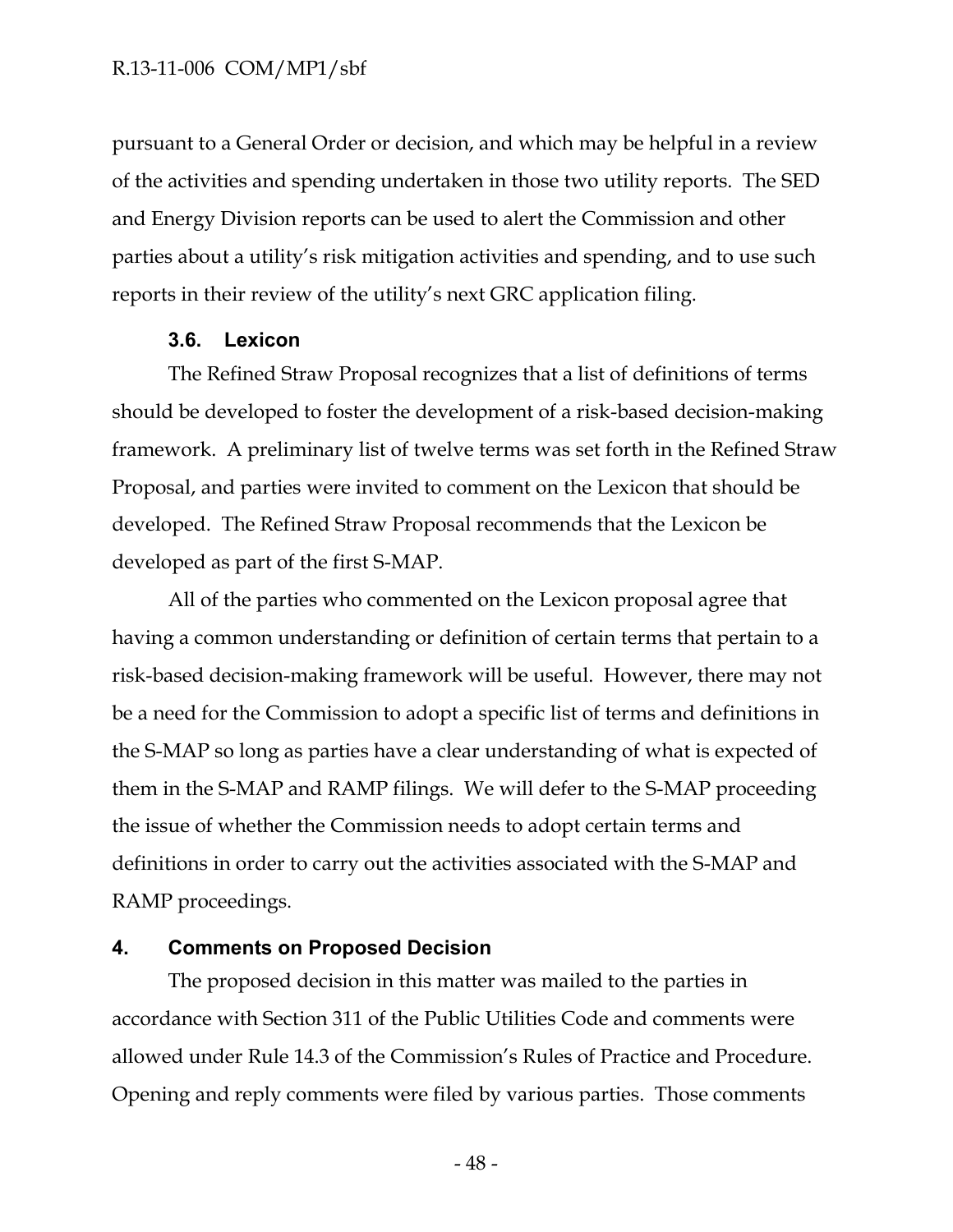pursuant to a General Order or decision, and which may be helpful in a review of the activities and spending undertaken in those two utility reports. The SED and Energy Division reports can be used to alert the Commission and other parties about a utility's risk mitigation activities and spending, and to use such reports in their review of the utility's next GRC application filing.

### 3.6. Lexicon

The Refined Straw Proposal recognizes that a list of definitions of terms should be developed to foster the development of a risk-based decision-making framework. A preliminary list of twelve terms was set forth in the Refined Straw Proposal, and parties were invited to comment on the Lexicon that should be developed. The Refined Straw Proposal recommends that the Lexicon be developed as part of the first S-MAP.

All of the parties who commented on the Lexicon proposal agree that having a common understanding or definition of certain terms that pertain to a risk-based decision-making framework will be useful. However, there may not be a need for the Commission to adopt a specific list of terms and definitions in the S-MAP so long as parties have a clear understanding of what is expected of them in the S-MAP and RAMP filings. We will defer to the S-MAP proceeding the issue of whether the Commission needs to adopt certain terms and definitions in order to carry out the activities associated with the S-MAP and RAMP proceedings.

## 4. Comments on Proposed Decision

The proposed decision in this matter was mailed to the parties in accordance with Section 311 of the Public Utilities Code and comments were allowed under Rule 14.3 of the Commission's Rules of Practice and Procedure. Opening and reply comments were filed by various parties. Those comments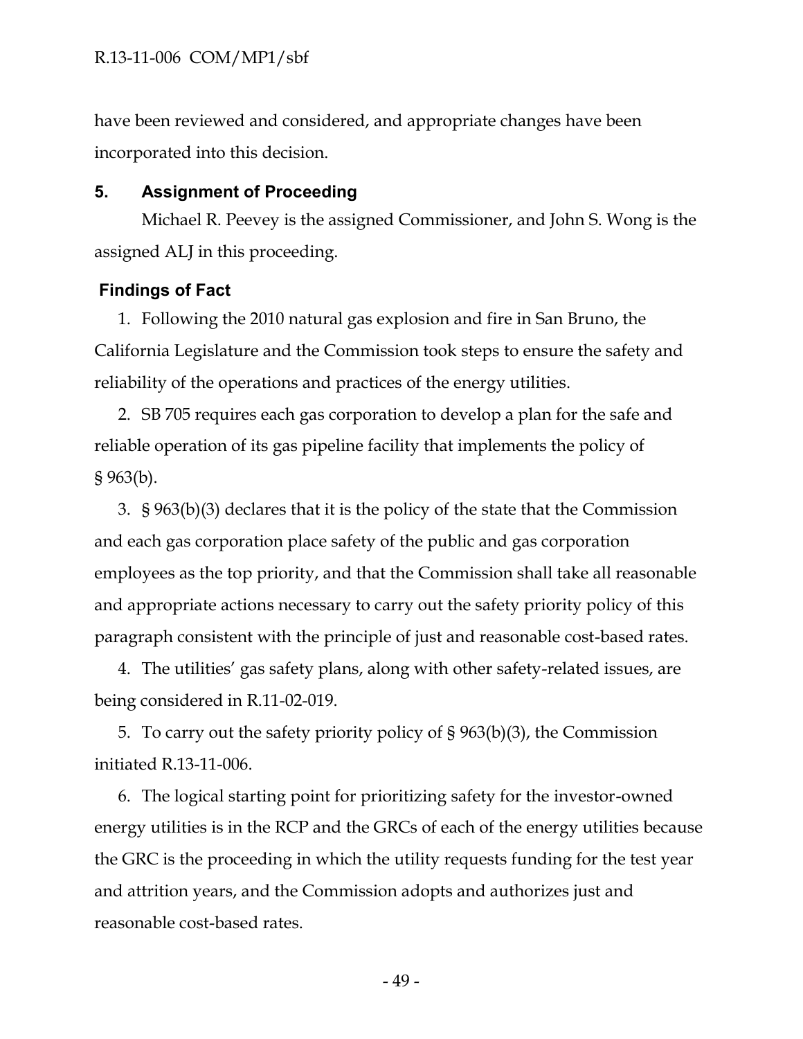have been reviewed and considered, and appropriate changes have been incorporated into this decision.

## 5. Assignment of Proceeding

Michael R. Peevey is the assigned Commissioner, and John S. Wong is the assigned ALJ in this proceeding.

## Findings of Fact

1. Following the 2010 natural gas explosion and fire in San Bruno, the California Legislature and the Commission took steps to ensure the safety and reliability of the operations and practices of the energy utilities.

2. SB 705 requires each gas corporation to develop a plan for the safe and reliable operation of its gas pipeline facility that implements the policy of § 963(b).

3. § 963(b)(3) declares that it is the policy of the state that the Commission and each gas corporation place safety of the public and gas corporation employees as the top priority, and that the Commission shall take all reasonable and appropriate actions necessary to carry out the safety priority policy of this paragraph consistent with the principle of just and reasonable cost-based rates.

4. The utilities' gas safety plans, along with other safety-related issues, are being considered in R.11-02-019.

5. To carry out the safety priority policy of § 963(b)(3), the Commission initiated R.13-11-006.

6. The logical starting point for prioritizing safety for the investor-owned energy utilities is in the RCP and the GRCs of each of the energy utilities because the GRC is the proceeding in which the utility requests funding for the test year and attrition years, and the Commission adopts and authorizes just and reasonable cost-based rates.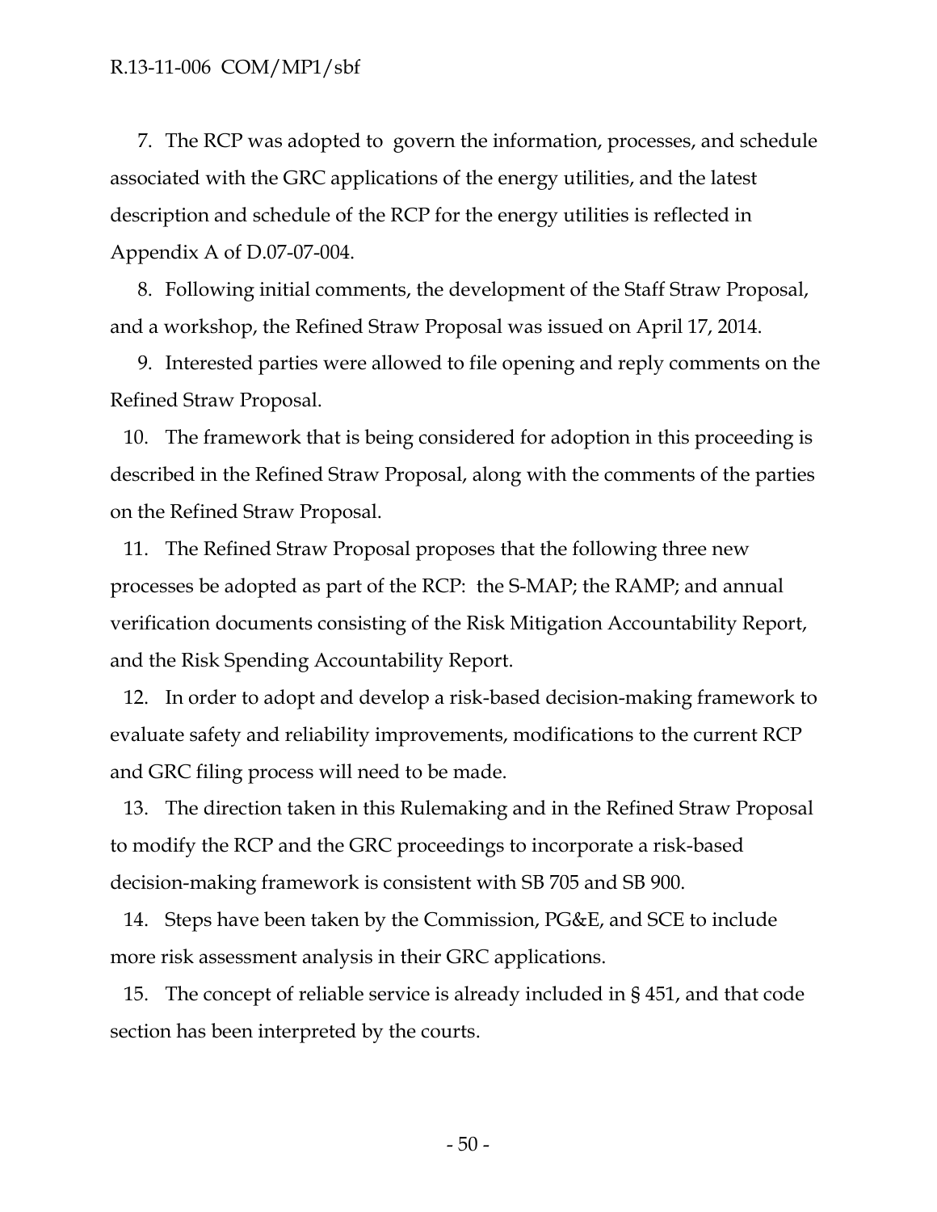7. The RCP was adopted to govern the information, processes, and schedule associated with the GRC applications of the energy utilities, and the latest description and schedule of the RCP for the energy utilities is reflected in Appendix A of D.07-07-004.

8. Following initial comments, the development of the Staff Straw Proposal, and a workshop, the Refined Straw Proposal was issued on April 17, 2014.

9. Interested parties were allowed to file opening and reply comments on the Refined Straw Proposal.

10. The framework that is being considered for adoption in this proceeding is described in the Refined Straw Proposal, along with the comments of the parties on the Refined Straw Proposal.

11. The Refined Straw Proposal proposes that the following three new processes be adopted as part of the RCP: the S-MAP; the RAMP; and annual verification documents consisting of the Risk Mitigation Accountability Report, and the Risk Spending Accountability Report.

12. In order to adopt and develop a risk-based decision-making framework to evaluate safety and reliability improvements, modifications to the current RCP and GRC filing process will need to be made.

13. The direction taken in this Rulemaking and in the Refined Straw Proposal to modify the RCP and the GRC proceedings to incorporate a risk-based decision-making framework is consistent with SB 705 and SB 900.

14. Steps have been taken by the Commission, PG&E, and SCE to include more risk assessment analysis in their GRC applications.

15. The concept of reliable service is already included in § 451, and that code section has been interpreted by the courts.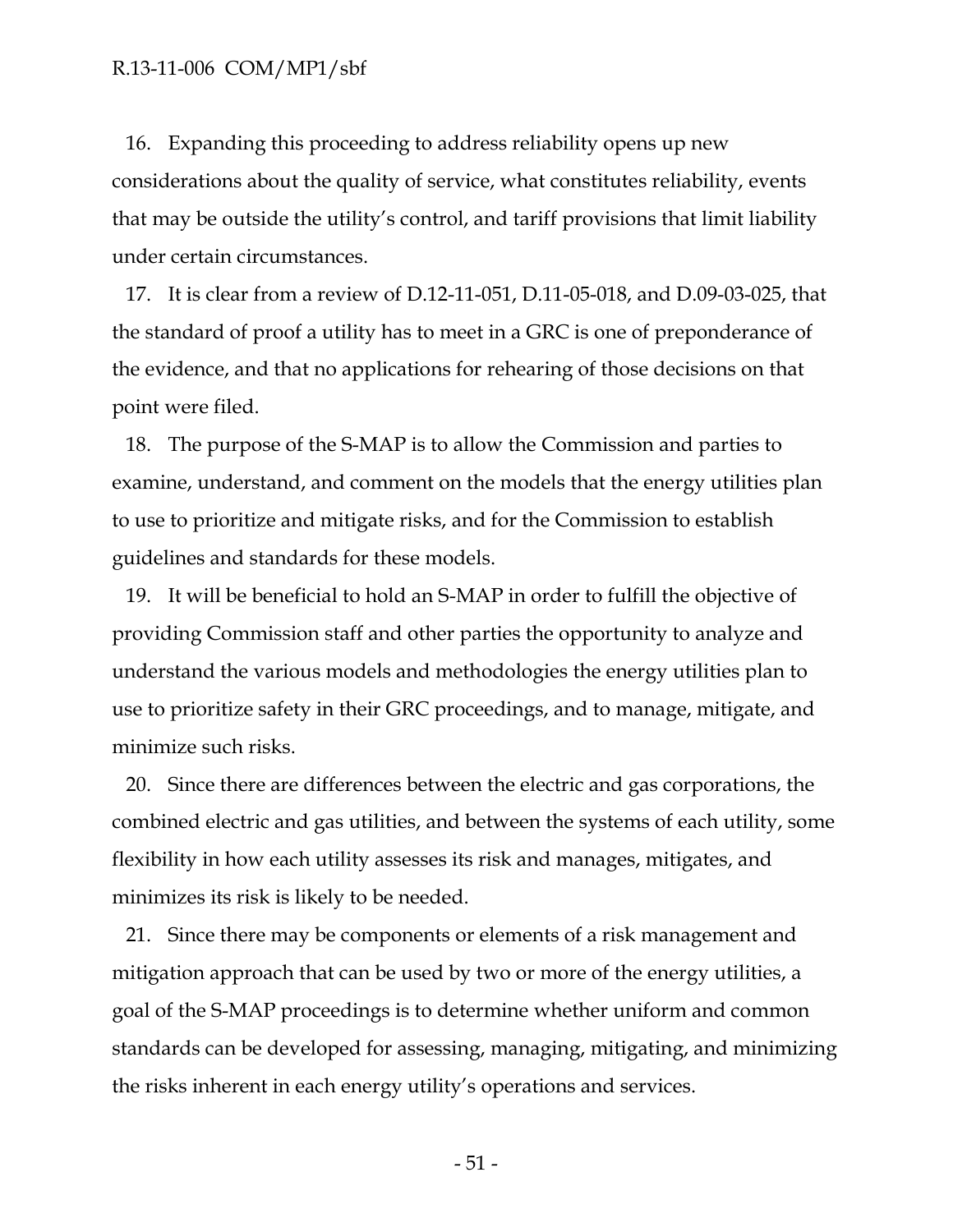16. Expanding this proceeding to address reliability opens up new considerations about the quality of service, what constitutes reliability, events that may be outside the utility's control, and tariff provisions that limit liability under certain circumstances.

17. It is clear from a review of D.12-11-051, D.11-05-018, and D.09-03-025, that the standard of proof a utility has to meet in a GRC is one of preponderance of the evidence, and that no applications for rehearing of those decisions on that point were filed.

18. The purpose of the S-MAP is to allow the Commission and parties to examine, understand, and comment on the models that the energy utilities plan to use to prioritize and mitigate risks, and for the Commission to establish guidelines and standards for these models.

19. It will be beneficial to hold an S-MAP in order to fulfill the objective of providing Commission staff and other parties the opportunity to analyze and understand the various models and methodologies the energy utilities plan to use to prioritize safety in their GRC proceedings, and to manage, mitigate, and minimize such risks.

20. Since there are differences between the electric and gas corporations, the combined electric and gas utilities, and between the systems of each utility, some flexibility in how each utility assesses its risk and manages, mitigates, and minimizes its risk is likely to be needed.

21. Since there may be components or elements of a risk management and mitigation approach that can be used by two or more of the energy utilities, a goal of the S-MAP proceedings is to determine whether uniform and common standards can be developed for assessing, managing, mitigating, and minimizing the risks inherent in each energy utility's operations and services.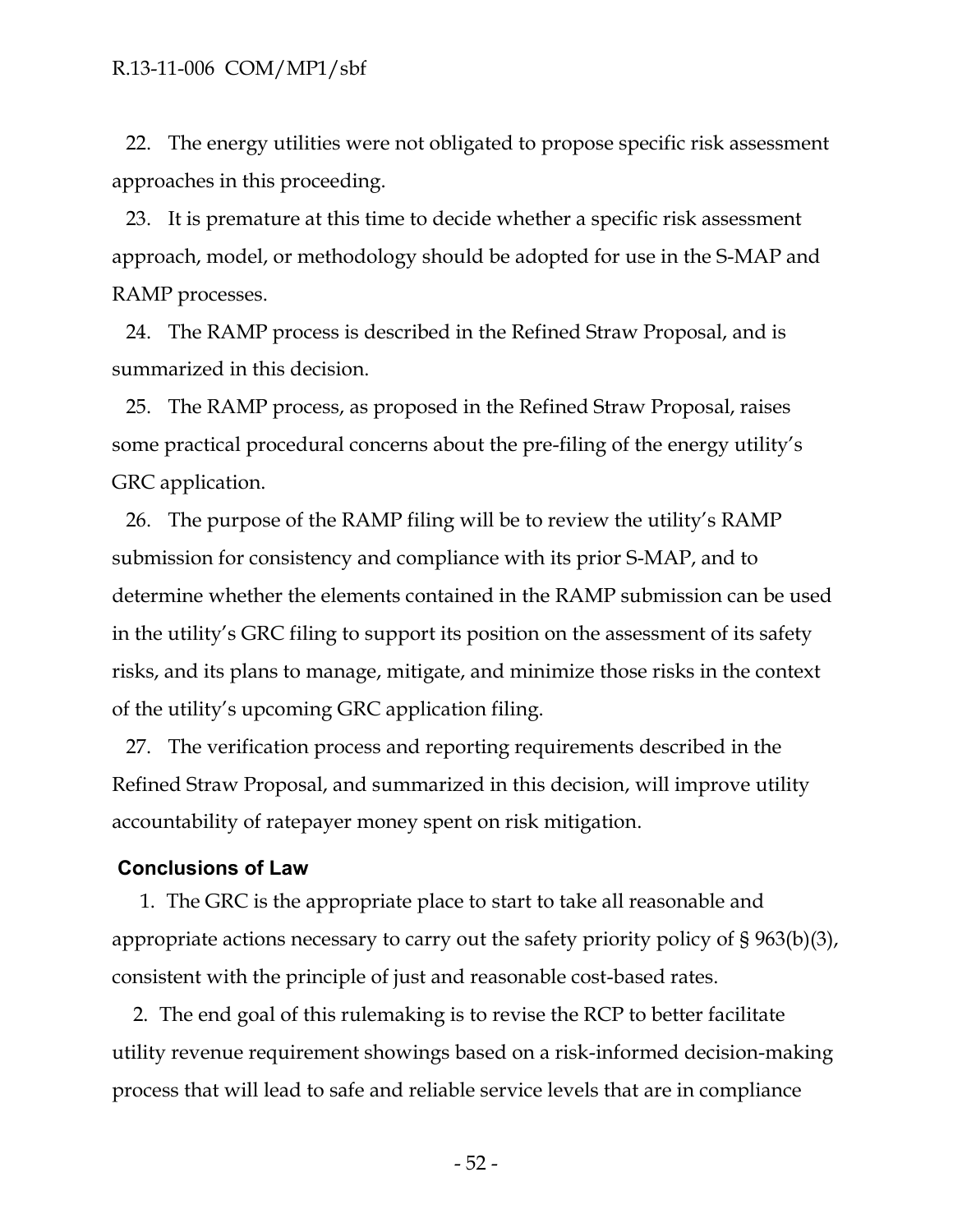22. The energy utilities were not obligated to propose specific risk assessment approaches in this proceeding.

23. It is premature at this time to decide whether a specific risk assessment approach, model, or methodology should be adopted for use in the S-MAP and RAMP processes.

24. The RAMP process is described in the Refined Straw Proposal, and is summarized in this decision.

25. The RAMP process, as proposed in the Refined Straw Proposal, raises some practical procedural concerns about the pre-filing of the energy utility's GRC application.

26. The purpose of the RAMP filing will be to review the utility's RAMP submission for consistency and compliance with its prior S-MAP, and to determine whether the elements contained in the RAMP submission can be used in the utility's GRC filing to support its position on the assessment of its safety risks, and its plans to manage, mitigate, and minimize those risks in the context of the utility's upcoming GRC application filing.

27. The verification process and reporting requirements described in the Refined Straw Proposal, and summarized in this decision, will improve utility accountability of ratepayer money spent on risk mitigation.

## Conclusions of Law

1. The GRC is the appropriate place to start to take all reasonable and appropriate actions necessary to carry out the safety priority policy of § 963(b)(3), consistent with the principle of just and reasonable cost-based rates.

2. The end goal of this rulemaking is to revise the RCP to better facilitate utility revenue requirement showings based on a risk-informed decision-making process that will lead to safe and reliable service levels that are in compliance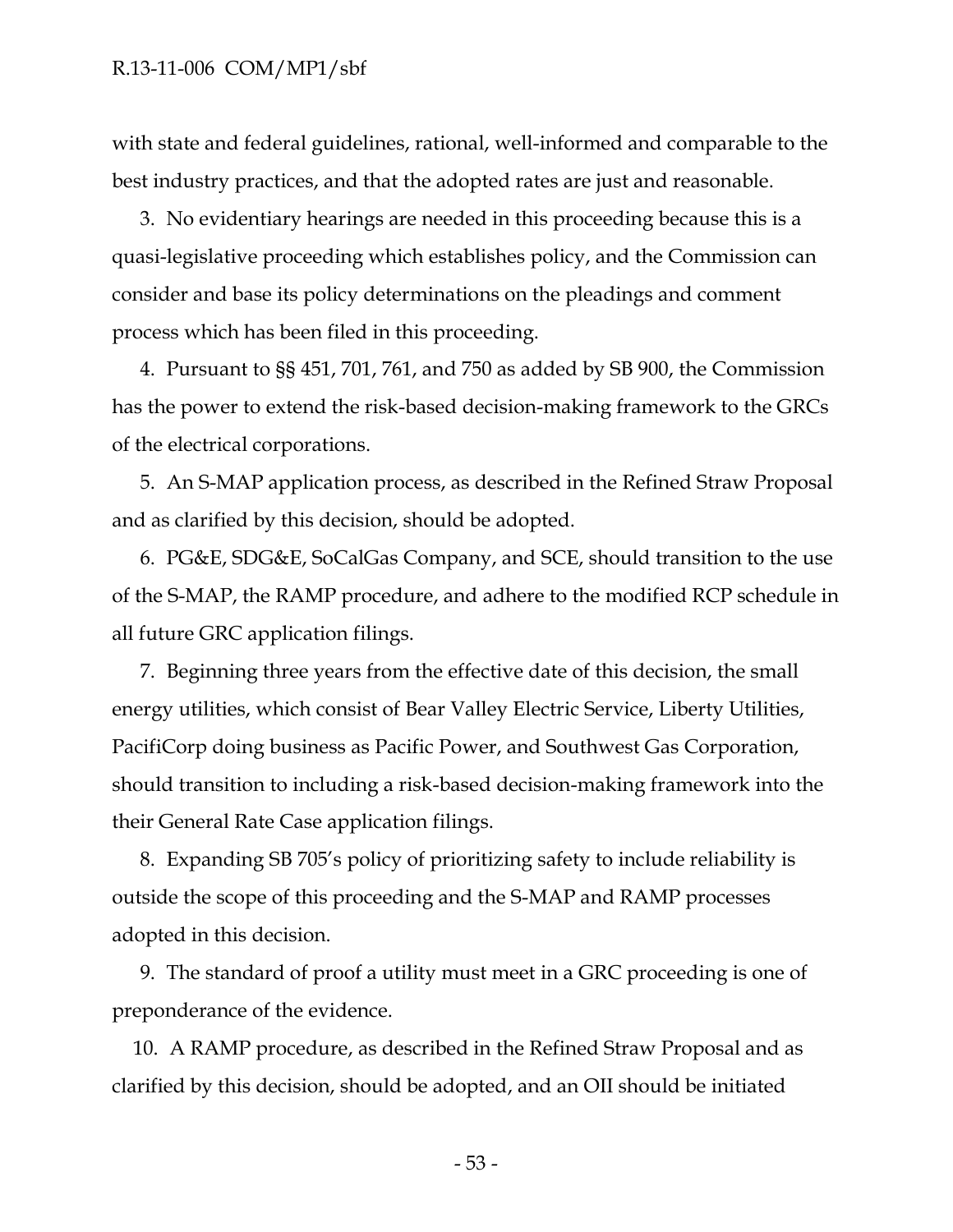with state and federal guidelines, rational, well-informed and comparable to the best industry practices, and that the adopted rates are just and reasonable.

3. No evidentiary hearings are needed in this proceeding because this is a quasi-legislative proceeding which establishes policy, and the Commission can consider and base its policy determinations on the pleadings and comment process which has been filed in this proceeding.

4. Pursuant to §§ 451, 701, 761, and 750 as added by SB 900, the Commission has the power to extend the risk-based decision-making framework to the GRCs of the electrical corporations.

5. An S-MAP application process, as described in the Refined Straw Proposal and as clarified by this decision, should be adopted.

6. PG&E, SDG&E, SoCalGas Company, and SCE, should transition to the use of the S-MAP, the RAMP procedure, and adhere to the modified RCP schedule in all future GRC application filings.

7. Beginning three years from the effective date of this decision, the small energy utilities, which consist of Bear Valley Electric Service, Liberty Utilities, PacifiCorp doing business as Pacific Power, and Southwest Gas Corporation, should transition to including a risk-based decision-making framework into the their General Rate Case application filings.

8. Expanding SB 705's policy of prioritizing safety to include reliability is outside the scope of this proceeding and the S-MAP and RAMP processes adopted in this decision.

9. The standard of proof a utility must meet in a GRC proceeding is one of preponderance of the evidence.

10. A RAMP procedure, as described in the Refined Straw Proposal and as clarified by this decision, should be adopted, and an OII should be initiated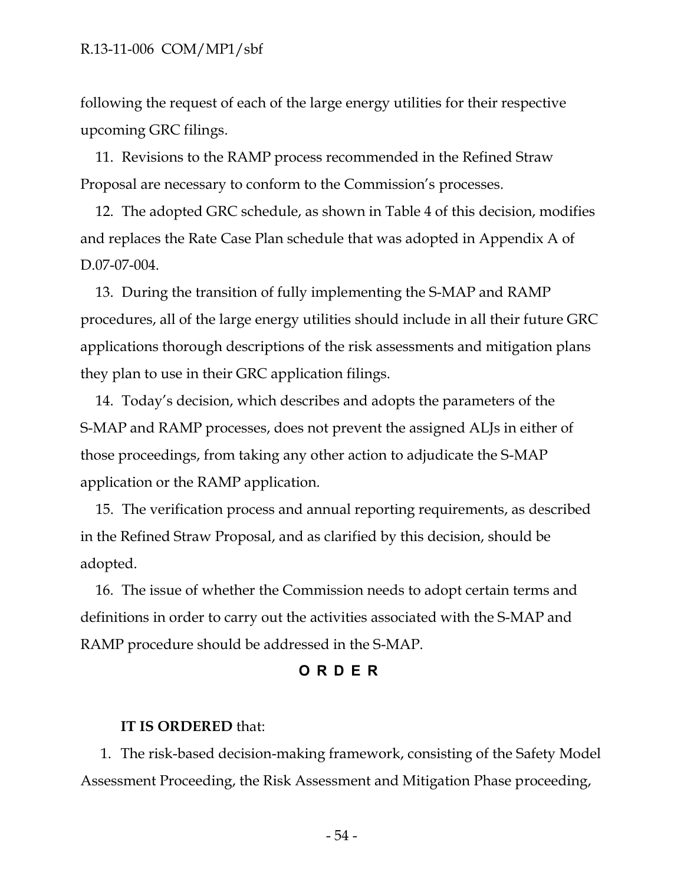following the request of each of the large energy utilities for their respective upcoming GRC filings.

11. Revisions to the RAMP process recommended in the Refined Straw Proposal are necessary to conform to the Commission's processes.

12. The adopted GRC schedule, as shown in Table 4 of this decision, modifies and replaces the Rate Case Plan schedule that was adopted in Appendix A of D.07-07-004.

13. During the transition of fully implementing the S-MAP and RAMP procedures, all of the large energy utilities should include in all their future GRC applications thorough descriptions of the risk assessments and mitigation plans they plan to use in their GRC application filings.

14. Today's decision, which describes and adopts the parameters of the S-MAP and RAMP processes, does not prevent the assigned ALJs in either of those proceedings, from taking any other action to adjudicate the S-MAP application or the RAMP application.

15. The verification process and annual reporting requirements, as described in the Refined Straw Proposal, and as clarified by this decision, should be adopted.

16. The issue of whether the Commission needs to adopt certain terms and definitions in order to carry out the activities associated with the S-MAP and RAMP procedure should be addressed in the S-MAP.

## O R D E R

**IT IS ORDERED** that:

1. The risk-based decision-making framework, consisting of the Safety Model Assessment Proceeding, the Risk Assessment and Mitigation Phase proceeding,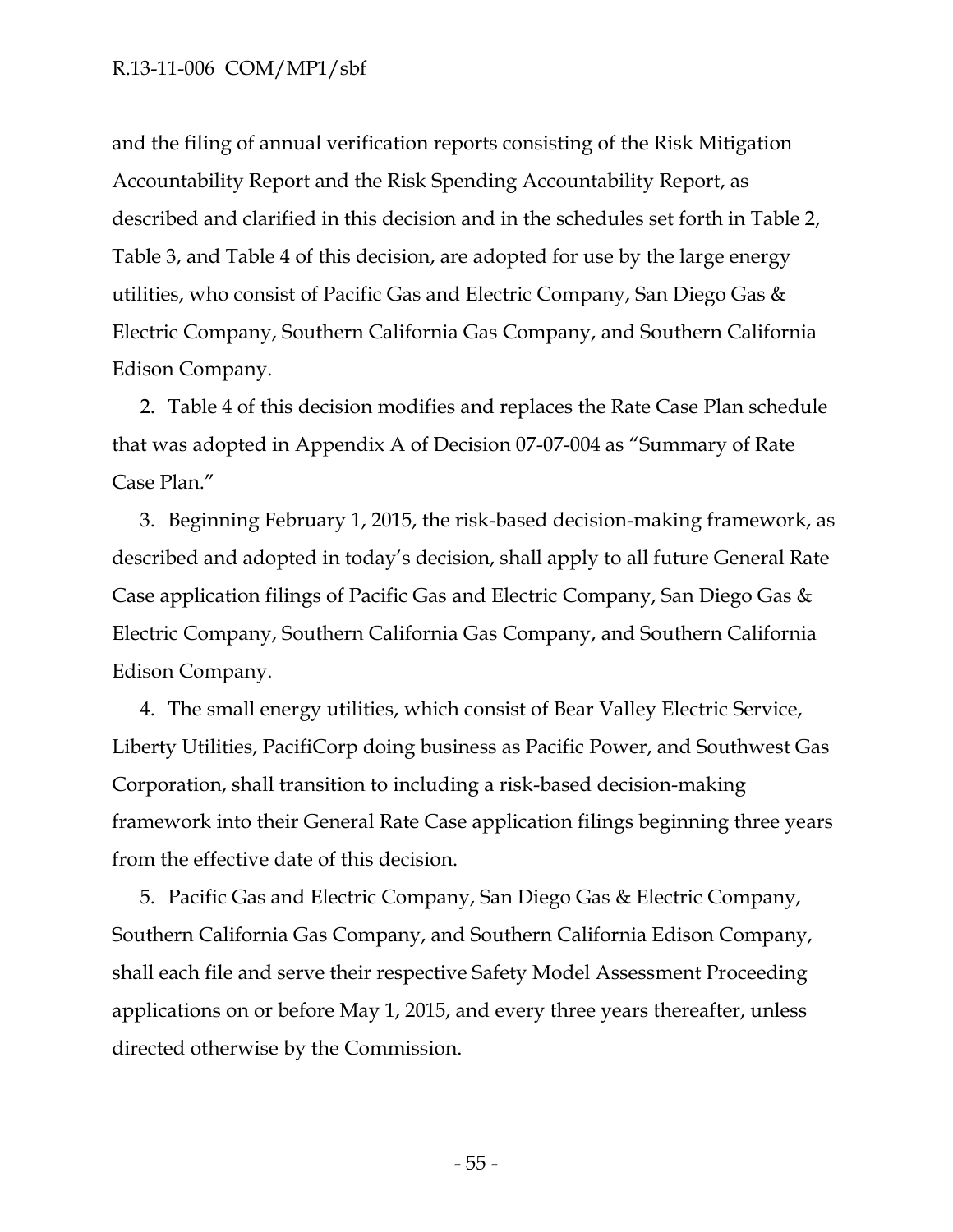and the filing of annual verification reports consisting of the Risk Mitigation Accountability Report and the Risk Spending Accountability Report, as described and clarified in this decision and in the schedules set forth in Table 2, Table 3, and Table 4 of this decision, are adopted for use by the large energy utilities, who consist of Pacific Gas and Electric Company, San Diego Gas & Electric Company, Southern California Gas Company, and Southern California Edison Company.

2. Table 4 of this decision modifies and replaces the Rate Case Plan schedule that was adopted in Appendix A of Decision 07-07-004 as "Summary of Rate Case Plan."

3. Beginning February 1, 2015, the risk-based decision-making framework, as described and adopted in today's decision, shall apply to all future General Rate Case application filings of Pacific Gas and Electric Company, San Diego Gas & Electric Company, Southern California Gas Company, and Southern California Edison Company.

4. The small energy utilities, which consist of Bear Valley Electric Service, Liberty Utilities, PacifiCorp doing business as Pacific Power, and Southwest Gas Corporation, shall transition to including a risk-based decision-making framework into their General Rate Case application filings beginning three years from the effective date of this decision.

5. Pacific Gas and Electric Company, San Diego Gas & Electric Company, Southern California Gas Company, and Southern California Edison Company, shall each file and serve their respective Safety Model Assessment Proceeding applications on or before May 1, 2015, and every three years thereafter, unless directed otherwise by the Commission.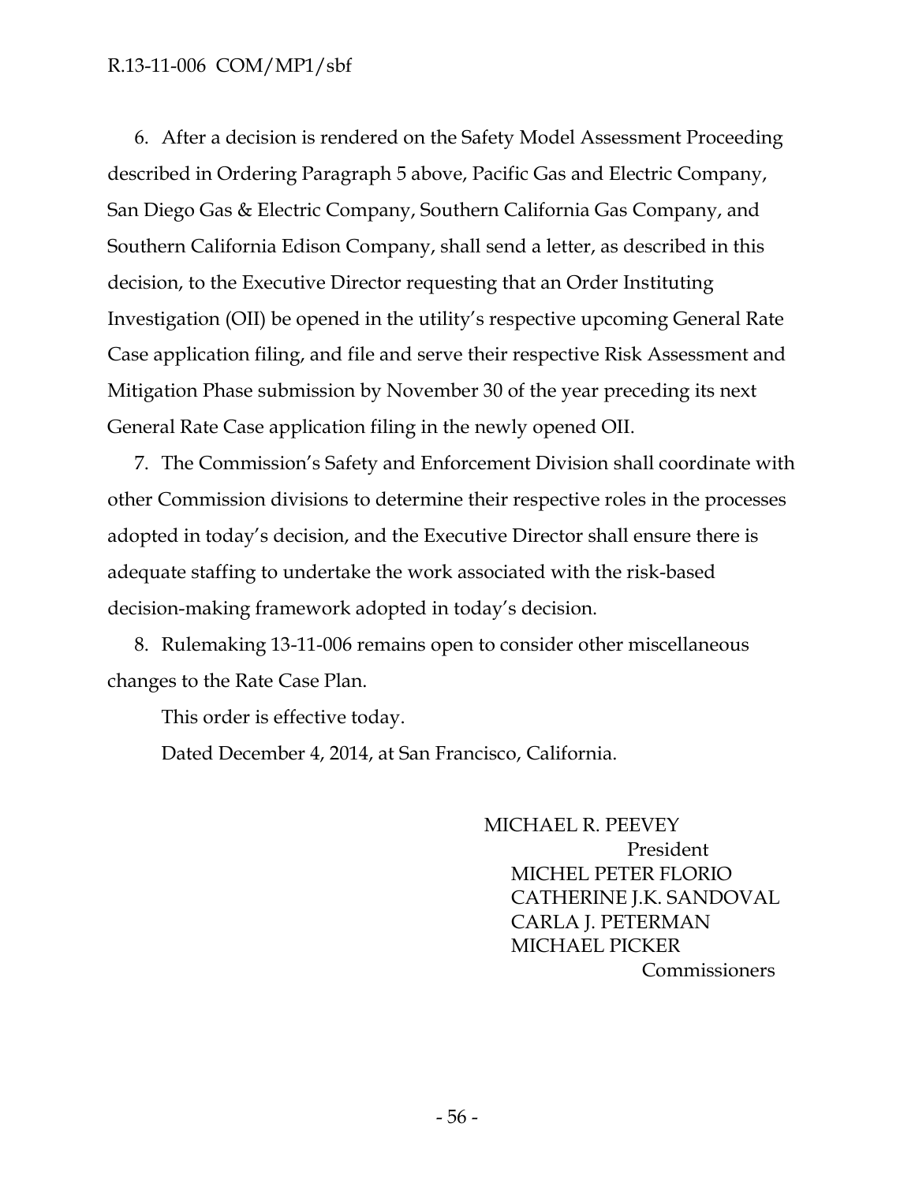6. After a decision is rendered on the Safety Model Assessment Proceeding described in Ordering Paragraph 5 above, Pacific Gas and Electric Company, San Diego Gas & Electric Company, Southern California Gas Company, and Southern California Edison Company, shall send a letter, as described in this decision, to the Executive Director requesting that an Order Instituting Investigation (OII) be opened in the utility's respective upcoming General Rate Case application filing, and file and serve their respective Risk Assessment and Mitigation Phase submission by November 30 of the year preceding its next General Rate Case application filing in the newly opened OII.

7. The Commission's Safety and Enforcement Division shall coordinate with other Commission divisions to determine their respective roles in the processes adopted in today's decision, and the Executive Director shall ensure there is adequate staffing to undertake the work associated with the risk-based decision-making framework adopted in today's decision.

8. Rulemaking 13-11-006 remains open to consider other miscellaneous changes to the Rate Case Plan.

This order is effective today.

Dated December 4, 2014, at San Francisco, California.

MICHAEL R. PEEVEY
President
MICHEL PETER FLORIO
CATHERINE J.K. SANDOVAL
CARLA J. PETERMAN
MICHAEL PICKER
Commissioners